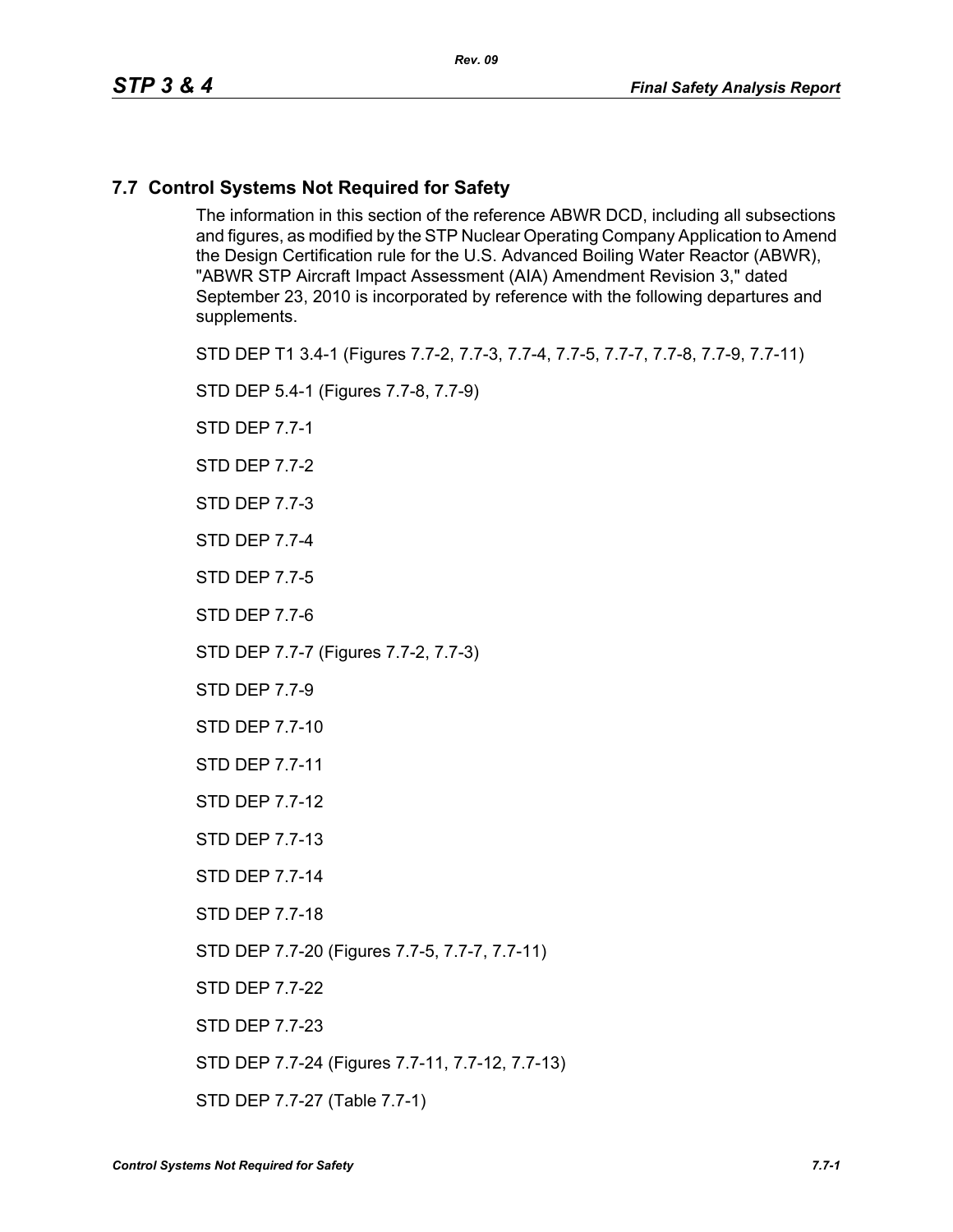## 7.7 Control Systems Not Required for Safety

The information in this section of the reference ABWR DCD, including all subsections and figures, as modified by the STP Nuclear Operating Company Application to Amend the Design Certification rule for the U.S. Advanced Boiling Water Reactor (ABWR), "ABWR STP Aircraft Impact Assessment (AIA) Amendment Revision 3," dated September 23, 2010 is incorporated by reference with the following departures and supplements.

STD DEP T1 3.4-1 (Figures 7.7-2, 7.7-3, 7.7-4, 7.7-5, 7.7-7, 7.7-8, 7.7-9, 7.7-11)

STD DEP 5.4-1 (Figures 7.7-8, 7.7-9)

STD DEP 7.7-1

STD DEP 7.7-2

STD DEP 7.7-3

STD DEP 7.7-4

STD DEP 7.7-5

STD DEP 7.7-6

STD DEP 7.7-7 (Figures 7.7-2, 7.7-3)

STD DEP 7.7-9

STD DEP 7.7-10

STD DEP 7.7-11

STD DEP 7.7-12

STD DEP 7.7-13

STD DEP 7.7-14

STD DEP 7.7-18

STD DEP 7.7-20 (Figures 7.7-5, 7.7-7, 7.7-11)

STD DEP 7.7-22

STD DEP 7.7-23

STD DEP 7.7-24 (Figures 7.7-11, 7.7-12, 7.7-13)

STD DEP 7.7-27 (Table 7.7-1)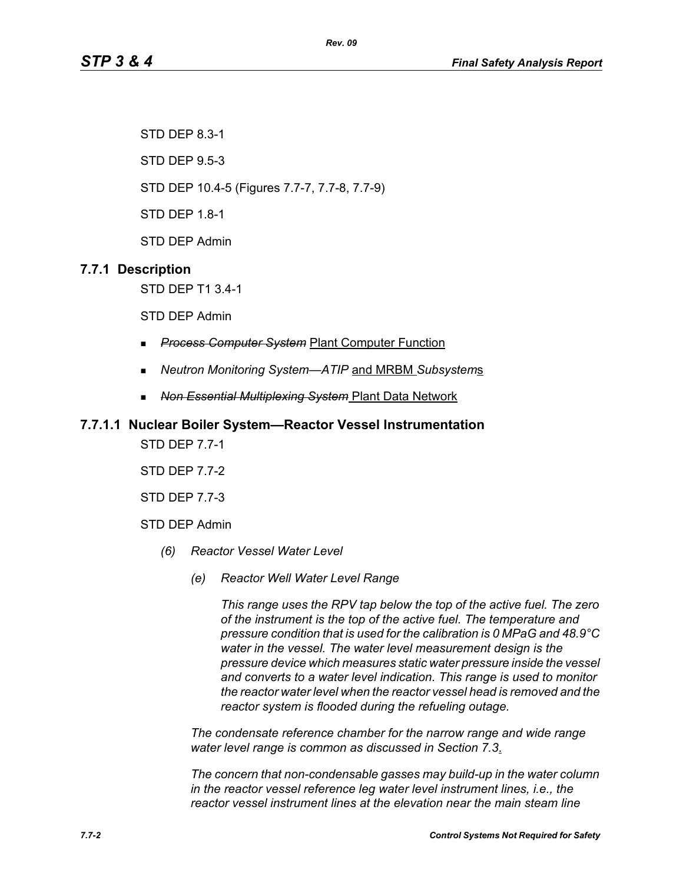STD DEP 8.3-1

STD DEP 9.5-3

STD DEP 10.4-5 (Figures 7.7-7, 7.7-8, 7.7-9)

STD DEP 1.8-1

STD DEP Admin

## 7.7.1 Description

STD DEP T1 3.4-1

STD DEP Admin

- ~~*Process Computer System*~~ Plant Computer Function
- *Neutron Monitoring System—ATIP* and MRBM *Subsystem*s
- ~~*Non Essential Multiplexing System*~~ Plant Data Network

### 7.7.1.1 Nuclear Boiler System—Reactor Vessel Instrumentation

STD DEP 7.7-1

STD DEP 7.7-2

STD DEP 7.7-3

STD DEP Admin

*(6) Reactor Vessel Water Level*

*(e) Reactor Well Water Level Range*

*This range uses the RPV tap below the top of the active fuel. The zero of the instrument is the top of the active fuel. The temperature and pressure condition that is used for the calibration is 0 MPaG and 48.9°C water in the vessel. The water level measurement design is the pressure device which measures static water pressure inside the vessel and converts to a water level indication. This range is used to monitor the reactor water level when the reactor vessel head is removed and the reactor system is flooded during the refueling outage.*

*The condensate reference chamber for the narrow range and wide range water level range is common as discussed in Section 7.3*.

*The concern that non-condensable gasses may build-up in the water column in the reactor vessel reference leg water level instrument lines, i.e., the reactor vessel instrument lines at the elevation near the main steam line*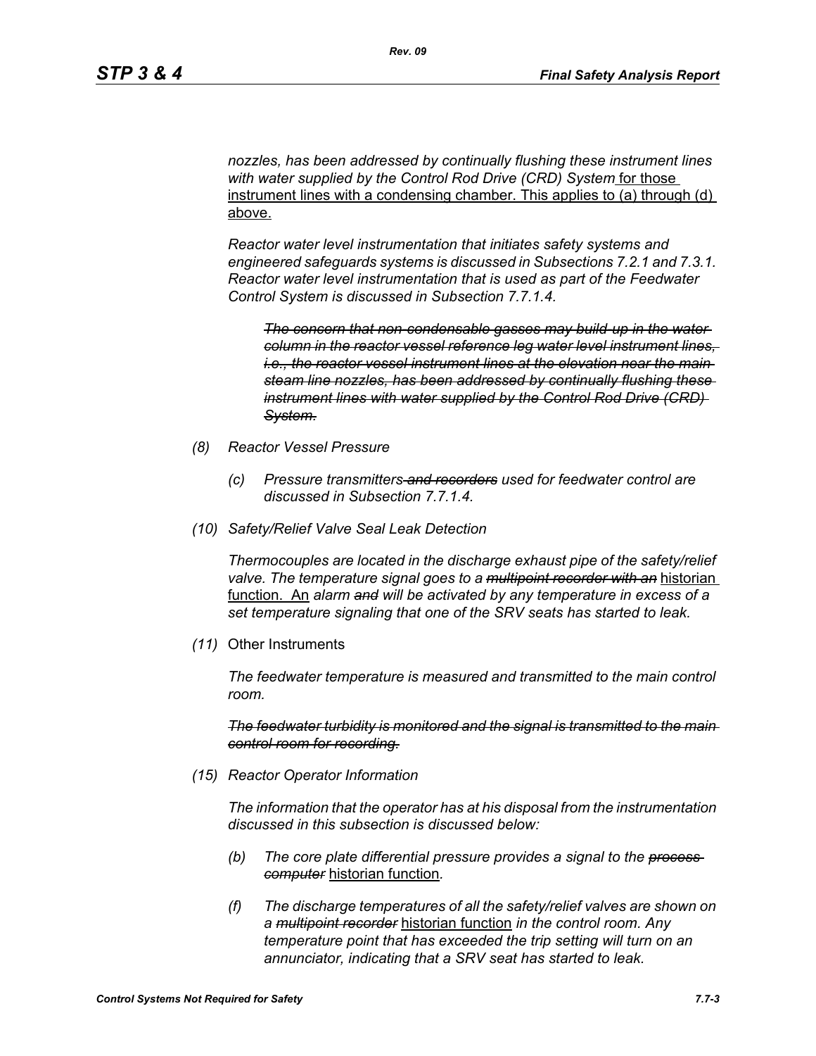*nozzles, has been addressed by continually flushing these instrument lines with water supplied by the Control Rod Drive (CRD) System* for those instrument lines with a condensing chamber. This applies to (a) through (d) above.

*Reactor water level instrumentation that initiates safety systems and engineered safeguards systems is discussed in Subsections 7.2.1 and 7.3.1. Reactor water level instrumentation that is used as part of the Feedwater Control System is discussed in Subsection 7.7.1.4.*

> ~~*The concern that non-condensable gasses may build-up in the water column in the reactor vessel reference leg water level instrument lines, i.e., the reactor vessel instrument lines at the elevation near the main steam line nozzles, has been addressed by continually flushing these instrument lines with water supplied by the Control Rod Drive (CRD) System.*~~

*(8) Reactor Vessel Pressure*

> *(c) Pressure transmitters ~~and recorders~~ used for feedwater control are discussed in Subsection 7.7.1.4.*

*(10) Safety/Relief Valve Seal Leak Detection*

*Thermocouples are located in the discharge exhaust pipe of the safety/relief valve. The temperature signal goes to a ~~multipoint recorder with an~~* historian function. An *alarm ~~and~~ will be activated by any temperature in excess of a set temperature signaling that one of the SRV seats has started to leak.*

*(11)* Other Instruments

*The feedwater temperature is measured and transmitted to the main control room.*

~~*The feedwater turbidity is monitored and the signal is transmitted to the main control room for recording.*~~

*(15) Reactor Operator Information*

*The information that the operator has at his disposal from the instrumentation discussed in this subsection is discussed below:*

> *(b) The core plate differential pressure provides a signal to the ~~process computer~~* historian function.
>
> *(f) The discharge temperatures of all the safety/relief valves are shown on a ~~multipoint recorder~~* historian function *in the control room. Any temperature point that has exceeded the trip setting will turn on an annunciator, indicating that a SRV seat has started to leak.*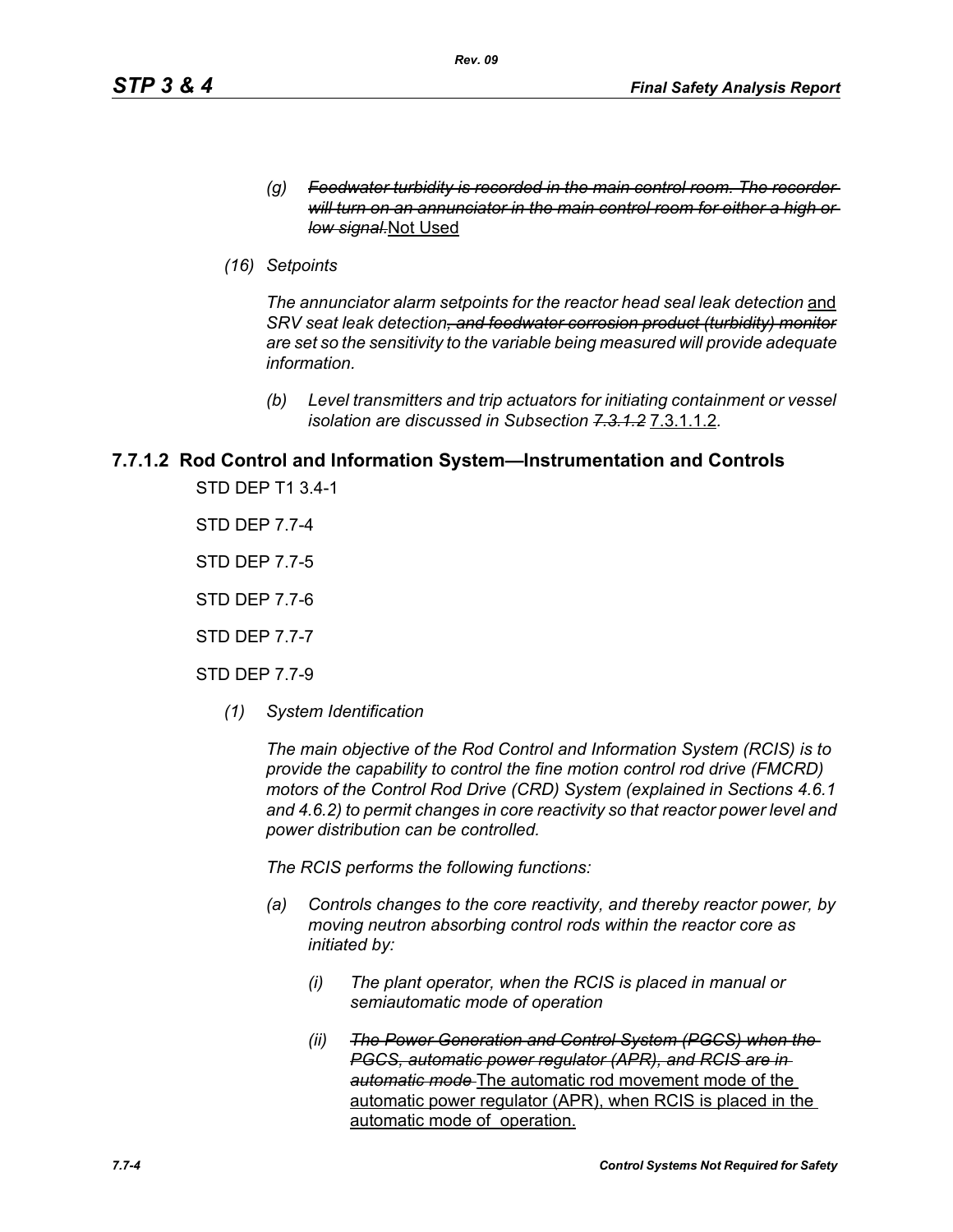*(g)* ~~*Feedwater turbidity is recorded in the main control room. The recorder will turn on an annunciator in the main control room for either a high or low signal.*~~ <u>Not Used</u>

*(16) Setpoints*

*The annunciator alarm setpoints for the reactor head seal leak detection* <u>and</u> *SRV seat leak detection*~~*, and feedwater corrosion product (turbidity) monitor*~~ *are set so the sensitivity to the variable being measured will provide adequate information.*

*(b) Level transmitters and trip actuators for initiating containment or vessel isolation are discussed in Subsection* ~~*7.3.1.2*~~ <u>7.3.1.1.2</u>.

## 7.7.1.2 Rod Control and Information System—Instrumentation and Controls

STD DEP T1 3.4-1

STD DEP 7.7-4

STD DEP 7.7-5

STD DEP 7.7-6

STD DEP 7.7-7

STD DEP 7.7-9

*(1) System Identification*

*The main objective of the Rod Control and Information System (RCIS) is to provide the capability to control the fine motion control rod drive (FMCRD) motors of the Control Rod Drive (CRD) System (explained in Sections 4.6.1 and 4.6.2) to permit changes in core reactivity so that reactor power level and power distribution can be controlled.*

*The RCIS performs the following functions:*

*(a) Controls changes to the core reactivity, and thereby reactor power, by moving neutron absorbing control rods within the reactor core as initiated by:*

*(i) The plant operator, when the RCIS is placed in manual or semiautomatic mode of operation*

*(ii)* ~~*The Power Generation and Control System (PGCS) when the PGCS, automatic power regulator (APR), and RCIS are in automatic mode*~~ <u>The automatic rod movement mode of the automatic power regulator (APR), when RCIS is placed in the automatic mode of operation.</u>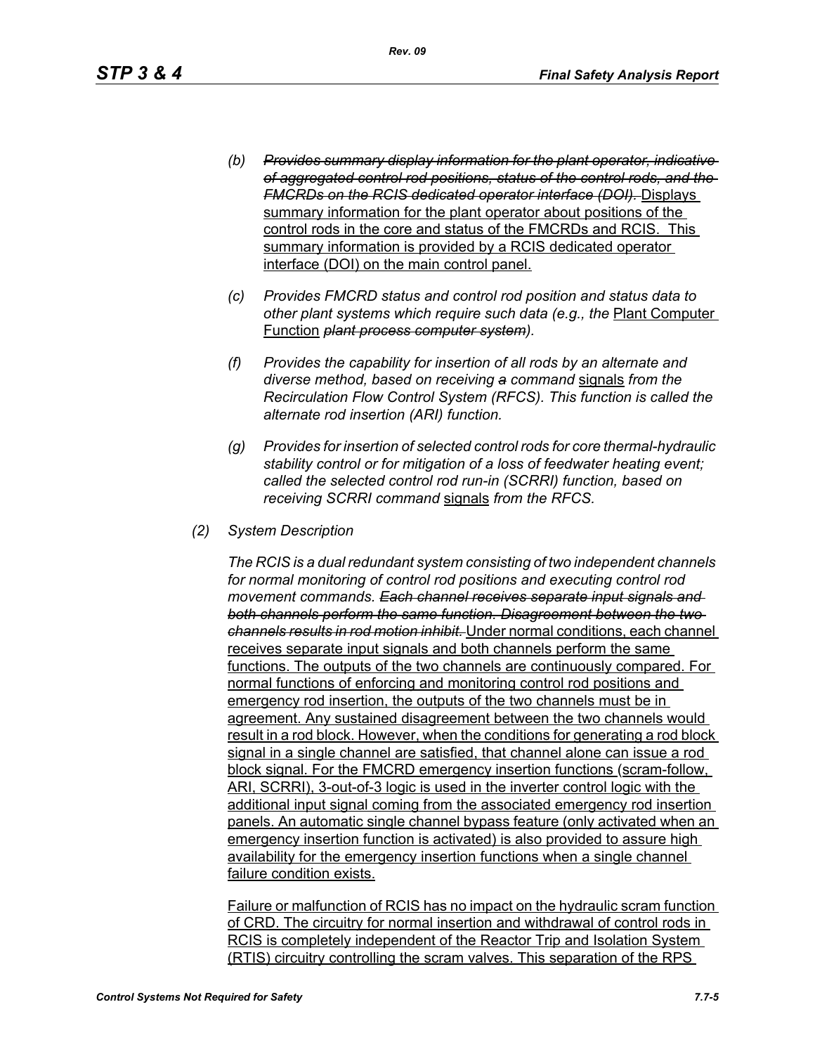*(b) ~~Provides summary display information for the plant operator, indicative of aggregated control rod positions, status of the control rods, and the FMCRDs on the RCIS dedicated operator interface (DOI).~~* <u>Displays summary information for the plant operator about positions of the control rods in the core and status of the FMCRDs and RCIS. This summary information is provided by a RCIS dedicated operator interface (DOI) on the main control panel.</u>

*(c) Provides FMCRD status and control rod position and status data to other plant systems which require such data (e.g., the* <u>Plant Computer Function</u> *~~plant process computer system~~).*

*(f) Provides the capability for insertion of all rods by an alternate and diverse method, based on receiving ~~a~~ command* <u>signals</u> *from the Recirculation Flow Control System (RFCS). This function is called the alternate rod insertion (ARI) function.*

*(g) Provides for insertion of selected control rods for core thermal-hydraulic stability control or for mitigation of a loss of feedwater heating event; called the selected control rod run-in (SCRRI) function, based on receiving SCRRI command* <u>signals</u> *from the RFCS.*

*(2) System Description*

*The RCIS is a dual redundant system consisting of two independent channels for normal monitoring of control rod positions and executing control rod movement commands. ~~Each channel receives separate input signals and both channels perform the same function. Disagreement between the two channels results in rod motion inhibit.~~* <u>Under normal conditions, each channel receives separate input signals and both channels perform the same functions. The outputs of the two channels are continuously compared. For normal functions of enforcing and monitoring control rod positions and emergency rod insertion, the outputs of the two channels must be in agreement. Any sustained disagreement between the two channels would result in a rod block. However, when the conditions for generating a rod block signal in a single channel are satisfied, that channel alone can issue a rod block signal. For the FMCRD emergency insertion functions (scram-follow, ARI, SCRRI), 3-out-of-3 logic is used in the inverter control logic with the additional input signal coming from the associated emergency rod insertion panels. An automatic single channel bypass feature (only activated when an emergency insertion function is activated) is also provided to assure high availability for the emergency insertion functions when a single channel failure condition exists.</u>

<u>Failure or malfunction of RCIS has no impact on the hydraulic scram function of CRD. The circuitry for normal insertion and withdrawal of control rods in RCIS is completely independent of the Reactor Trip and Isolation System (RTIS) circuitry controlling the scram valves. This separation of the RPS</u>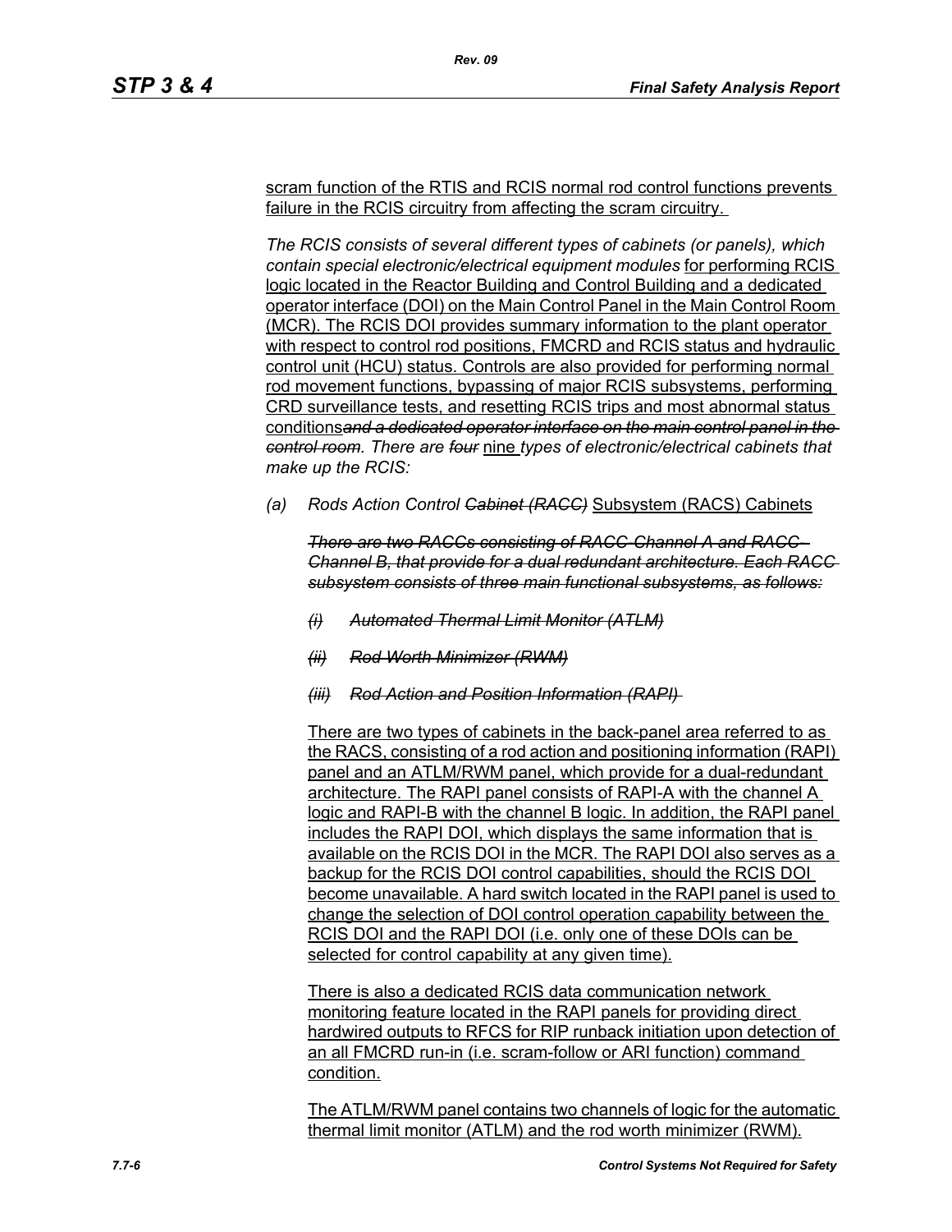scram function of the RTIS and RCIS normal rod control functions prevents failure in the RCIS circuitry from affecting the scram circuitry.

*The RCIS consists of several different types of cabinets (or panels), which contain special electronic/electrical equipment modules* for performing RCIS logic located in the Reactor Building and Control Building and a dedicated operator interface (DOI) on the Main Control Panel in the Main Control Room (MCR). The RCIS DOI provides summary information to the plant operator with respect to control rod positions, FMCRD and RCIS status and hydraulic control unit (HCU) status. Controls are also provided for performing normal rod movement functions, bypassing of major RCIS subsystems, performing CRD surveillance tests, and resetting RCIS trips and most abnormal status conditions~~*and a dedicated operator interface on the main control panel in the control room*~~*. There are* ~~*four*~~ nine *types of electronic/electrical cabinets that make up the RCIS:*

*(a) Rods Action Control* ~~*Cabinet (RACC)*~~ Subsystem (RACS) Cabinets

~~*There are two RACCs consisting of RACC-Channel A and RACC-Channel B, that provide for a dual redundant architecture. Each RACC subsystem consists of three main functional subsystems, as follows:*~~

~~*(i) Automated Thermal Limit Monitor (ATLM)*~~

~~*(ii) Rod Worth Minimizer (RWM)*~~

~~*(iii) Rod Action and Position Information (RAPI)*~~

There are two types of cabinets in the back-panel area referred to as the RACS, consisting of a rod action and positioning information (RAPI) panel and an ATLM/RWM panel, which provide for a dual-redundant architecture. The RAPI panel consists of RAPI-A with the channel A logic and RAPI-B with the channel B logic. In addition, the RAPI panel includes the RAPI DOI, which displays the same information that is available on the RCIS DOI in the MCR. The RAPI DOI also serves as a backup for the RCIS DOI control capabilities, should the RCIS DOI become unavailable. A hard switch located in the RAPI panel is used to change the selection of DOI control operation capability between the RCIS DOI and the RAPI DOI (i.e. only one of these DOIs can be selected for control capability at any given time).

There is also a dedicated RCIS data communication network monitoring feature located in the RAPI panels for providing direct hardwired outputs to RFCS for RIP runback initiation upon detection of an all FMCRD run-in (i.e. scram-follow or ARI function) command condition.

The ATLM/RWM panel contains two channels of logic for the automatic thermal limit monitor (ATLM) and the rod worth minimizer (RWM).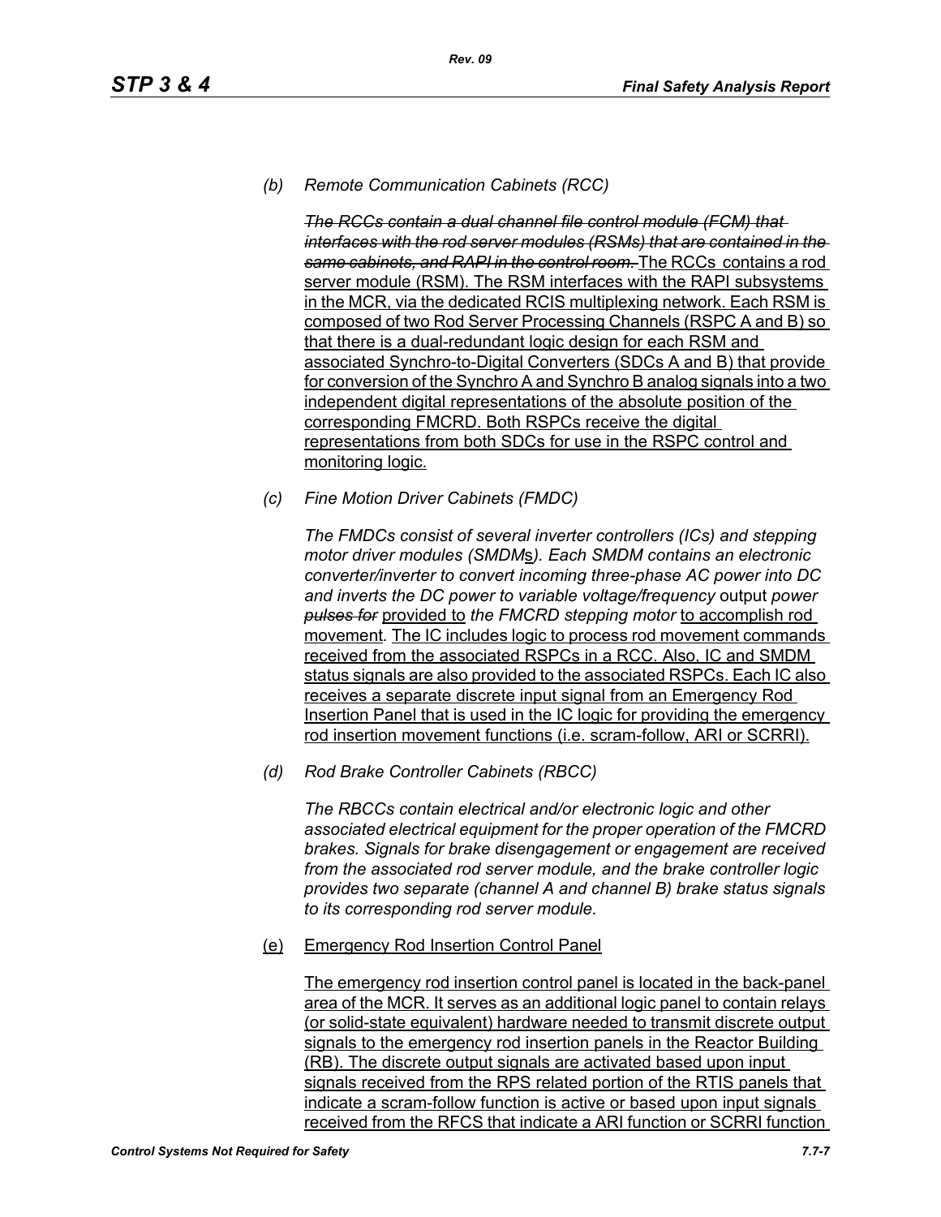*(b) Remote Communication Cabinets (RCC)*

~~*The RCCs contain a dual channel file control module (FCM) that interfaces with the rod server modules (RSMs) that are contained in the same cabinets, and RAPI in the control room.*~~ The RCCs contains a rod server module (RSM). The RSM interfaces with the RAPI subsystems in the MCR, via the dedicated RCIS multiplexing network. Each RSM is composed of two Rod Server Processing Channels (RSPC A and B) so that there is a dual-redundant logic design for each RSM and associated Synchro-to-Digital Converters (SDCs A and B) that provide for conversion of the Synchro A and Synchro B analog signals into a two independent digital representations of the absolute position of the corresponding FMCRD. Both RSPCs receive the digital representations from both SDCs for use in the RSPC control and monitoring logic.

*(c) Fine Motion Driver Cabinets (FMDC)*

*The FMDCs consist of several inverter controllers (ICs) and stepping motor driver modules (SMDMs). Each SMDM contains an electronic converter/inverter to convert incoming three-phase AC power into DC and inverts the DC power to variable voltage/frequency* output *power* ~~*pulses for*~~ provided to *the FMCRD stepping motor* to accomplish rod movement*.* The IC includes logic to process rod movement commands received from the associated RSPCs in a RCC. Also, IC and SMDM status signals are also provided to the associated RSPCs. Each IC also receives a separate discrete input signal from an Emergency Rod Insertion Panel that is used in the IC logic for providing the emergency rod insertion movement functions (i.e. scram-follow, ARI or SCRRI).

*(d) Rod Brake Controller Cabinets (RBCC)*

*The RBCCs contain electrical and/or electronic logic and other associated electrical equipment for the proper operation of the FMCRD brakes. Signals for brake disengagement or engagement are received from the associated rod server module, and the brake controller logic provides two separate (channel A and channel B) brake status signals to its corresponding rod server module.*

(e) Emergency Rod Insertion Control Panel

The emergency rod insertion control panel is located in the back-panel area of the MCR. It serves as an additional logic panel to contain relays (or solid-state equivalent) hardware needed to transmit discrete output signals to the emergency rod insertion panels in the Reactor Building (RB). The discrete output signals are activated based upon input signals received from the RPS related portion of the RTIS panels that indicate a scram-follow function is active or based upon input signals received from the RFCS that indicate a ARI function or SCRRI function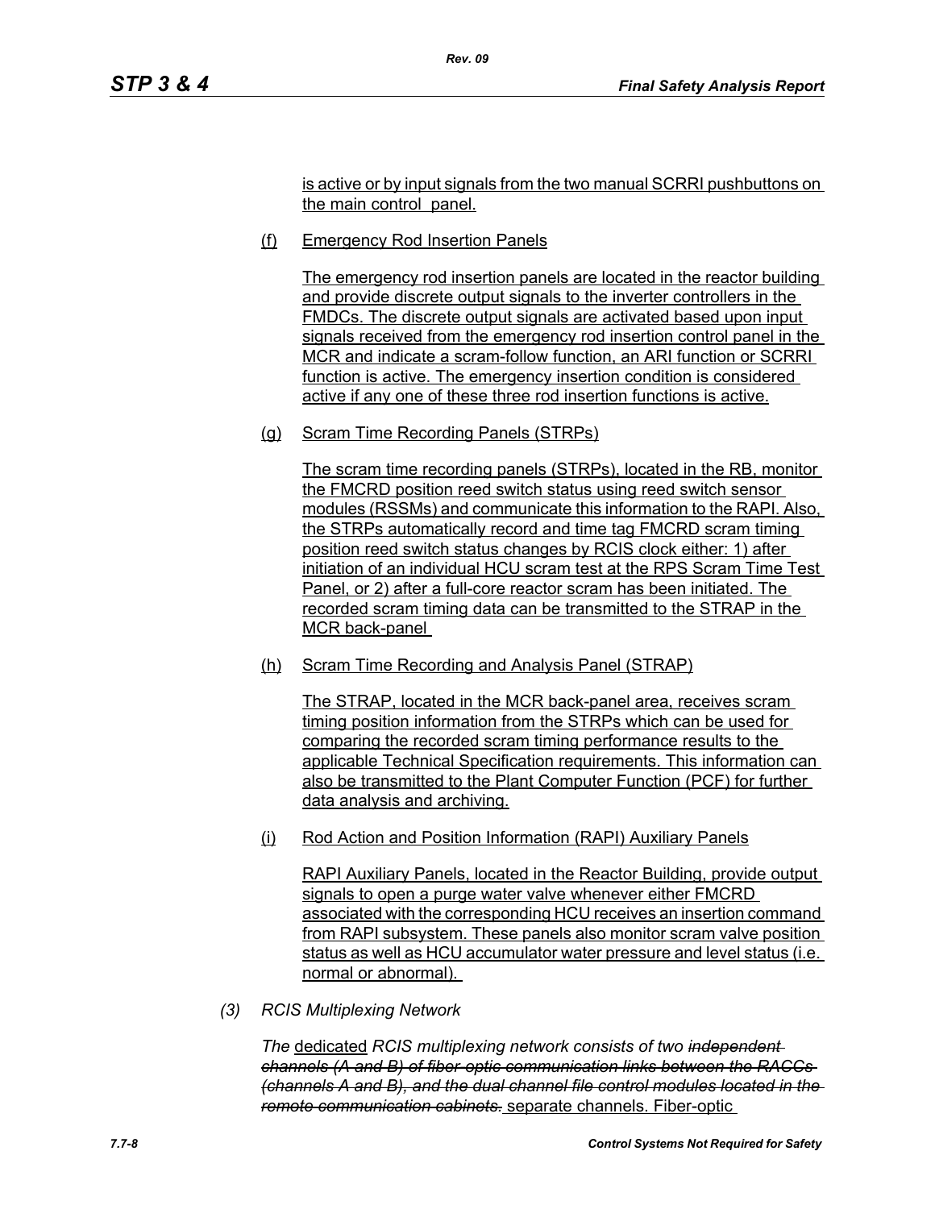is active or by input signals from the two manual SCRRI pushbuttons on the main control panel.

(f) Emergency Rod Insertion Panels

The emergency rod insertion panels are located in the reactor building and provide discrete output signals to the inverter controllers in the FMDCs. The discrete output signals are activated based upon input signals received from the emergency rod insertion control panel in the MCR and indicate a scram-follow function, an ARI function or SCRRI function is active. The emergency insertion condition is considered active if any one of these three rod insertion functions is active.

(g) Scram Time Recording Panels (STRPs)

The scram time recording panels (STRPs), located in the RB, monitor the FMCRD position reed switch status using reed switch sensor modules (RSSMs) and communicate this information to the RAPI. Also, the STRPs automatically record and time tag FMCRD scram timing position reed switch status changes by RCIS clock either: 1) after initiation of an individual HCU scram test at the RPS Scram Time Test Panel, or 2) after a full-core reactor scram has been initiated. The recorded scram timing data can be transmitted to the STRAP in the MCR back-panel

(h) Scram Time Recording and Analysis Panel (STRAP)

The STRAP, located in the MCR back-panel area, receives scram timing position information from the STRPs which can be used for comparing the recorded scram timing performance results to the applicable Technical Specification requirements. This information can also be transmitted to the Plant Computer Function (PCF) for further data analysis and archiving.

(i) Rod Action and Position Information (RAPI) Auxiliary Panels

RAPI Auxiliary Panels, located in the Reactor Building, provide output signals to open a purge water valve whenever either FMCRD associated with the corresponding HCU receives an insertion command from RAPI subsystem. These panels also monitor scram valve position status as well as HCU accumulator water pressure and level status (i.e. normal or abnormal).

*(3) RCIS Multiplexing Network*

*The* dedicated *RCIS multiplexing network consists of two* ~~*independent channels (A and B) of fiber-optic communication links between the RACCs (channels A and B), and the dual channel file control modules located in the remote communication cabinets.*~~ separate channels. Fiber-optic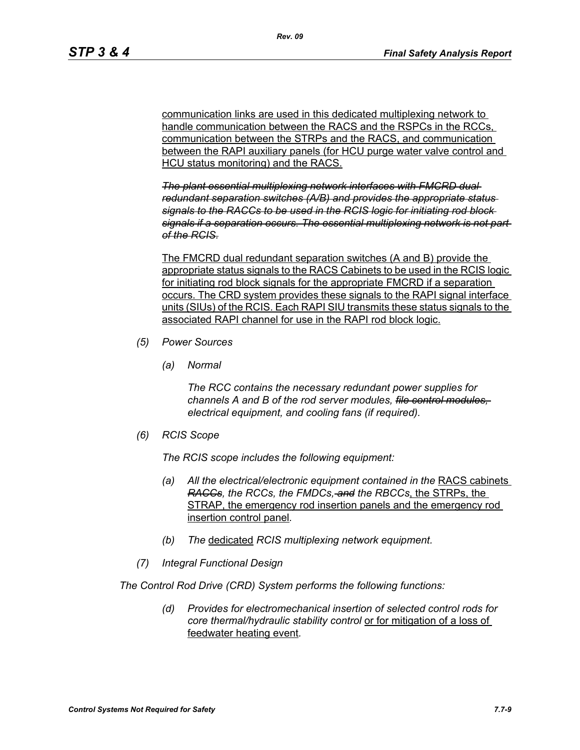communication links are used in this dedicated multiplexing network to handle communication between the RACS and the RSPCs in the RCCs, communication between the STRPs and the RACS, and communication between the RAPI auxiliary panels (for HCU purge water valve control and HCU status monitoring) and the RACS.

~~*The plant essential multiplexing network interfaces with FMCRD dual redundant separation switches (A/B) and provides the appropriate status signals to the RACCs to be used in the RCIS logic for initiating rod block signals if a separation occurs. The essential multiplexing network is not part of the RCIS.*~~

The FMCRD dual redundant separation switches (A and B) provide the appropriate status signals to the RACS Cabinets to be used in the RCIS logic for initiating rod block signals for the appropriate FMCRD if a separation occurs. The CRD system provides these signals to the RAPI signal interface units (SIUs) of the RCIS. Each RAPI SIU transmits these status signals to the associated RAPI channel for use in the RAPI rod block logic.

*(5) Power Sources*

*(a) Normal*

*The RCC contains the necessary redundant power supplies for channels A and B of the rod server modules, ~~file control modules,~~ electrical equipment, and cooling fans (if required).*

*(6) RCIS Scope*

*The RCIS scope includes the following equipment:*

*(a) All the electrical/electronic equipment contained in the* RACS cabinets *~~RACCs~~, the RCCs, the FMDCs, ~~and~~ the RBCCs*, the STRPs, the STRAP, the emergency rod insertion panels and the emergency rod insertion control panel*.*

*(b) The* dedicated *RCIS multiplexing network equipment.*

*(7) Integral Functional Design*

*The Control Rod Drive (CRD) System performs the following functions:*

*(d) Provides for electromechanical insertion of selected control rods for core thermal/hydraulic stability control* or for mitigation of a loss of feedwater heating event*.*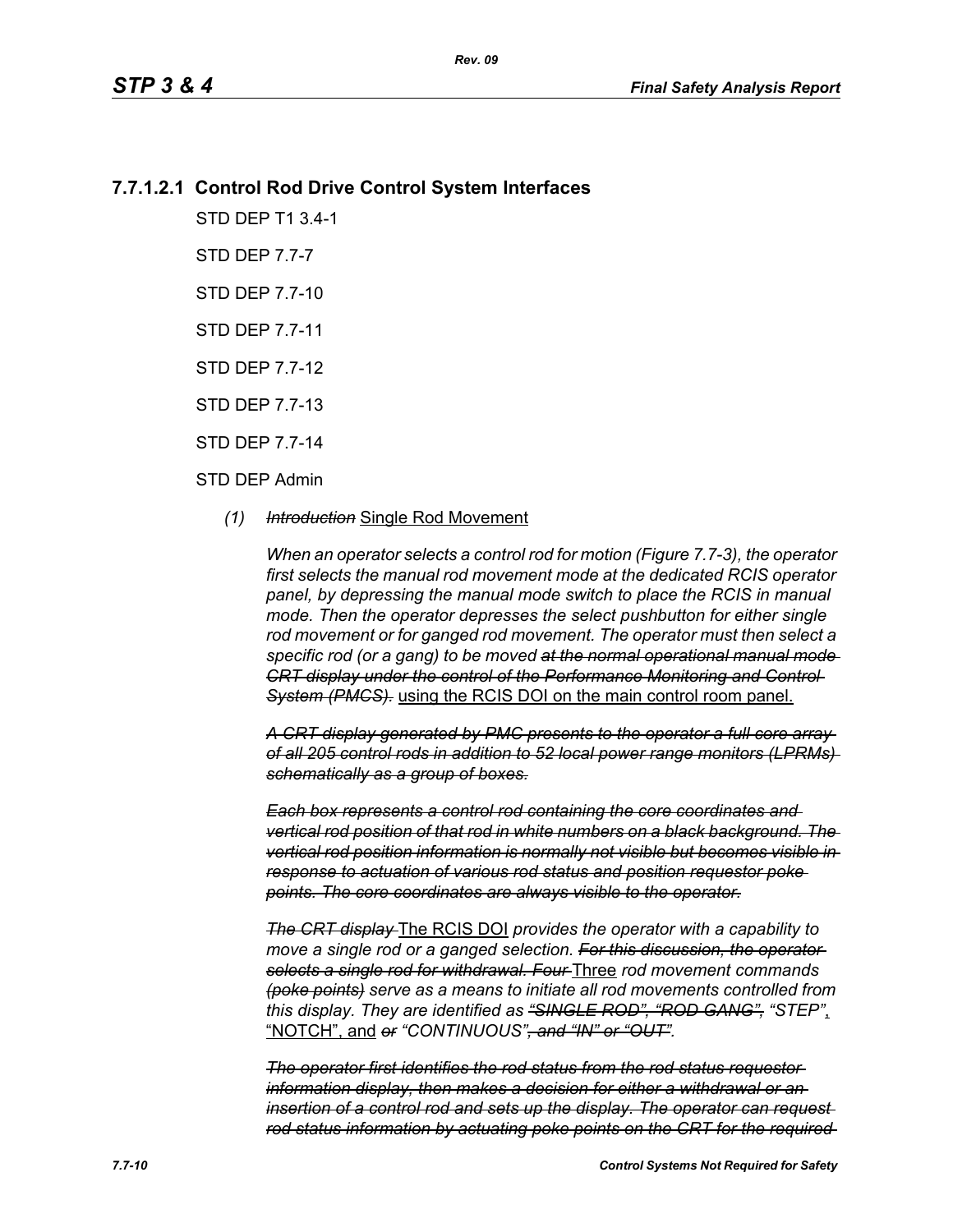### 7.7.1.2.1 Control Rod Drive Control System Interfaces

STD DEP T1 3.4-1

STD DEP 7.7-7

STD DEP 7.7-10

STD DEP 7.7-11

STD DEP 7.7-12

STD DEP 7.7-13

STD DEP 7.7-14

STD DEP Admin

*(1)* ~~*Introduction*~~ Single Rod Movement

*When an operator selects a control rod for motion (Figure 7.7-3), the operator first selects the manual rod movement mode at the dedicated RCIS operator panel, by depressing the manual mode switch to place the RCIS in manual mode. Then the operator depresses the select pushbutton for either single rod movement or for ganged rod movement. The operator must then select a specific rod (or a gang) to be moved* ~~*at the normal operational manual mode CRT display under the control of the Performance Monitoring and Control System (PMCS).*~~ using the RCIS DOI on the main control room panel.

~~*A CRT display generated by PMC presents to the operator a full core array of all 205 control rods in addition to 52 local power range monitors (LPRMs) schematically as a group of boxes.*~~

~~*Each box represents a control rod containing the core coordinates and vertical rod position of that rod in white numbers on a black background. The vertical rod position information is normally not visible but becomes visible in response to actuation of various rod status and position requestor poke points. The core coordinates are always visible to the operator.*~~

~~*The CRT display*~~ The RCIS DOI *provides the operator with a capability to move a single rod or a ganged selection.* ~~*For this discussion, the operator selects a single rod for withdrawal. Four*~~ Three *rod movement commands* ~~*(poke points)*~~ *serve as a means to initiate all rod movements controlled from this display. They are identified as* ~~*"SINGLE ROD", "ROD GANG",*~~ *"STEP"*, "NOTCH", and ~~*or*~~ *"CONTINUOUS"*~~*, and "IN" or "OUT"*~~.

~~*The operator first identifies the rod status from the rod status requestor information display, then makes a decision for either a withdrawal or an insertion of a control rod and sets up the display. The operator can request rod status information by actuating poke points on the CRT for the required*~~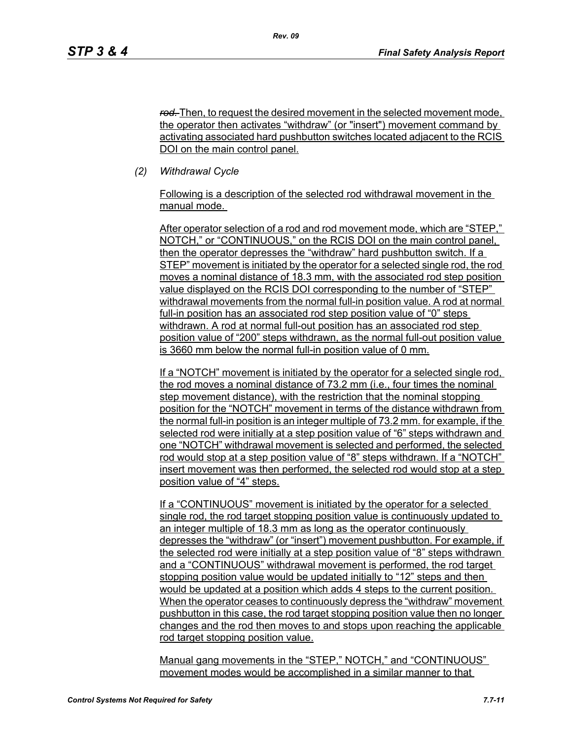~~rod.~~ Then, to request the desired movement in the selected movement mode, the operator then activates “withdraw” (or "insert") movement command by activating associated hard pushbutton switches located adjacent to the RCIS DOI on the main control panel.

*(2) Withdrawal Cycle*

Following is a description of the selected rod withdrawal movement in the manual mode.

After operator selection of a rod and rod movement mode, which are “STEP,” NOTCH,” or “CONTINUOUS,” on the RCIS DOI on the main control panel, then the operator depresses the “withdraw” hard pushbutton switch. If a STEP” movement is initiated by the operator for a selected single rod, the rod moves a nominal distance of 18.3 mm, with the associated rod step position value displayed on the RCIS DOI corresponding to the number of “STEP” withdrawal movements from the normal full-in position value. A rod at normal full-in position has an associated rod step position value of “0” steps withdrawn. A rod at normal full-out position has an associated rod step position value of “200” steps withdrawn, as the normal full-out position value is 3660 mm below the normal full-in position value of 0 mm.

If a “NOTCH” movement is initiated by the operator for a selected single rod, the rod moves a nominal distance of 73.2 mm (i.e., four times the nominal step movement distance), with the restriction that the nominal stopping position for the “NOTCH” movement in terms of the distance withdrawn from the normal full-in position is an integer multiple of 73.2 mm. for example, if the selected rod were initially at a step position value of “6” steps withdrawn and one “NOTCH” withdrawal movement is selected and performed, the selected rod would stop at a step position value of “8” steps withdrawn. If a “NOTCH” insert movement was then performed, the selected rod would stop at a step position value of “4” steps.

If a “CONTINUOUS” movement is initiated by the operator for a selected single rod, the rod target stopping position value is continuously updated to an integer multiple of 18.3 mm as long as the operator continuously depresses the “withdraw” (or “insert”) movement pushbutton. For example, if the selected rod were initially at a step position value of “8” steps withdrawn and a “CONTINUOUS” withdrawal movement is performed, the rod target stopping position value would be updated initially to “12” steps and then would be updated at a position which adds 4 steps to the current position. When the operator ceases to continuously depress the “withdraw” movement pushbutton in this case, the rod target stopping position value then no longer changes and the rod then moves to and stops upon reaching the applicable rod target stopping position value.

Manual gang movements in the “STEP,” NOTCH,” and “CONTINUOUS” movement modes would be accomplished in a similar manner to that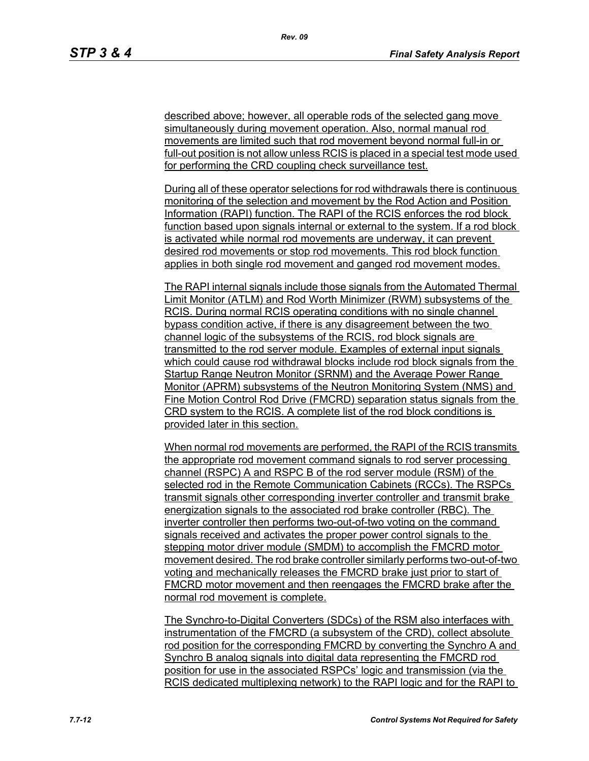described above; however, all operable rods of the selected gang move simultaneously during movement operation. Also, normal manual rod movements are limited such that rod movement beyond normal full-in or full-out position is not allow unless RCIS is placed in a special test mode used for performing the CRD coupling check surveillance test.

During all of these operator selections for rod withdrawals there is continuous monitoring of the selection and movement by the Rod Action and Position Information (RAPI) function. The RAPI of the RCIS enforces the rod block function based upon signals internal or external to the system. If a rod block is activated while normal rod movements are underway, it can prevent desired rod movements or stop rod movements. This rod block function applies in both single rod movement and ganged rod movement modes.

The RAPI internal signals include those signals from the Automated Thermal Limit Monitor (ATLM) and Rod Worth Minimizer (RWM) subsystems of the RCIS. During normal RCIS operating conditions with no single channel bypass condition active, if there is any disagreement between the two channel logic of the subsystems of the RCIS, rod block signals are transmitted to the rod server module. Examples of external input signals which could cause rod withdrawal blocks include rod block signals from the Startup Range Neutron Monitor (SRNM) and the Average Power Range Monitor (APRM) subsystems of the Neutron Monitoring System (NMS) and Fine Motion Control Rod Drive (FMCRD) separation status signals from the CRD system to the RCIS. A complete list of the rod block conditions is provided later in this section.

When normal rod movements are performed, the RAPI of the RCIS transmits the appropriate rod movement command signals to rod server processing channel (RSPC) A and RSPC B of the rod server module (RSM) of the selected rod in the Remote Communication Cabinets (RCCs). The RSPCs transmit signals other corresponding inverter controller and transmit brake energization signals to the associated rod brake controller (RBC). The inverter controller then performs two-out-of-two voting on the command signals received and activates the proper power control signals to the stepping motor driver module (SMDM) to accomplish the FMCRD motor movement desired. The rod brake controller similarly performs two-out-of-two voting and mechanically releases the FMCRD brake just prior to start of FMCRD motor movement and then reengages the FMCRD brake after the normal rod movement is complete.

The Synchro-to-Digital Converters (SDCs) of the RSM also interfaces with instrumentation of the FMCRD (a subsystem of the CRD), collect absolute rod position for the corresponding FMCRD by converting the Synchro A and Synchro B analog signals into digital data representing the FMCRD rod position for use in the associated RSPCs' logic and transmission (via the RCIS dedicated multiplexing network) to the RAPI logic and for the RAPI to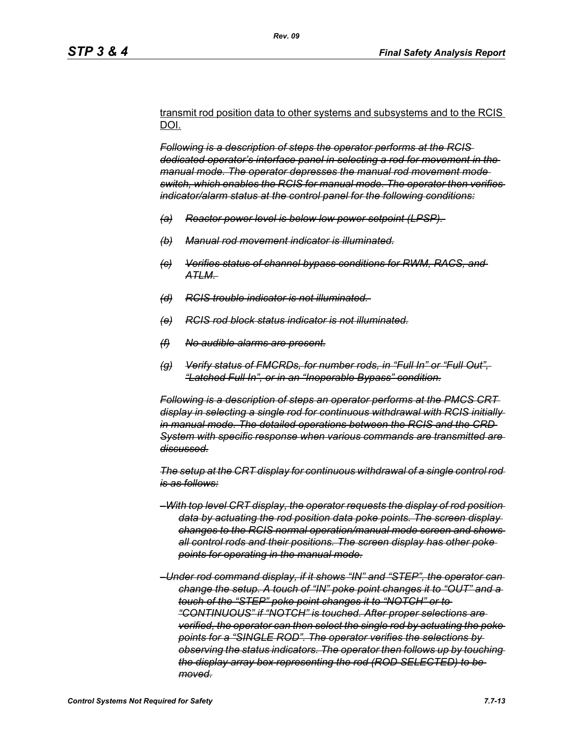<u>transmit rod position data to other systems and subsystems and to the RCIS DOI.</u>

~~*Following is a description of steps the operator performs at the RCIS dedicated operator's interface panel in selecting a rod for movement in the manual mode. The operator depresses the manual rod movement mode switch, which enables the RCIS for manual mode. The operator then verifies indicator/alarm status at the control panel for the following conditions:*~~

- ~~*(a) Reactor power level is below low power setpoint (LPSP).*~~
- ~~*(b) Manual rod movement indicator is illuminated.*~~
- ~~*(c) Verifies status of channel bypass conditions for RWM, RACS, and ATLM.*~~
- ~~*(d) RCIS trouble indicator is not illuminated.*~~
- ~~*(e) RCIS rod block status indicator is not illuminated.*~~
- ~~*(f) No audible alarms are present.*~~
- ~~*(g) Verify status of FMCRDs, for number rods, in "Full In" or "Full Out", "Latched Full In", or in an "Inoperable Bypass" condition.*~~

~~*Following is a description of steps an operator performs at the PMCS CRT display in selecting a single rod for continuous withdrawal with RCIS initially in manual mode. The detailed operations between the RCIS and the CRD System with specific response when various commands are transmitted are discussed.*~~

~~*The setup at the CRT display for continuous withdrawal of a single control rod is as follows:*~~

- ~~*With top level CRT display, the operator requests the display of rod position data by actuating the rod position data poke points. The screen display changes to the RCIS normal operation/manual mode screen and shows all control rods and their positions. The screen display has other poke points for operating in the manual mode.*~~
- ~~*Under rod command display, if it shows "IN" and "STEP", the operator can change the setup. A touch of "IN" poke point changes it to "OUT" and a touch of the "STEP" poke point changes it to "NOTCH" or to "CONTINUOUS" if "NOTCH" is touched. After proper selections are verified, the operator can then select the single rod by actuating the poke points for a "SINGLE ROD". The operator verifies the selections by observing the status indicators. The operator then follows up by touching the display array box representing the rod (ROD SELECTED) to be moved.*~~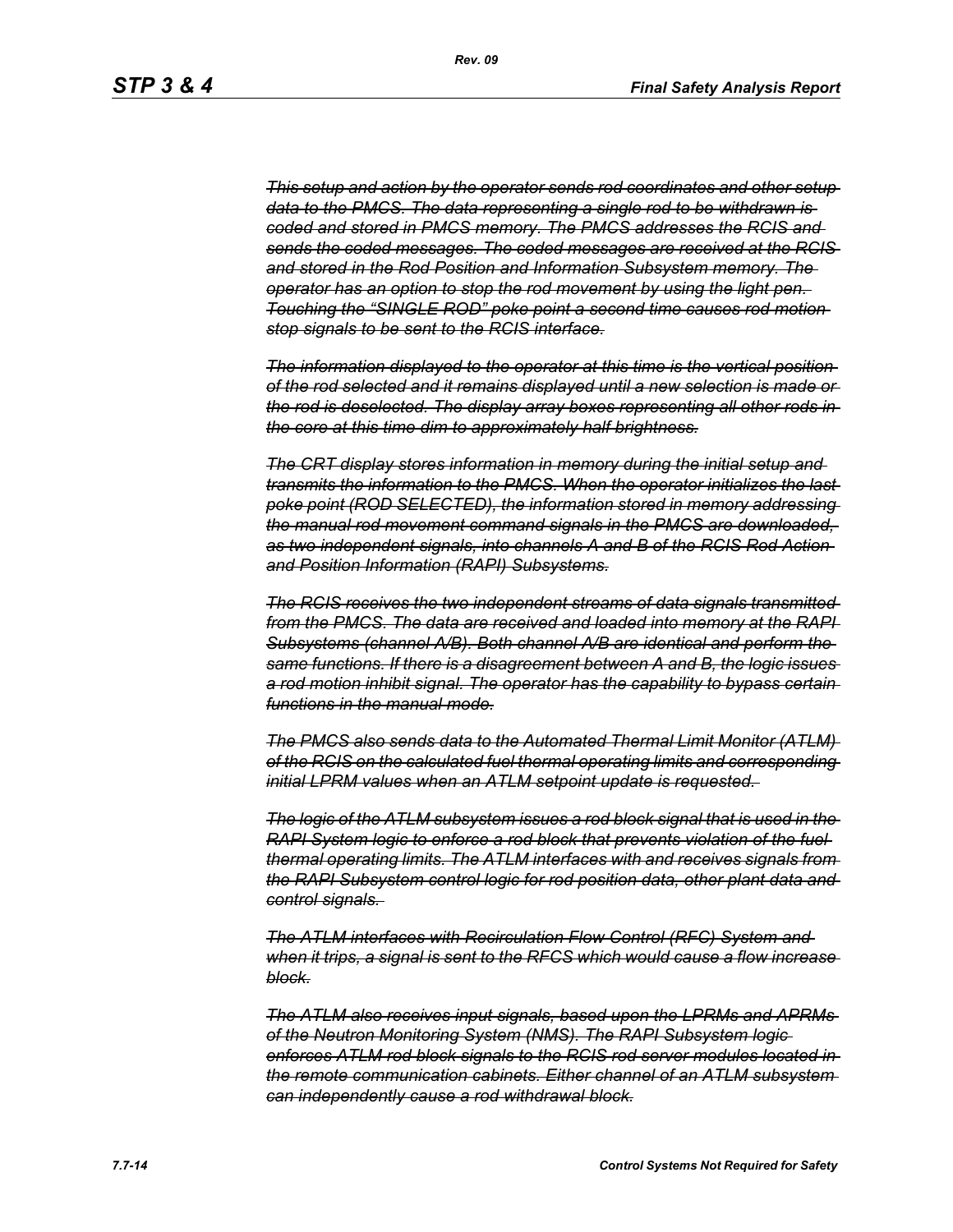*~~This setup and action by the operator sends rod coordinates and other setup data to the PMCS. The data representing a single rod to be withdrawn is coded and stored in PMCS memory. The PMCS addresses the RCIS and sends the coded messages. The coded messages are received at the RCIS and stored in the Rod Position and Information Subsystem memory. The operator has an option to stop the rod movement by using the light pen. Touching the "SINGLE ROD" poke point a second time causes rod motion stop signals to be sent to the RCIS interface.~~*

*~~The information displayed to the operator at this time is the vertical position of the rod selected and it remains displayed until a new selection is made or the rod is deselected. The display array boxes representing all other rods in the core at this time dim to approximately half brightness.~~*

*~~The CRT display stores information in memory during the initial setup and transmits the information to the PMCS. When the operator initializes the last poke point (ROD SELECTED), the information stored in memory addressing the manual rod movement command signals in the PMCS are downloaded, as two independent signals, into channels A and B of the RCIS Rod Action and Position Information (RAPI) Subsystems.~~*

*~~The RCIS receives the two independent streams of data signals transmitted from the PMCS. The data are received and loaded into memory at the RAPI Subsystems (channel A/B). Both channel A/B are identical and perform the same functions. If there is a disagreement between A and B, the logic issues a rod motion inhibit signal. The operator has the capability to bypass certain functions in the manual mode.~~*

*~~The PMCS also sends data to the Automated Thermal Limit Monitor (ATLM) of the RCIS on the calculated fuel thermal operating limits and corresponding initial LPRM values when an ATLM setpoint update is requested.~~*

*~~The logic of the ATLM subsystem issues a rod block signal that is used in the RAPI System logic to enforce a rod block that prevents violation of the fuel thermal operating limits. The ATLM interfaces with and receives signals from the RAPI Subsystem control logic for rod position data, other plant data and control signals.~~*

*~~The ATLM interfaces with Recirculation Flow Control (RFC) System and when it trips, a signal is sent to the RFCS which would cause a flow increase block.~~*

*~~The ATLM also receives input signals, based upon the LPRMs and APRMs of the Neutron Monitoring System (NMS). The RAPI Subsystem logic enforces ATLM rod block signals to the RCIS rod server modules located in the remote communication cabinets. Either channel of an ATLM subsystem can independently cause a rod withdrawal block.~~*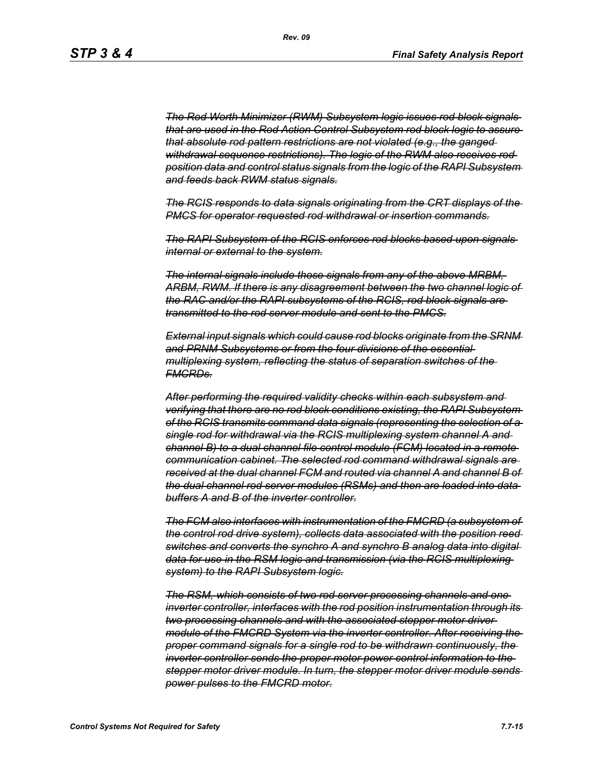*The Rod Worth Minimizer (RWM) Subsystem logic issues rod block signals that are used in the Rod Action Control Subsystem rod block logic to assure that absolute rod pattern restrictions are not violated (e.g., the ganged withdrawal sequence restrictions). The logic of the RWM also receives rod position data and control status signals from the logic of the RAPI Subsystem and feeds back RWM status signals.*

*The RCIS responds to data signals originating from the CRT displays of the PMCS for operator requested rod withdrawal or insertion commands.*

*The RAPI Subsystem of the RCIS enforces rod blocks based upon signals internal or external to the system.*

*The internal signals include those signals from any of the above MRBM, ARBM, RWM. If there is any disagreement between the two channel logic of the RAC and/or the RAPI subsystems of the RCIS, rod block signals are transmitted to the rod server module and sent to the PMCS.*

*External input signals which could cause rod blocks originate from the SRNM and PRNM Subsystems or from the four divisions of the essential multiplexing system, reflecting the status of separation switches of the FMCRDs.*

*After performing the required validity checks within each subsystem and verifying that there are no rod block conditions existing, the RAPI Subsystem of the RCIS transmits command data signals (representing the selection of a single rod for withdrawal via the RCIS multiplexing system channel A and channel B) to a dual channel file control module (FCM) located in a remote communication cabinet. The selected rod command withdrawal signals are received at the dual channel FCM and routed via channel A and channel B of the dual channel rod server modules (RSMs) and then are loaded into data buffers A and B of the inverter controller.*

*The FCM also interfaces with instrumentation of the FMCRD (a subsystem of the control rod drive system), collects data associated with the position reed switches and converts the synchro A and synchro B analog data into digital data for use in the RSM logic and transmission (via the RCIS multiplexing system) to the RAPI Subsystem logic.*

*The RSM, which consists of two rod server processing channels and one inverter controller, interfaces with the rod position instrumentation through its two processing channels and with the associated stepper motor driver module of the FMCRD System via the inverter controller. After receiving the proper command signals for a single rod to be withdrawn continuously, the inverter controller sends the proper motor power control information to the stepper motor driver module. In turn, the stepper motor driver module sends power pulses to the FMCRD motor.*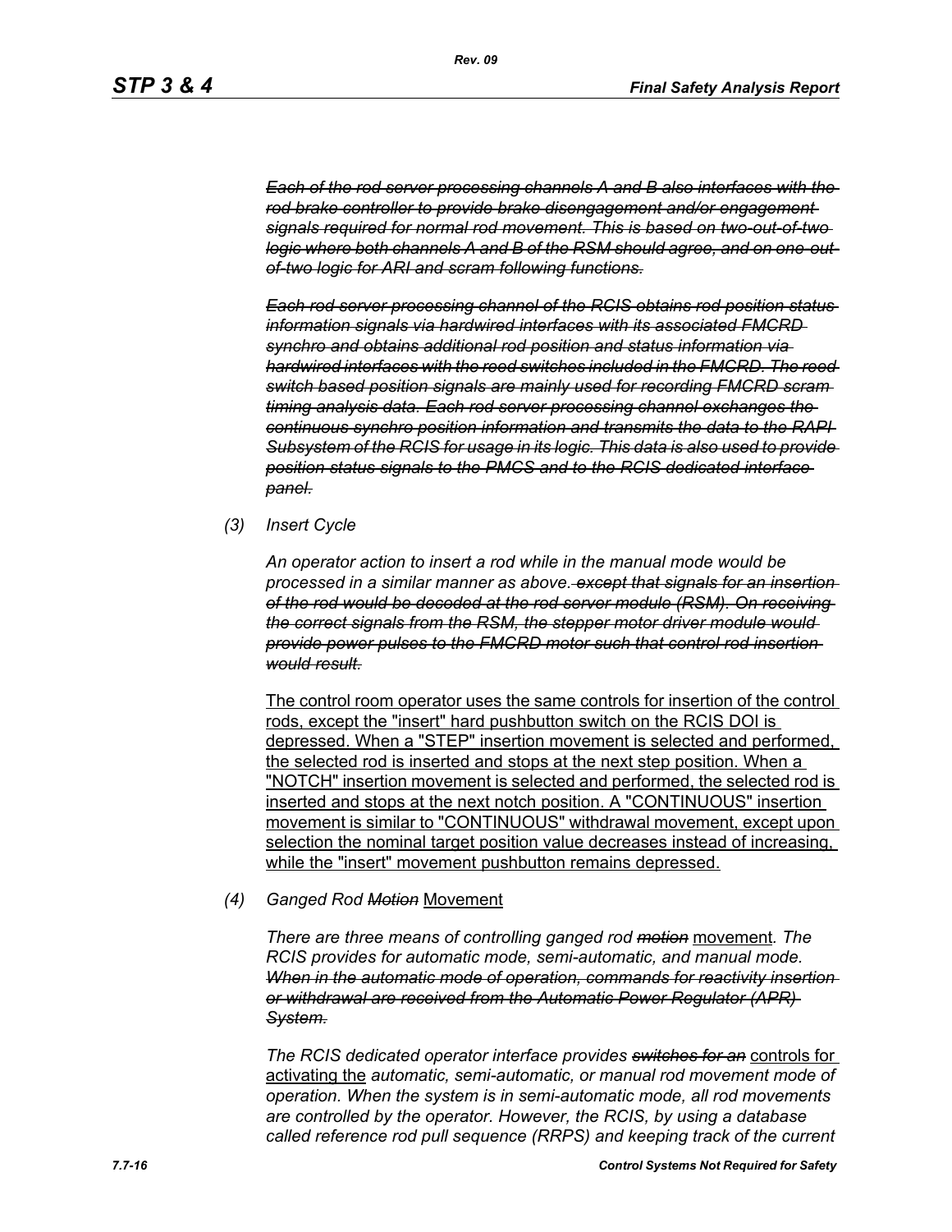~~*Each of the rod server processing channels A and B also interfaces with the rod brake controller to provide brake disengagement and/or engagement signals required for normal rod movement. This is based on two-out-of-two logic where both channels A and B of the RSM should agree, and on one-out-of-two logic for ARI and scram following functions.*~~

~~*Each rod server processing channel of the RCIS obtains rod position status information signals via hardwired interfaces with its associated FMCRD synchro and obtains additional rod position and status information via hardwired interfaces with the reed switches included in the FMCRD. The reed switch based position signals are mainly used for recording FMCRD scram timing analysis data. Each rod server processing channel exchanges the continuous synchro position information and transmits the data to the RAPI Subsystem of the RCIS for usage in its logic. This data is also used to provide position status signals to the PMCS and to the RCIS dedicated interface panel.*~~

*(3) Insert Cycle*

*An operator action to insert a rod while in the manual mode would be processed in a similar manner as above.* ~~*except that signals for an insertion of the rod would be decoded at the rod server module (RSM). On receiving the correct signals from the RSM, the stepper motor driver module would provide power pulses to the FMCRD motor such that control rod insertion would result.*~~

<u>The control room operator uses the same controls for insertion of the control rods, except the "insert" hard pushbutton switch on the RCIS DOI is depressed. When a "STEP" insertion movement is selected and performed, the selected rod is inserted and stops at the next step position. When a "NOTCH" insertion movement is selected and performed, the selected rod is inserted and stops at the next notch position. A "CONTINUOUS" insertion movement is similar to "CONTINUOUS" withdrawal movement, except upon selection the nominal target position value decreases instead of increasing, while the "insert" movement pushbutton remains depressed.</u>

*(4) Ganged Rod* ~~*Motion*~~ <u>Movement</u>

*There are three means of controlling ganged rod* ~~*motion*~~ <u>movement</u>*. The RCIS provides for automatic mode, semi-automatic, and manual mode.* ~~*When in the automatic mode of operation, commands for reactivity insertion or withdrawal are received from the Automatic Power Regulator (APR) System.*~~

*The RCIS dedicated operator interface provides* ~~*switches for an*~~ <u>controls for activating the</u> *automatic, semi-automatic, or manual rod movement mode of operation. When the system is in semi-automatic mode, all rod movements are controlled by the operator. However, the RCIS, by using a database called reference rod pull sequence (RRPS) and keeping track of the current*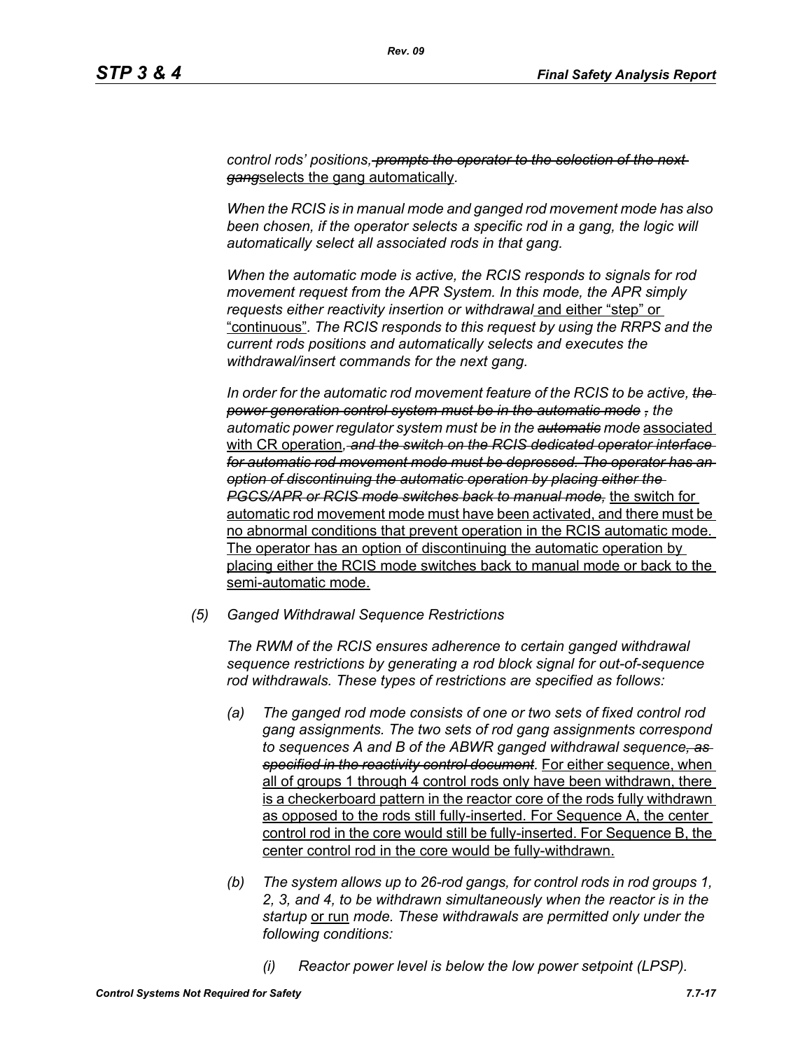*control rods' positions,~~ prompts the operator to the selection of the next gang~~*selects the gang automatically*.*

*When the RCIS is in manual mode and ganged rod movement mode has also been chosen, if the operator selects a specific rod in a gang, the logic will automatically select all associated rods in that gang.*

*When the automatic mode is active, the RCIS responds to signals for rod movement request from the APR System. In this mode, the APR simply requests either reactivity insertion or withdrawal* and either "step" or "continuous"*. The RCIS responds to this request by using the RRPS and the current rods positions and automatically selects and executes the withdrawal/insert commands for the next gang.*

*In order for the automatic rod movement feature of the RCIS to be active, ~~the power generation control system must be in the automatic mode~~ ~~,~~ the automatic power regulator system must be in the ~~automatic~~ mode* associated with CR operation*~~, and the switch on the RCIS dedicated operator interface for automatic rod movement mode must be depressed. The operator has an option of discontinuing the automatic operation by placing either the PGCS/APR or RCIS mode switches back to manual mode,~~* the switch for automatic rod movement mode must have been activated, and there must be no abnormal conditions that prevent operation in the RCIS automatic mode. The operator has an option of discontinuing the automatic operation by placing either the RCIS mode switches back to manual mode or back to the semi-automatic mode.

*(5) Ganged Withdrawal Sequence Restrictions*

*The RWM of the RCIS ensures adherence to certain ganged withdrawal sequence restrictions by generating a rod block signal for out-of-sequence rod withdrawals. These types of restrictions are specified as follows:*

*(a) The ganged rod mode consists of one or two sets of fixed control rod gang assignments. The two sets of rod gang assignments correspond to sequences A and B of the ABWR ganged withdrawal sequence~~, as specified in the reactivity control document~~.* For either sequence, when all of groups 1 through 4 control rods only have been withdrawn, there is a checkerboard pattern in the reactor core of the rods fully withdrawn as opposed to the rods still fully-inserted. For Sequence A, the center control rod in the core would still be fully-inserted. For Sequence B, the center control rod in the core would be fully-withdrawn.

*(b) The system allows up to 26-rod gangs, for control rods in rod groups 1, 2, 3, and 4, to be withdrawn simultaneously when the reactor is in the startup* or run *mode. These withdrawals are permitted only under the following conditions:*

*(i) Reactor power level is below the low power setpoint (LPSP).*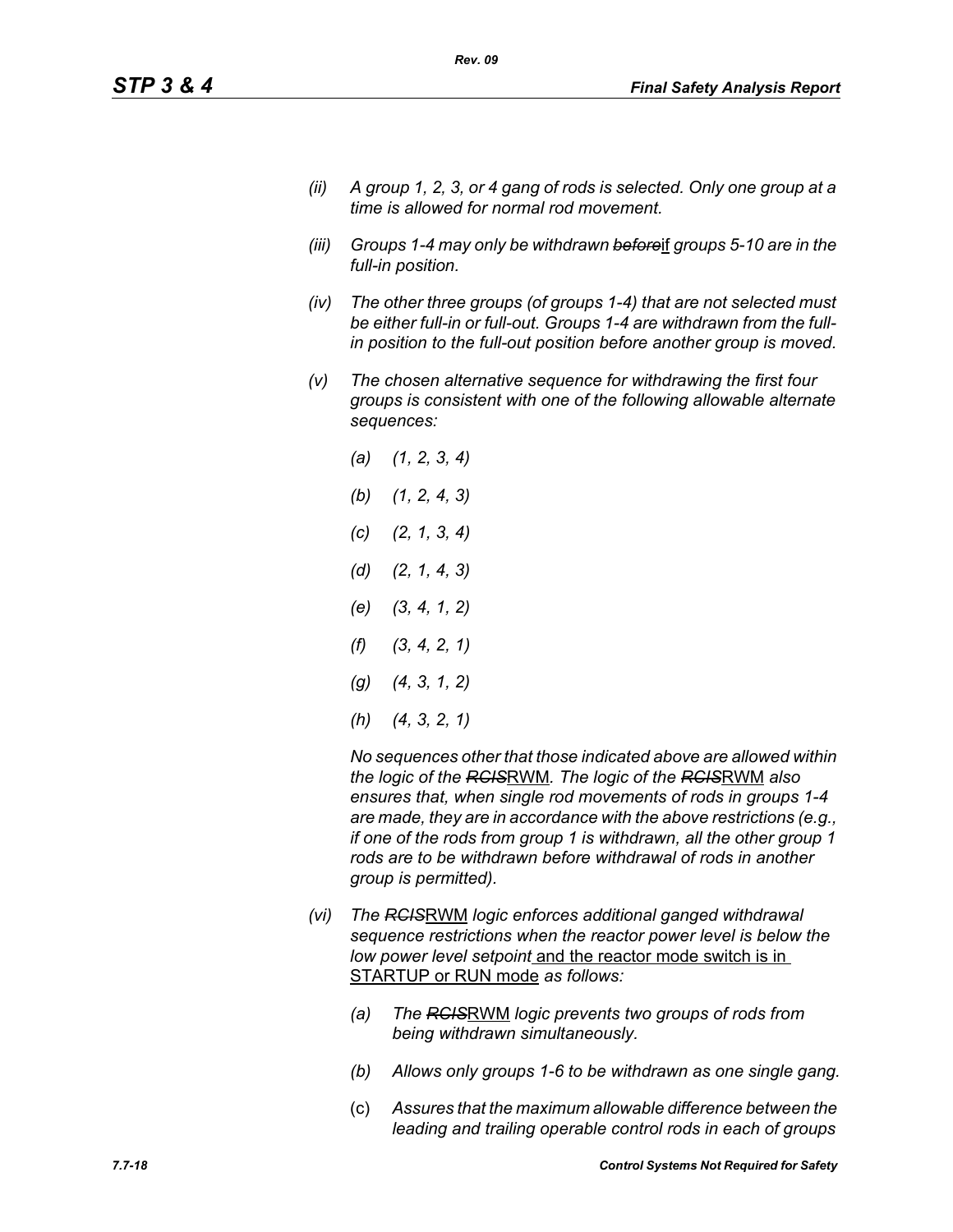(ii) *A group 1, 2, 3, or 4 gang of rods is selected. Only one group at a time is allowed for normal rod movement.*

(iii) *Groups 1-4 may only be withdrawn ~~before~~*<u>if</u> *groups 5-10 are in the full-in position.*

(iv) *The other three groups (of groups 1-4) that are not selected must be either full-in or full-out. Groups 1-4 are withdrawn from the full-in position to the full-out position before another group is moved.*

(v) *The chosen alternative sequence for withdrawing the first four groups is consistent with one of the following allowable alternate sequences:*

(a) *(1, 2, 3, 4)*

(b) *(1, 2, 4, 3)*

(c) *(2, 1, 3, 4)*

(d) *(2, 1, 4, 3)*

(e) *(3, 4, 1, 2)*

(f) *(3, 4, 2, 1)*

(g) *(4, 3, 1, 2)*

(h) *(4, 3, 2, 1)*

*No sequences other that those indicated above are allowed within the logic of the ~~RCIS~~*<u>RWM</u>*. The logic of the ~~RCIS~~*<u>RWM</u> *also ensures that, when single rod movements of rods in groups 1-4 are made, they are in accordance with the above restrictions (e.g., if one of the rods from group 1 is withdrawn, all the other group 1 rods are to be withdrawn before withdrawal of rods in another group is permitted).*

(vi) *The ~~RCIS~~*<u>RWM</u> *logic enforces additional ganged withdrawal sequence restrictions when the reactor power level is below the low power level setpoint* <u>and the reactor mode switch is in STARTUP or RUN mode</u> *as follows:*

(a) *The ~~RCIS~~*<u>RWM</u> *logic prevents two groups of rods from being withdrawn simultaneously.*

(b) *Allows only groups 1-6 to be withdrawn as one single gang.*

(c) *Assures that the maximum allowable difference between the leading and trailing operable control rods in each of groups*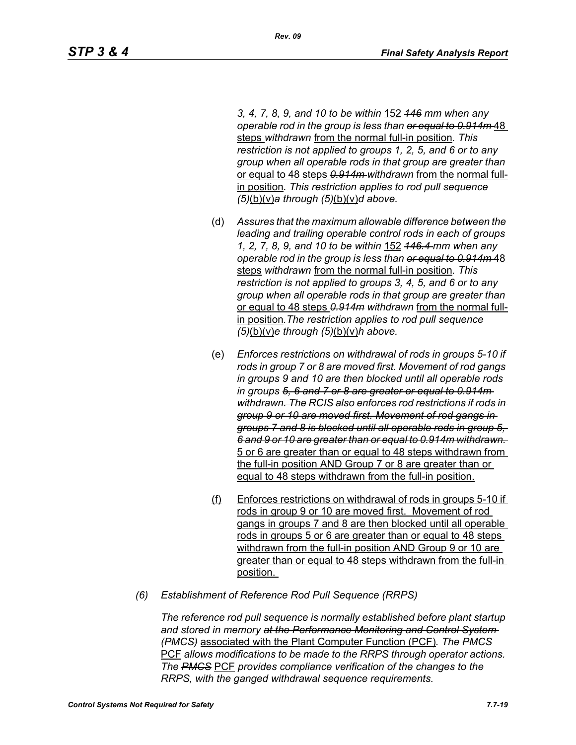*3, 4, 7, 8, 9, and 10 to be within* 152 ~~*146*~~ *mm when any operable rod in the group is less than* ~~*or equal to 0.914m*~~ 48 steps *withdrawn* from the normal full-in position*. This restriction is not applied to groups 1, 2, 5, and 6 or to any group when all operable rods in that group are greater than* or equal to 48 steps ~~*0.914m*~~ *withdrawn* from the normal full-in position*. This restriction applies to rod pull sequence (5)*(b)(v)*a through (5)*(b)(v)*d above.*

(d) *Assures that the maximum allowable difference between the leading and trailing operable control rods in each of groups 1, 2, 7, 8, 9, and 10 to be within* 152 ~~*146.4*~~ *mm when any operable rod in the group is less than* ~~*or equal to 0.914m*~~ 48 steps *withdrawn* from the normal full-in position*. This restriction is not applied to groups 3, 4, 5, and 6 or to any group when all operable rods in that group are greater than* or equal to 48 steps ~~*0.914m*~~ *withdrawn* from the normal full-in position*.The restriction applies to rod pull sequence (5)*(b)(v)*e through (5)*(b)(v)*h above.*

(e) *Enforces restrictions on withdrawal of rods in groups 5-10 if rods in group 7 or 8 are moved first. Movement of rod gangs in groups 9 and 10 are then blocked until all operable rods in groups* ~~*5, 6 and 7 or 8 are greater or equal to 0.914m withdrawn. The RCIS also enforces rod restrictions if rods in group 9 or 10 are moved first. Movement of rod gangs in groups 7 and 8 is blocked until all operable rods in group 5, 6 and 9 or 10 are greater than or equal to 0.914m withdrawn.*~~ 5 or 6 are greater than or equal to 48 steps withdrawn from the full-in position AND Group 7 or 8 are greater than or equal to 48 steps withdrawn from the full-in position.

(f) Enforces restrictions on withdrawal of rods in groups 5-10 if rods in group 9 or 10 are moved first. Movement of rod gangs in groups 7 and 8 are then blocked until all operable rods in groups 5 or 6 are greater than or equal to 48 steps withdrawn from the full-in position AND Group 9 or 10 are greater than or equal to 48 steps withdrawn from the full-in position.

*(6) Establishment of Reference Rod Pull Sequence (RRPS)*

*The reference rod pull sequence is normally established before plant startup and stored in memory* ~~*at the Performance Monitoring and Control System (PMCS)*~~ associated with the Plant Computer Function (PCF)*. The* ~~*PMCS*~~ PCF *allows modifications to be made to the RRPS through operator actions. The* ~~*PMCS*~~ PCF *provides compliance verification of the changes to the RRPS, with the ganged withdrawal sequence requirements.*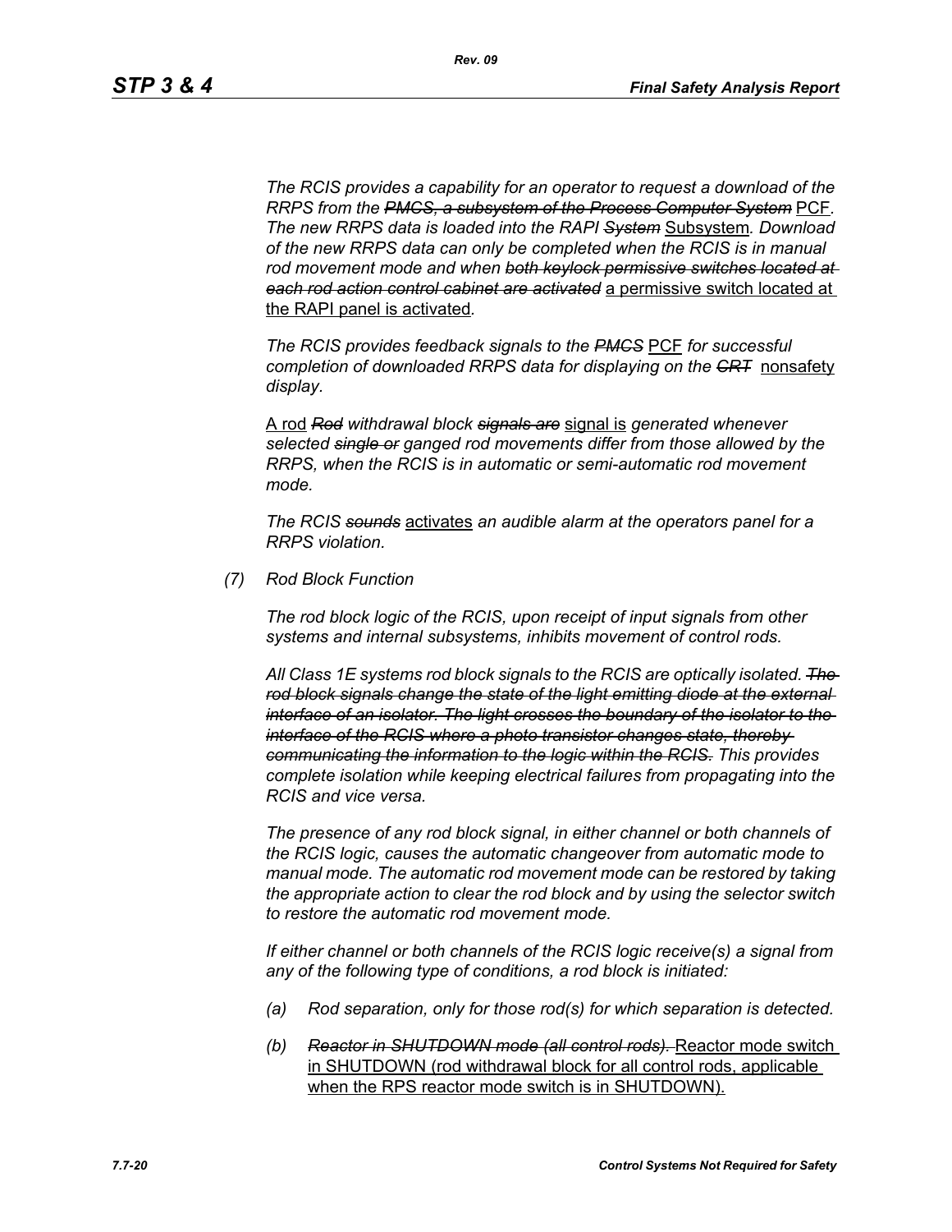*The RCIS provides a capability for an operator to request a download of the RRPS from the ~~PMCS, a subsystem of the Process Computer System~~* PCF*. The new RRPS data is loaded into the RAPI ~~System~~* Subsystem*. Download of the new RRPS data can only be completed when the RCIS is in manual rod movement mode and when ~~both keylock permissive switches located at each rod action control cabinet are activated~~* a permissive switch located at the RAPI panel is activated*.*

*The RCIS provides feedback signals to the ~~PMCS~~* PCF *for successful completion of downloaded RRPS data for displaying on the ~~CRT~~* nonsafety *display.*

A rod *~~Rod~~ withdrawal block ~~signals are~~* signal is *generated whenever selected ~~single or~~ ganged rod movements differ from those allowed by the RRPS, when the RCIS is in automatic or semi-automatic rod movement mode.*

*The RCIS ~~sounds~~* activates *an audible alarm at the operators panel for a RRPS violation.*

*(7) Rod Block Function*

*The rod block logic of the RCIS, upon receipt of input signals from other systems and internal subsystems, inhibits movement of control rods.*

*All Class 1E systems rod block signals to the RCIS are optically isolated. ~~The rod block signals change the state of the light emitting diode at the external interface of an isolator. The light crosses the boundary of the isolator to the interface of the RCIS where a photo transistor changes state, thereby communicating the information to the logic within the RCIS.~~ This provides complete isolation while keeping electrical failures from propagating into the RCIS and vice versa.*

*The presence of any rod block signal, in either channel or both channels of the RCIS logic, causes the automatic changeover from automatic mode to manual mode. The automatic rod movement mode can be restored by taking the appropriate action to clear the rod block and by using the selector switch to restore the automatic rod movement mode.*

*If either channel or both channels of the RCIS logic receive(s) a signal from any of the following type of conditions, a rod block is initiated:*

*(a) Rod separation, only for those rod(s) for which separation is detected.*

*(b) ~~Reactor in SHUTDOWN mode (all control rods).~~* Reactor mode switch in SHUTDOWN (rod withdrawal block for all control rods, applicable when the RPS reactor mode switch is in SHUTDOWN).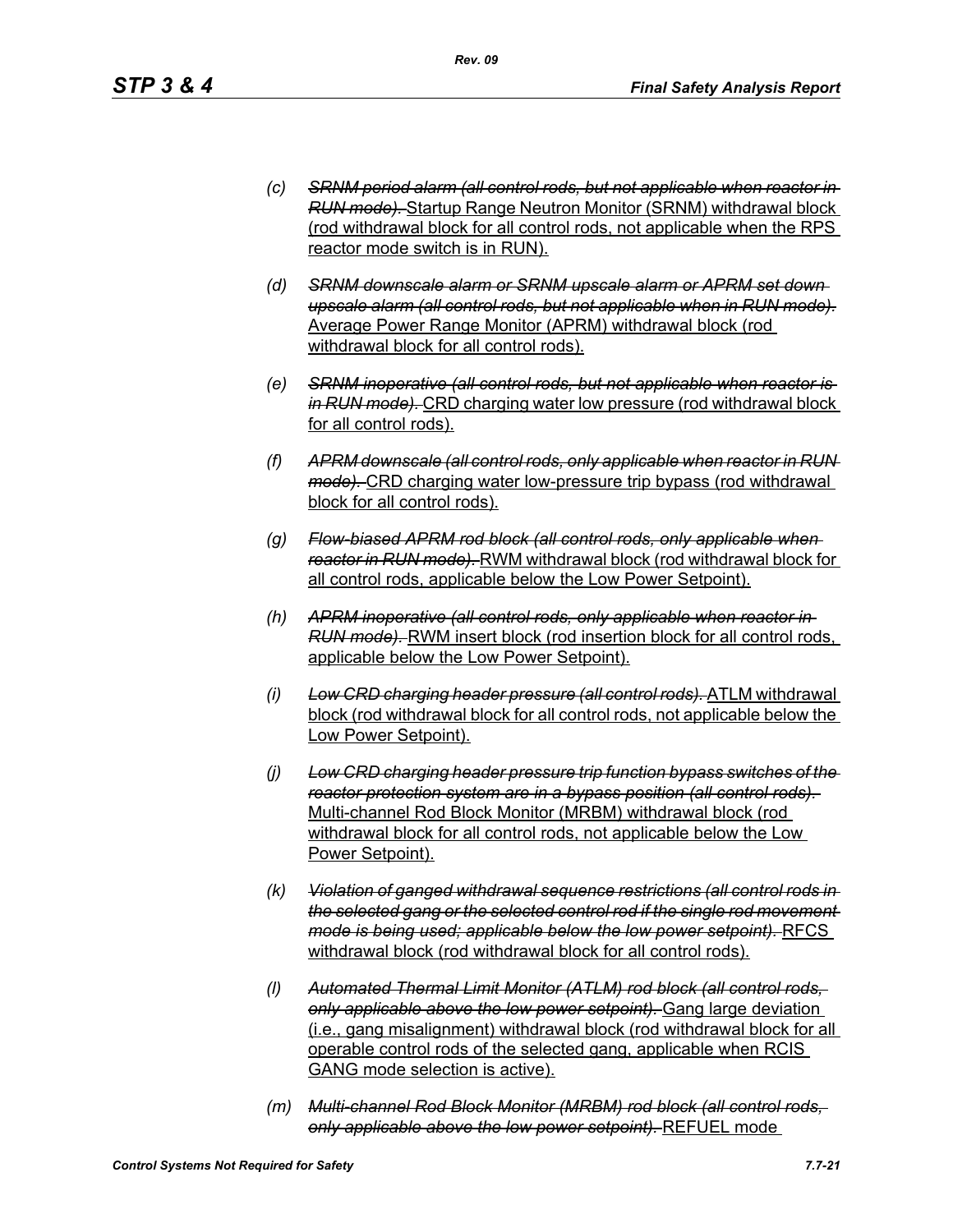(c) ~~*SRNM period alarm (all control rods, but not applicable when reactor in RUN mode).*~~ <u>Startup Range Neutron Monitor (SRNM) withdrawal block (rod withdrawal block for all control rods, not applicable when the RPS reactor mode switch is in RUN).</u>

(d) ~~*SRNM downscale alarm or SRNM upscale alarm or APRM set down upscale alarm (all control rods, but not applicable when in RUN mode).*~~ <u>Average Power Range Monitor (APRM) withdrawal block (rod withdrawal block for all control rods).</u>

(e) ~~*SRNM inoperative (all control rods, but not applicable when reactor is in RUN mode).*~~ <u>CRD charging water low pressure (rod withdrawal block for all control rods).</u>

(f) ~~*APRM downscale (all control rods, only applicable when reactor in RUN mode).*~~ <u>CRD charging water low-pressure trip bypass (rod withdrawal block for all control rods).</u>

(g) ~~*Flow-biased APRM rod block (all control rods, only applicable when reactor in RUN mode).*~~ <u>RWM withdrawal block (rod withdrawal block for all control rods, applicable below the Low Power Setpoint).</u>

(h) ~~*APRM inoperative (all control rods, only applicable when reactor in RUN mode).*~~ <u>RWM insert block (rod insertion block for all control rods, applicable below the Low Power Setpoint).</u>

(i) ~~*Low CRD charging header pressure (all control rods).*~~ <u>ATLM withdrawal block (rod withdrawal block for all control rods, not applicable below the Low Power Setpoint).</u>

(j) ~~*Low CRD charging header pressure trip function bypass switches of the reactor protection system are in a bypass position (all control rods).*~~ <u>Multi-channel Rod Block Monitor (MRBM) withdrawal block (rod withdrawal block for all control rods, not applicable below the Low Power Setpoint).</u>

(k) ~~*Violation of ganged withdrawal sequence restrictions (all control rods in the selected gang or the selected control rod if the single rod movement mode is being used; applicable below the low power setpoint).*~~ <u>RFCS withdrawal block (rod withdrawal block for all control rods).</u>

(l) ~~*Automated Thermal Limit Monitor (ATLM) rod block (all control rods, only applicable above the low power setpoint).*~~ <u>Gang large deviation (i.e., gang misalignment) withdrawal block (rod withdrawal block for all operable control rods of the selected gang, applicable when RCIS GANG mode selection is active).</u>

(m) ~~*Multi-channel Rod Block Monitor (MRBM) rod block (all control rods, only applicable above the low power setpoint).*~~ <u>REFUEL mode</u>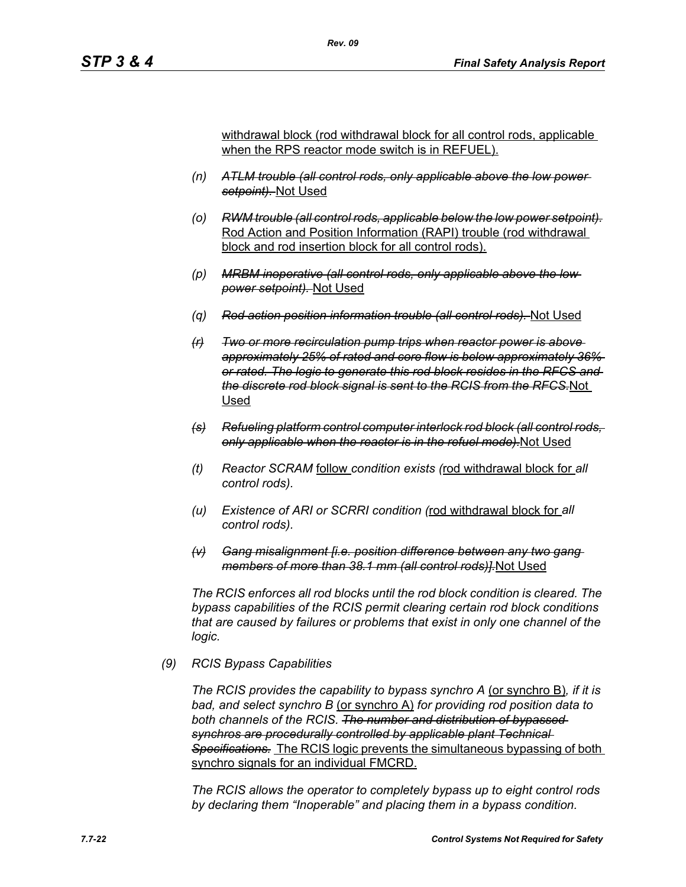withdrawal block (rod withdrawal block for all control rods, applicable when the RPS reactor mode switch is in REFUEL).

(n) ~~*ATLM trouble (all control rods, only applicable above the low power setpoint).*~~ Not Used

(o) ~~*RWM trouble (all control rods, applicable below the low power setpoint).*~~ Rod Action and Position Information (RAPI) trouble (rod withdrawal block and rod insertion block for all control rods).

(p) ~~*MRBM inoperative (all control rods, only applicable above the low power setpoint).*~~ Not Used

(q) ~~*Rod action position information trouble (all control rods).*~~ Not Used

~~(r)~~ ~~*Two or more recirculation pump trips when reactor power is above approximately 25% of rated and core flow is below approximately 36% or rated. The logic to generate this rod block resides in the RFCS and the discrete rod block signal is sent to the RCIS from the RFCS.*~~ Not Used

~~(s)~~ ~~*Refueling platform control computer interlock rod block (all control rods, only applicable when the reactor is in the refuel mode).*~~ Not Used

(t) *Reactor SCRAM* follow *condition exists (*rod withdrawal block for *all control rods).*

(u) *Existence of ARI or SCRRI condition (*rod withdrawal block for *all control rods).*

~~(v)~~ ~~*Gang misalignment [i.e. position difference between any two gang members of more than 38.1 mm (all control rods)].*~~ Not Used

*The RCIS enforces all rod blocks until the rod block condition is cleared. The bypass capabilities of the RCIS permit clearing certain rod block conditions that are caused by failures or problems that exist in only one channel of the logic.*

(9) *RCIS Bypass Capabilities*

*The RCIS provides the capability to bypass synchro A* (or synchro B)*, if it is bad, and select synchro B* (or synchro A) *for providing rod position data to both channels of the RCIS.* ~~*The number and distribution of bypassed synchros are procedurally controlled by applicable plant Technical Specifications.*~~ The RCIS logic prevents the simultaneous bypassing of both synchro signals for an individual FMCRD.

*The RCIS allows the operator to completely bypass up to eight control rods by declaring them "Inoperable" and placing them in a bypass condition.*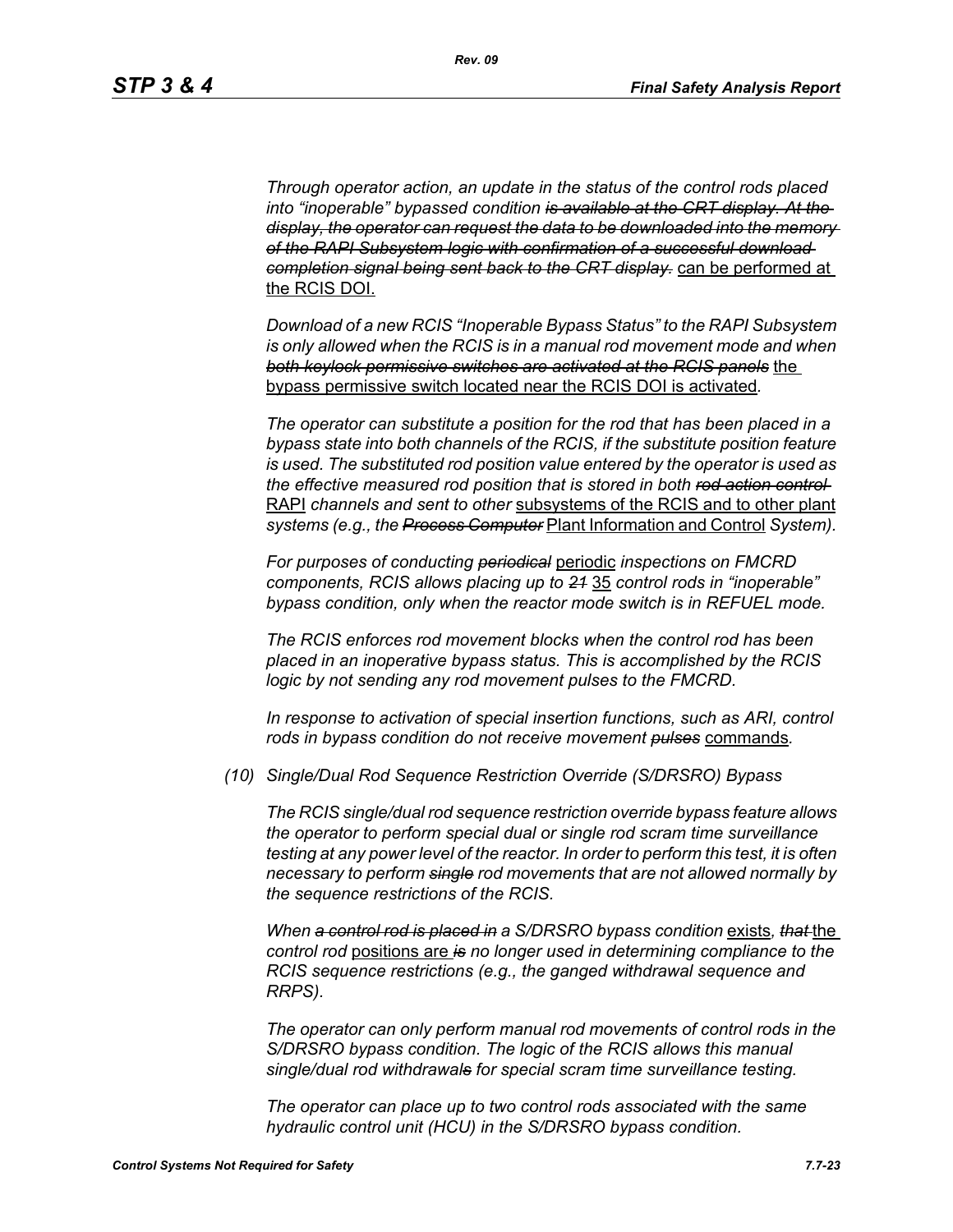*Through operator action, an update in the status of the control rods placed into "inoperable" bypassed condition ~~is available at the CRT display. At the display, the operator can request the data to be downloaded into the memory of the RAPI Subsystem logic with confirmation of a successful download completion signal being sent back to the CRT display.~~* <u>can be performed at the RCIS DOI.</u>

*Download of a new RCIS "Inoperable Bypass Status" to the RAPI Subsystem is only allowed when the RCIS is in a manual rod movement mode and when ~~both keylock permissive switches are activated at the RCIS panels~~* <u>the bypass permissive switch located near the RCIS DOI is activated</u>*.*

*The operator can substitute a position for the rod that has been placed in a bypass state into both channels of the RCIS, if the substitute position feature is used. The substituted rod position value entered by the operator is used as the effective measured rod position that is stored in both ~~rod action control~~* <u>RAPI</u> *channels and sent to other* <u>subsystems of the RCIS and to other plant</u> *systems (e.g., the ~~Process Computer~~* <u>Plant Information and Control</u> *System).*

*For purposes of conducting ~~periodical~~* <u>periodic</u> *inspections on FMCRD components, RCIS allows placing up to ~~21~~* <u>35</u> *control rods in "inoperable" bypass condition, only when the reactor mode switch is in REFUEL mode.*

*The RCIS enforces rod movement blocks when the control rod has been placed in an inoperative bypass status. This is accomplished by the RCIS logic by not sending any rod movement pulses to the FMCRD.*

*In response to activation of special insertion functions, such as ARI, control rods in bypass condition do not receive movement ~~pulses~~* <u>commands</u>*.*

*(10) Single/Dual Rod Sequence Restriction Override (S/DRSRO) Bypass*

*The RCIS single/dual rod sequence restriction override bypass feature allows the operator to perform special dual or single rod scram time surveillance testing at any power level of the reactor. In order to perform this test, it is often necessary to perform ~~single~~ rod movements that are not allowed normally by the sequence restrictions of the RCIS.*

*When ~~a control rod is placed in~~ a S/DRSRO bypass condition* <u>exists</u>*, ~~that~~* <u>the</u> *control rod* <u>positions are</u> *~~is~~ no longer used in determining compliance to the RCIS sequence restrictions (e.g., the ganged withdrawal sequence and RRPS).*

*The operator can only perform manual rod movements of control rods in the S/DRSRO bypass condition. The logic of the RCIS allows this manual single/dual rod withdrawal~~s~~ for special scram time surveillance testing.*

*The operator can place up to two control rods associated with the same hydraulic control unit (HCU) in the S/DRSRO bypass condition.*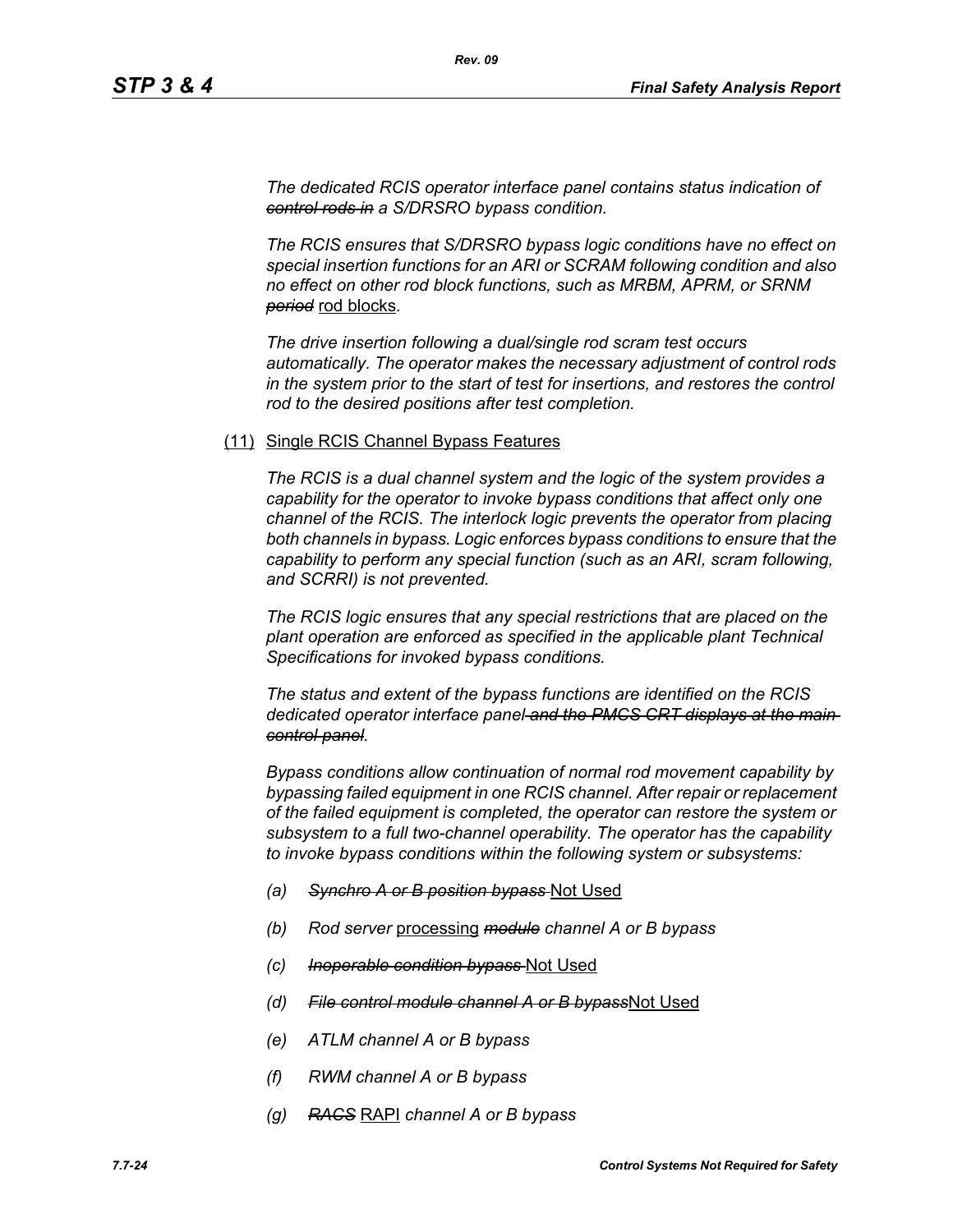*The dedicated RCIS operator interface panel contains status indication of ~~control rods in~~ a S/DRSRO bypass condition.*

*The RCIS ensures that S/DRSRO bypass logic conditions have no effect on special insertion functions for an ARI or SCRAM following condition and also no effect on other rod block functions, such as MRBM, APRM, or SRNM ~~period~~* <u>rod blocks</u>.

*The drive insertion following a dual/single rod scram test occurs automatically. The operator makes the necessary adjustment of control rods in the system prior to the start of test for insertions, and restores the control rod to the desired positions after test completion.*

(11) <u>Single RCIS Channel Bypass Features</u>

*The RCIS is a dual channel system and the logic of the system provides a capability for the operator to invoke bypass conditions that affect only one channel of the RCIS. The interlock logic prevents the operator from placing both channels in bypass. Logic enforces bypass conditions to ensure that the capability to perform any special function (such as an ARI, scram following, and SCRRI) is not prevented.*

*The RCIS logic ensures that any special restrictions that are placed on the plant operation are enforced as specified in the applicable plant Technical Specifications for invoked bypass conditions.*

*The status and extent of the bypass functions are identified on the RCIS dedicated operator interface panel ~~and the PMCS CRT displays at the main control panel~~.*

*Bypass conditions allow continuation of normal rod movement capability by bypassing failed equipment in one RCIS channel. After repair or replacement of the failed equipment is completed, the operator can restore the system or subsystem to a full two-channel operability. The operator has the capability to invoke bypass conditions within the following system or subsystems:*

*(a)* ~~*Synchro A or B position bypass*~~ <u>Not Used</u>

*(b) Rod server* <u>processing</u> ~~*module*~~ *channel A or B bypass*

*(c)* ~~*Inoperable condition bypass*~~ <u>Not Used</u>

*(d)* ~~*File control module channel A or B bypass*~~<u>Not Used</u>

*(e) ATLM channel A or B bypass*

*(f) RWM channel A or B bypass*

*(g)* ~~*RACS*~~ <u>RAPI</u> *channel A or B bypass*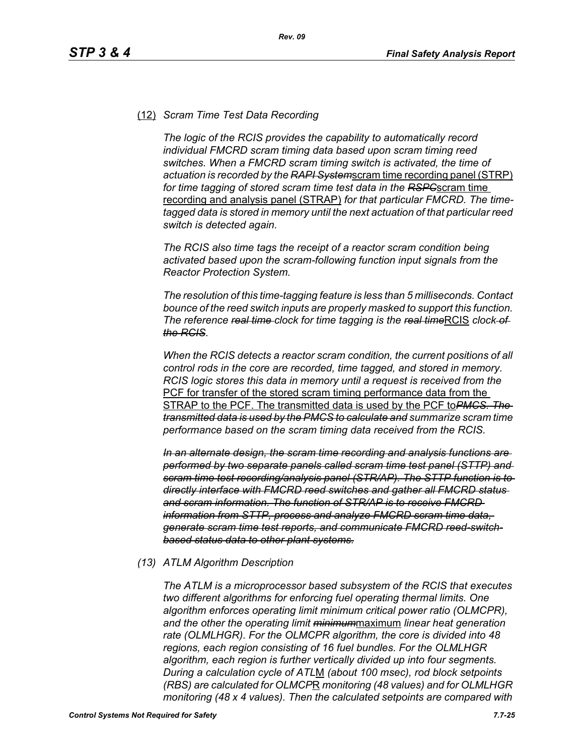(12) *Scram Time Test Data Recording*

*The logic of the RCIS provides the capability to automatically record individual FMCRD scram timing data based upon scram timing reed switches. When a FMCRD scram timing switch is activated, the time of actuation is recorded by the* ~~*RAPI System*~~scram time recording panel (STRP) *for time tagging of stored scram time test data in the* ~~*RSPC*~~scram time recording and analysis panel (STRAP) *for that particular FMCRD. The time-tagged data is stored in memory until the next actuation of that particular reed switch is detected again.*

*The RCIS also time tags the receipt of a reactor scram condition being activated based upon the scram-following function input signals from the Reactor Protection System.*

*The resolution of this time-tagging feature is less than 5 milliseconds. Contact bounce of the reed switch inputs are properly masked to support this function. The reference* ~~*real time*~~ *clock for time tagging is the* ~~*real time*~~RCIS *clock* ~~*of the RCIS*~~.

*When the RCIS detects a reactor scram condition, the current positions of all control rods in the core are recorded, time tagged, and stored in memory. RCIS logic stores this data in memory until a request is received from the* PCF for transfer of the stored scram timing performance data from the STRAP to the PCF. The transmitted data is used by the PCF to~~*PMCS. The transmitted data is used by the PMCS to calculate and*~~ *summarize scram time performance based on the scram timing data received from the RCIS.*

~~*In an alternate design, the scram time recording and analysis functions are performed by two separate panels called scram time test panel (STTP) and scram time test recording/analysis panel (STR/AP). The STTP function is to directly interface with FMCRD reed switches and gather all FMCRD status and scram information. The function of STR/AP is to receive FMCRD information from STTP, process and analyze FMCRD scram time data, generate scram time test reports, and communicate FMCRD reed-switch-based status data to other plant systems.*~~

(13) *ATLM Algorithm Description*

*The ATLM is a microprocessor based subsystem of the RCIS that executes two different algorithms for enforcing fuel operating thermal limits. One algorithm enforces operating limit minimum critical power ratio (OLMCPR), and the other the operating limit* ~~*minimum*~~maximum *linear heat generation rate (OLMLHGR). For the OLMCPR algorithm, the core is divided into 48 regions, each region consisting of 16 fuel bundles. For the OLMLHGR algorithm, each region is further vertically divided up into four segments. During a calculation cycle of ATL*M *(about 100 msec), rod block setpoints (RBS) are calculated for OLMCP*R *monitoring (48 values) and for OLMLHGR monitoring (48 x 4 values). Then the calculated setpoints are compared with*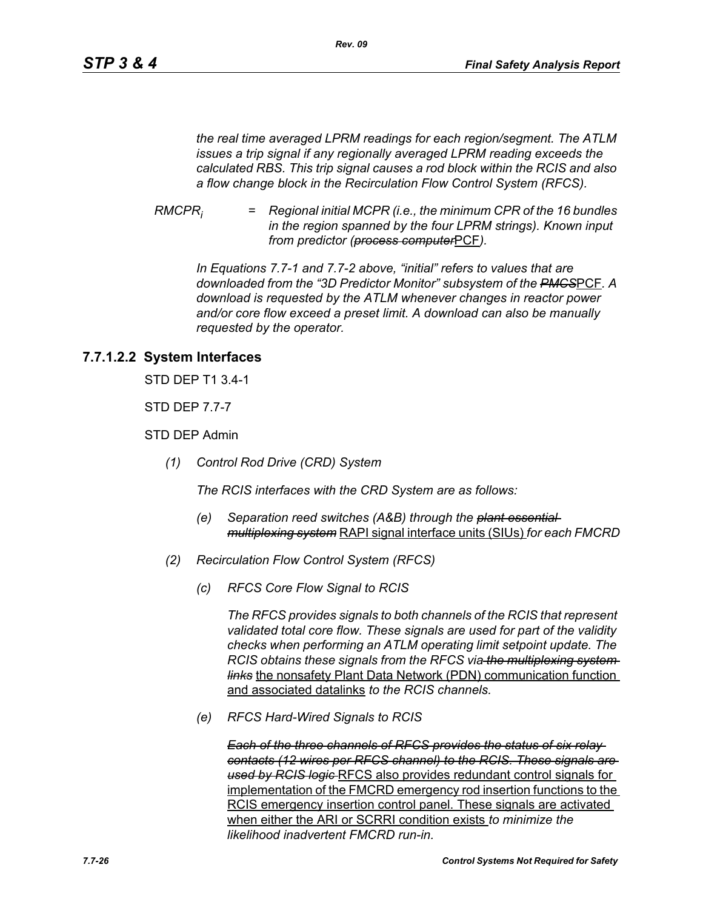*the real time averaged LPRM readings for each region/segment. The ATLM issues a trip signal if any regionally averaged LPRM reading exceeds the calculated RBS. This trip signal causes a rod block within the RCIS and also a flow change block in the Recirculation Flow Control System (RFCS).*

$RMCPR_i$ = *Regional initial MCPR (i.e., the minimum CPR of the 16 bundles in the region spanned by the four LPRM strings). Known input from predictor (~~process computer~~*PCF*).*

*In Equations 7.7-1 and 7.7-2 above, "initial" refers to values that are downloaded from the "3D Predictor Monitor" subsystem of the ~~PMCS~~*PCF*. A download is requested by the ATLM whenever changes in reactor power and/or core flow exceed a preset limit. A download can also be manually requested by the operator.*

### 7.7.1.2.2 System Interfaces

STD DEP T1 3.4-1

STD DEP 7.7-7

STD DEP Admin

*(1) Control Rod Drive (CRD) System*

*The RCIS interfaces with the CRD System are as follows:*

*(e) Separation reed switches (A&B) through the ~~plant essential multiplexing system~~* RAPI signal interface units (SIUs) *for each FMCRD*

*(2) Recirculation Flow Control System (RFCS)*

*(c) RFCS Core Flow Signal to RCIS*

*The RFCS provides signals to both channels of the RCIS that represent validated total core flow. These signals are used for part of the validity checks when performing an ATLM operating limit setpoint update. The RCIS obtains these signals from the RFCS via ~~the multiplexing system links~~* the nonsafety Plant Data Network (PDN) communication function and associated datalinks *to the RCIS channels.*

*(e) RFCS Hard-Wired Signals to RCIS*

*~~Each of the three channels of RFCS provides the status of six relay contacts (12 wires per RFCS channel) to the RCIS. These signals are used by RCIS logic~~* RFCS also provides redundant control signals for implementation of the FMCRD emergency rod insertion functions to the RCIS emergency insertion control panel. These signals are activated when either the ARI or SCRRI condition exists *to minimize the likelihood inadvertent FMCRD run-in.*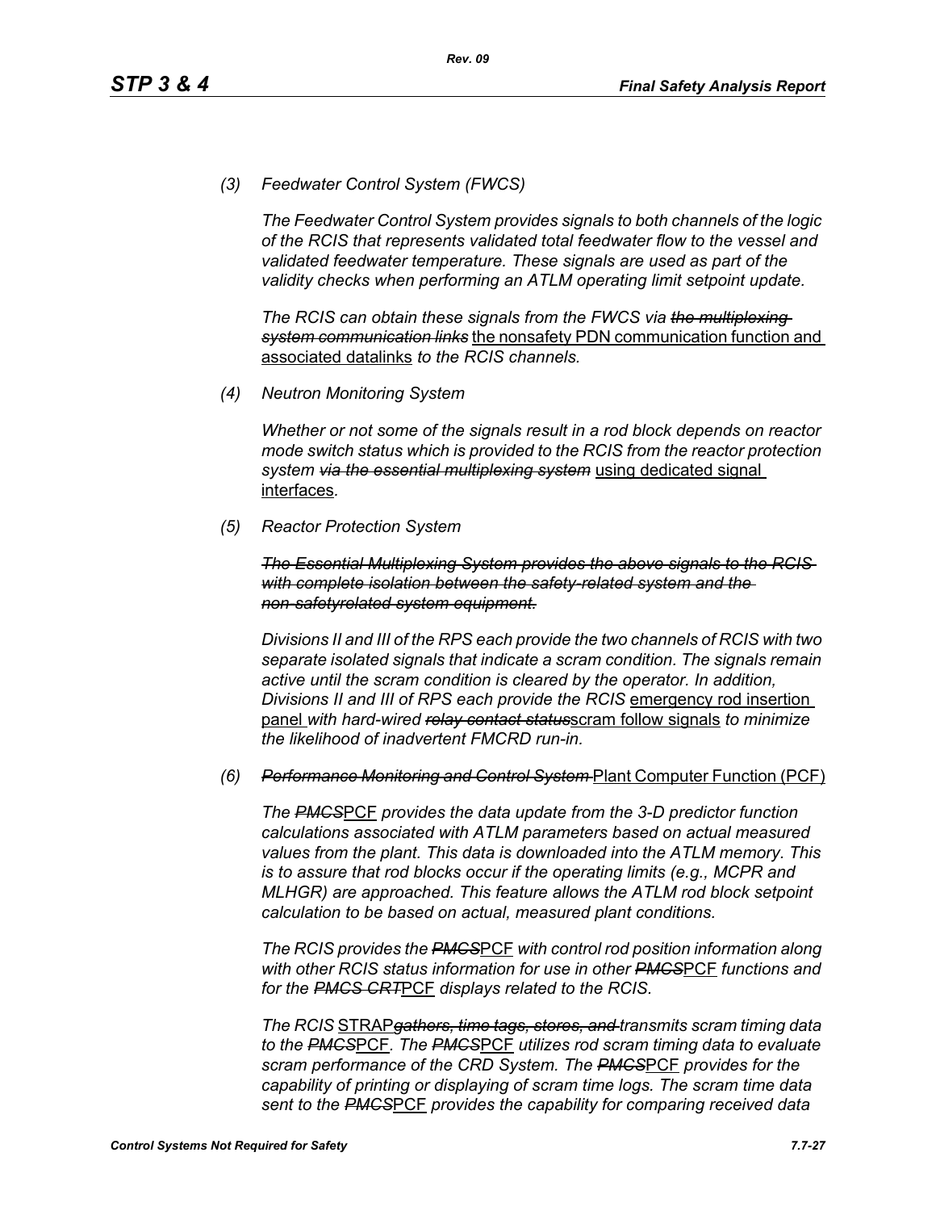*(3) Feedwater Control System (FWCS)*

*The Feedwater Control System provides signals to both channels of the logic of the RCIS that represents validated total feedwater flow to the vessel and validated feedwater temperature. These signals are used as part of the validity checks when performing an ATLM operating limit setpoint update.*

*The RCIS can obtain these signals from the FWCS via ~~the multiplexing system communication links~~* the nonsafety PDN communication function and associated datalinks *to the RCIS channels.*

*(4) Neutron Monitoring System*

*Whether or not some of the signals result in a rod block depends on reactor mode switch status which is provided to the RCIS from the reactor protection system ~~via the essential multiplexing system~~* using dedicated signal interfaces*.*

*(5) Reactor Protection System*

*~~The Essential Multiplexing System provides the above signals to the RCIS with complete isolation between the safety-related system and the non-safetyrelated system equipment.~~*

*Divisions II and III of the RPS each provide the two channels of RCIS with two separate isolated signals that indicate a scram condition. The signals remain active until the scram condition is cleared by the operator. In addition, Divisions II and III of RPS each provide the RCIS* emergency rod insertion panel *with hard-wired ~~relay contact status~~*scram follow signals *to minimize the likelihood of inadvertent FMCRD run-in.*

*(6) ~~Performance Monitoring and Control System~~* Plant Computer Function (PCF)

*The ~~PMCS~~*PCF *provides the data update from the 3-D predictor function calculations associated with ATLM parameters based on actual measured values from the plant. This data is downloaded into the ATLM memory. This is to assure that rod blocks occur if the operating limits (e.g., MCPR and MLHGR) are approached. This feature allows the ATLM rod block setpoint calculation to be based on actual, measured plant conditions.*

*The RCIS provides the ~~PMCS~~*PCF *with control rod position information along with other RCIS status information for use in other ~~PMCS~~*PCF *functions and for the ~~PMCS CRT~~*PCF *displays related to the RCIS.*

*The RCIS* STRAP*~~gathers, time tags, stores, and~~ transmits scram timing data to the ~~PMCS~~*PCF*. The ~~PMCS~~*PCF *utilizes rod scram timing data to evaluate scram performance of the CRD System. The ~~PMCS~~*PCF *provides for the capability of printing or displaying of scram time logs. The scram time data sent to the ~~PMCS~~*PCF *provides the capability for comparing received data*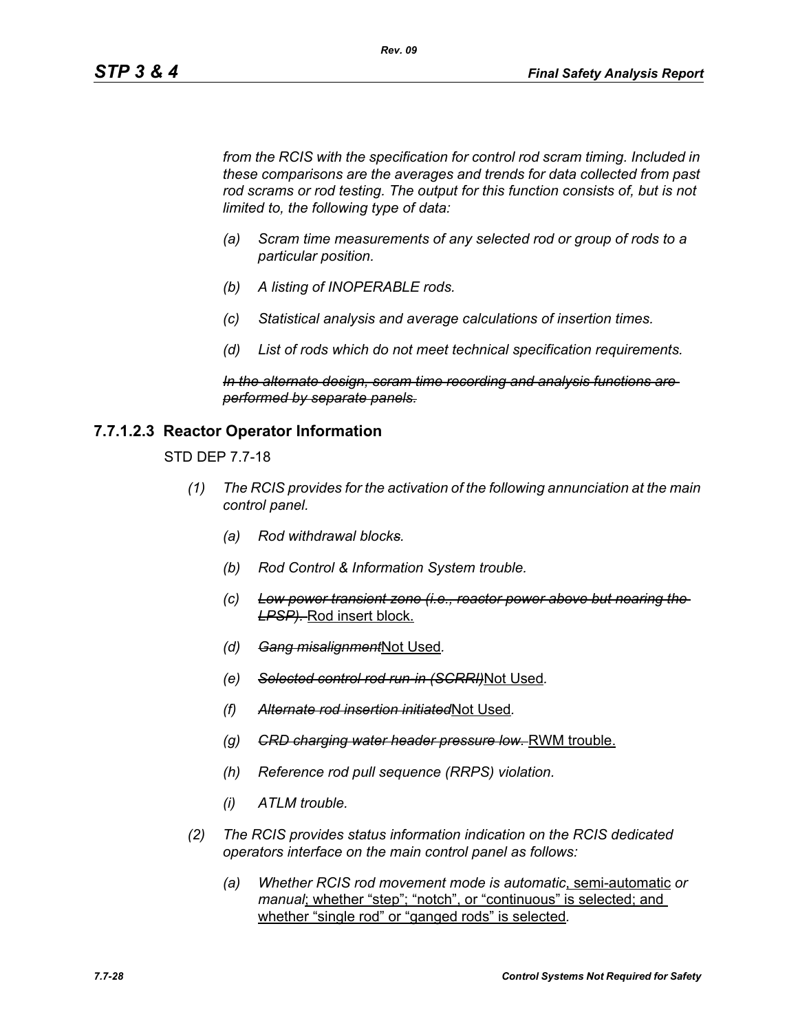*from the RCIS with the specification for control rod scram timing. Included in these comparisons are the averages and trends for data collected from past rod scrams or rod testing. The output for this function consists of, but is not limited to, the following type of data:*

- *(a) Scram time measurements of any selected rod or group of rods to a particular position.*
- *(b) A listing of INOPERABLE rods.*
- *(c) Statistical analysis and average calculations of insertion times.*
- *(d) List of rods which do not meet technical specification requirements.*

~~*In the alternate design, scram time recording and analysis functions are performed by separate panels.*~~

### 7.7.1.2.3 Reactor Operator Information

STD DEP 7.7-18

*(1) The RCIS provides for the activation of the following annunciation at the main control panel.*

- *(a) Rod withdrawal blocks.*
- *(b) Rod Control & Information System trouble.*
- *(c)* ~~*Low power transient zone (i.e., reactor power above but nearing the LPSP).*~~ <u>Rod insert block.</u>
- *(d)* ~~*Gang misalignment*~~<u>Not Used</u>.
- *(e)* ~~*Selected control rod run-in (SCRRI)*~~<u>Not Used</u>.
- *(f)* ~~*Alternate rod insertion initiated*~~<u>Not Used</u>.
- *(g)* ~~*CRD charging water header pressure low.*~~ <u>RWM trouble.</u>
- *(h) Reference rod pull sequence (RRPS) violation.*
- *(i) ATLM trouble.*

*(2) The RCIS provides status information indication on the RCIS dedicated operators interface on the main control panel as follows:*

- *(a) Whether RCIS rod movement mode is automatic*<u>, semi-automatic</u> *or manual*<u>; whether “step”; “notch”, or “continuous” is selected; and whether “single rod” or “ganged rods” is selected</u>.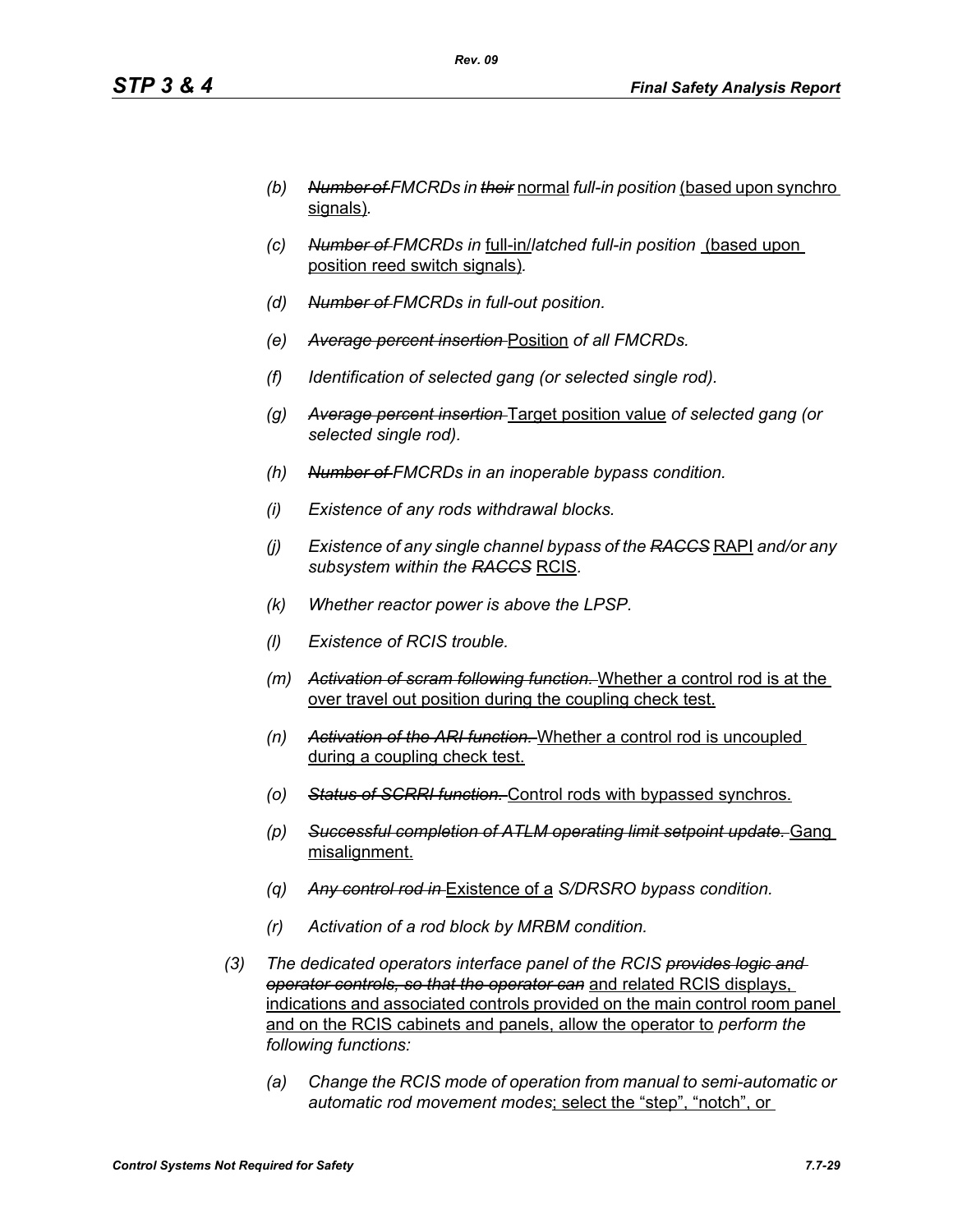- (b) ~~Number of~~ *FMCRDs in* ~~their~~ normal *full-in position* (based upon synchro signals)*.*

- (c) ~~Number of~~ *FMCRDs in* full-in/*latched full-in position* (based upon position reed switch signals)*.*

- (d) ~~Number of~~ *FMCRDs in full-out position.*

- (e) ~~Average percent insertion~~ Position *of all FMCRDs.*

- (f) *Identification of selected gang (or selected single rod).*

- (g) ~~Average percent insertion~~ Target position value *of selected gang (or selected single rod).*

- (h) ~~Number of~~ *FMCRDs in an inoperable bypass condition.*

- (i) *Existence of any rods withdrawal blocks.*

- (j) *Existence of any single channel bypass of the* ~~RACCS~~ RAPI *and/or any subsystem within the* ~~RACCS~~ RCIS*.*

- (k) *Whether reactor power is above the LPSP.*

- (l) *Existence of RCIS trouble.*

- (m) ~~Activation of scram following function.~~ Whether a control rod is at the over travel out position during the coupling check test.

- (n) ~~Activation of the ARI function.~~ Whether a control rod is uncoupled during a coupling check test.

- (o) ~~Status of SCRRI function.~~ Control rods with bypassed synchros.

- (p) ~~Successful completion of ATLM operating limit setpoint update.~~ Gang misalignment.

- (q) ~~Any control rod in~~ Existence of a *S/DRSRO bypass condition.*

- (r) *Activation of a rod block by MRBM condition.*

(3) *The dedicated operators interface panel of the RCIS* ~~provides logic and operator controls, so that the operator can~~ and related RCIS displays, indications and associated controls provided on the main control room panel and on the RCIS cabinets and panels, allow the operator to *perform the following functions:*

- (a) *Change the RCIS mode of operation from manual to semi-automatic or automatic rod movement modes*; select the "step", "notch", or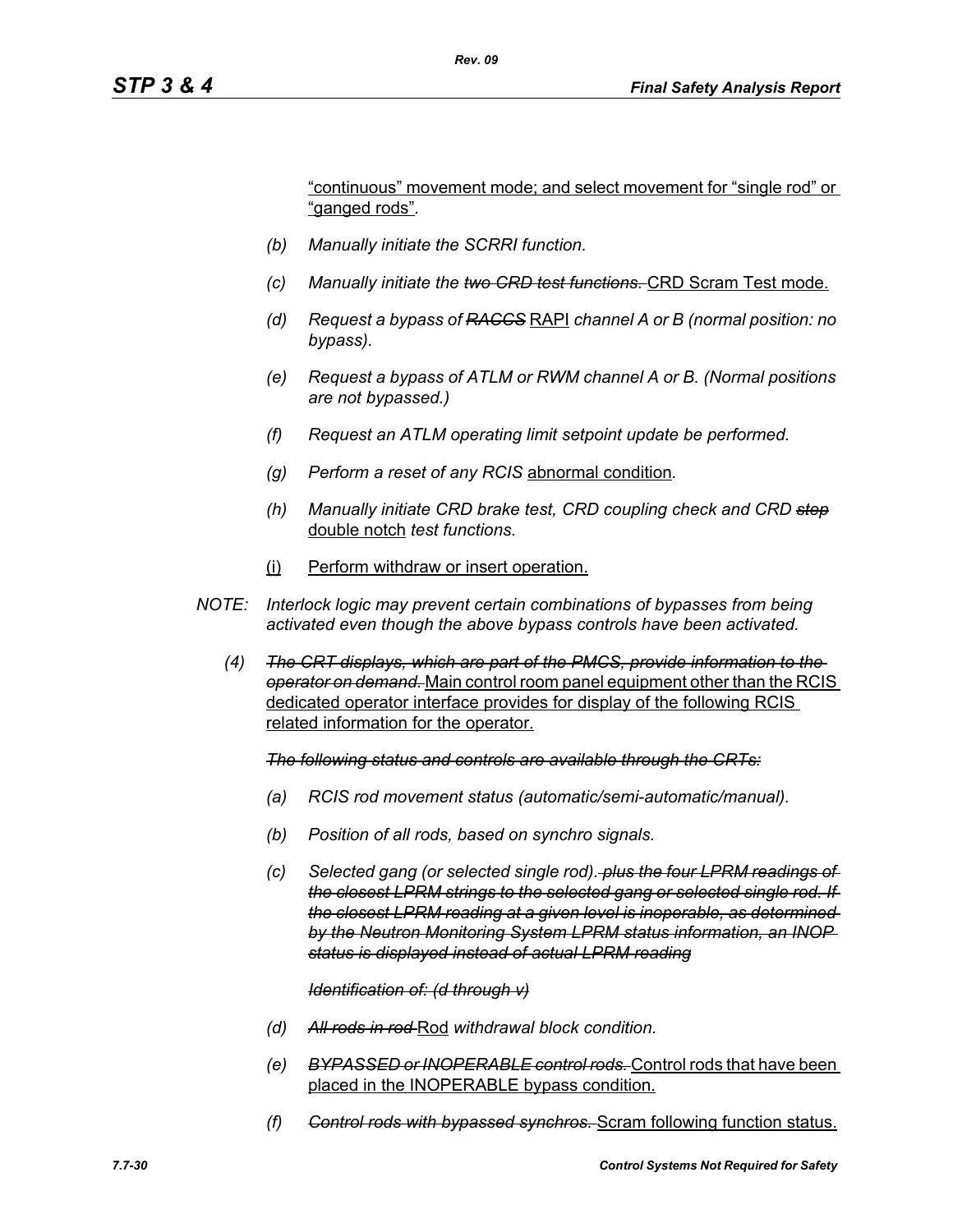"continuous" movement mode; and select movement for "single rod" or "ganged rods".

(b) *Manually initiate the SCRRI function.*

(c) *Manually initiate the ~~two CRD test functions.~~* CRD Scram Test mode.

(d) *Request a bypass of ~~RACCS~~* RAPI *channel A or B (normal position: no bypass).*

(e) *Request a bypass of ATLM or RWM channel A or B. (Normal positions are not bypassed.)*

(f) *Request an ATLM operating limit setpoint update be performed.*

(g) *Perform a reset of any RCIS* abnormal condition*.*

(h) *Manually initiate CRD brake test, CRD coupling check and CRD ~~stop~~* double notch *test functions.*

(i) Perform withdraw or insert operation.

NOTE: *Interlock logic may prevent certain combinations of bypasses from being activated even though the above bypass controls have been activated.*

(4) ~~*The CRT displays, which are part of the PMCS, provide information to the operator on demand.*~~ Main control room panel equipment other than the RCIS dedicated operator interface provides for display of the following RCIS related information for the operator.

~~*The following status and controls are available through the CRTs:*~~

(a) *RCIS rod movement status (automatic/semi-automatic/manual).*

(b) *Position of all rods, based on synchro signals.*

(c) *Selected gang (or selected single rod).* ~~*plus the four LPRM readings of the closest LPRM strings to the selected gang or selected single rod. If the closest LPRM reading at a given level is inoperable, as determined by the Neutron Monitoring System LPRM status information, an INOP status is displayed instead of actual LPRM reading*~~

~~*Identification of: (d through v)*~~

(d) ~~*All rods in rod*~~ Rod *withdrawal block condition.*

(e) ~~*BYPASSED or INOPERABLE control rods.*~~ Control rods that have been placed in the INOPERABLE bypass condition.

(f) ~~*Control rods with bypassed synchros.*~~ Scram following function status.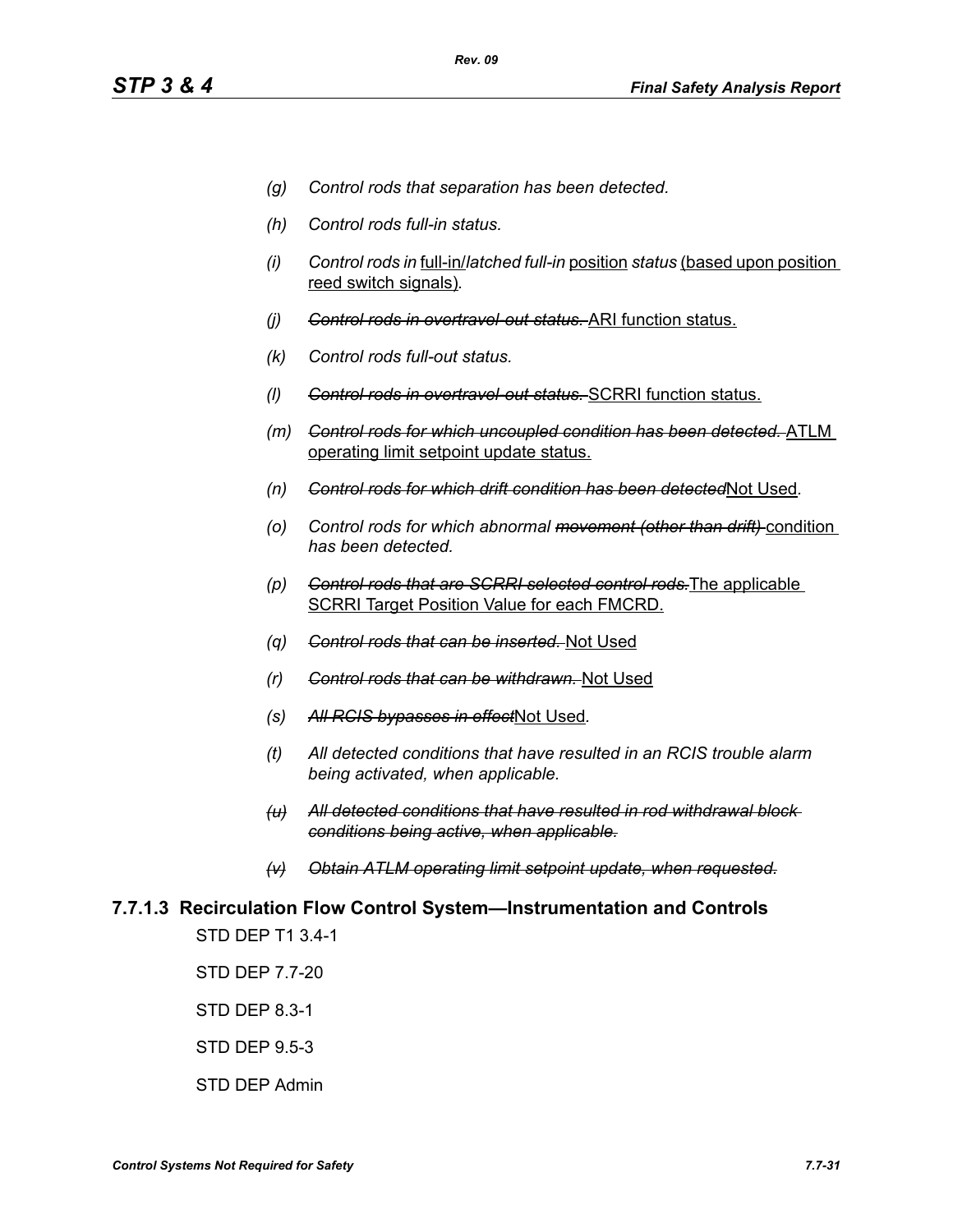*(g) Control rods that separation has been detected.*

*(h) Control rods full-in status.*

*(i) Control rods in* full-in/*latched full-in* position *status* (based upon position reed switch signals)*.*

*(j)* ~~*Control rods in overtravel-out status.*~~ ARI function status.

*(k) Control rods full-out status.*

*(l)* ~~*Control rods in overtravel-out status.*~~ SCRRI function status.

*(m)* ~~*Control rods for which uncoupled condition has been detected.*~~ ATLM operating limit setpoint update status.

*(n)* ~~*Control rods for which drift condition has been detected*~~Not Used*.*

*(o) Control rods for which abnormal* ~~*movement (other than drift)*~~ condition *has been detected.*

*(p)* ~~*Control rods that are SCRRI selected control rods.*~~The applicable SCRRI Target Position Value for each FMCRD.

*(q)* ~~*Control rods that can be inserted.*~~ Not Used

*(r)* ~~*Control rods that can be withdrawn.*~~ Not Used

*(s)* ~~*All RCIS bypasses in effect*~~Not Used.

*(t) All detected conditions that have resulted in an RCIS trouble alarm being activated, when applicable.*

~~*(u) All detected conditions that have resulted in rod withdrawal block conditions being active, when applicable.*~~

~~*(v) Obtain ATLM operating limit setpoint update, when requested.*~~

### 7.7.1.3 Recirculation Flow Control System—Instrumentation and Controls

STD DEP T1 3.4-1

STD DEP 7.7-20

STD DEP 8.3-1

STD DEP 9.5-3

STD DEP Admin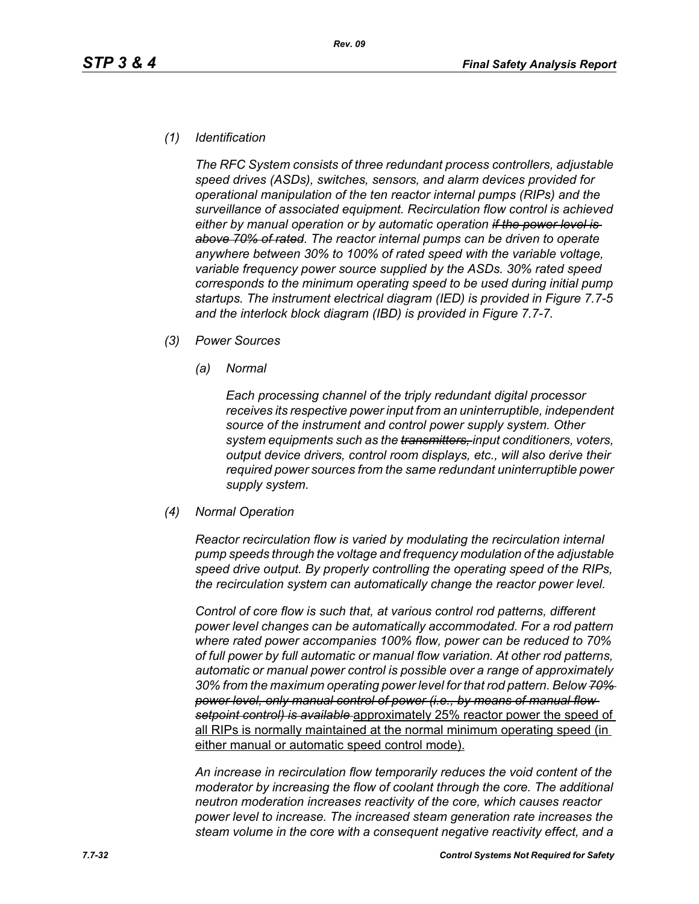*(1) Identification*

*The RFC System consists of three redundant process controllers, adjustable speed drives (ASDs), switches, sensors, and alarm devices provided for operational manipulation of the ten reactor internal pumps (RIPs) and the surveillance of associated equipment. Recirculation flow control is achieved either by manual operation or by automatic operation ~~if the power level is above 70% of rated~~. The reactor internal pumps can be driven to operate anywhere between 30% to 100% of rated speed with the variable voltage, variable frequency power source supplied by the ASDs. 30% rated speed corresponds to the minimum operating speed to be used during initial pump startups. The instrument electrical diagram (IED) is provided in Figure 7.7-5 and the interlock block diagram (IBD) is provided in Figure 7.7-7.*

*(3) Power Sources*

*(a) Normal*

*Each processing channel of the triply redundant digital processor receives its respective power input from an uninterruptible, independent source of the instrument and control power supply system. Other system equipments such as the ~~transmitters,~~ input conditioners, voters, output device drivers, control room displays, etc., will also derive their required power sources from the same redundant uninterruptible power supply system.*

*(4) Normal Operation*

*Reactor recirculation flow is varied by modulating the recirculation internal pump speeds through the voltage and frequency modulation of the adjustable speed drive output. By properly controlling the operating speed of the RIPs, the recirculation system can automatically change the reactor power level.*

*Control of core flow is such that, at various control rod patterns, different power level changes can be automatically accommodated. For a rod pattern where rated power accompanies 100% flow, power can be reduced to 70% of full power by full automatic or manual flow variation. At other rod patterns, automatic or manual power control is possible over a range of approximately 30% from the maximum operating power level for that rod pattern. Below ~~70% power level, only manual control of power (i.e., by means of manual flow setpoint control) is available~~* <u>approximately 25% reactor power the speed of all RIPs is normally maintained at the normal minimum operating speed (in either manual or automatic speed control mode).</u>

*An increase in recirculation flow temporarily reduces the void content of the moderator by increasing the flow of coolant through the core. The additional neutron moderation increases reactivity of the core, which causes reactor power level to increase. The increased steam generation rate increases the steam volume in the core with a consequent negative reactivity effect, and a*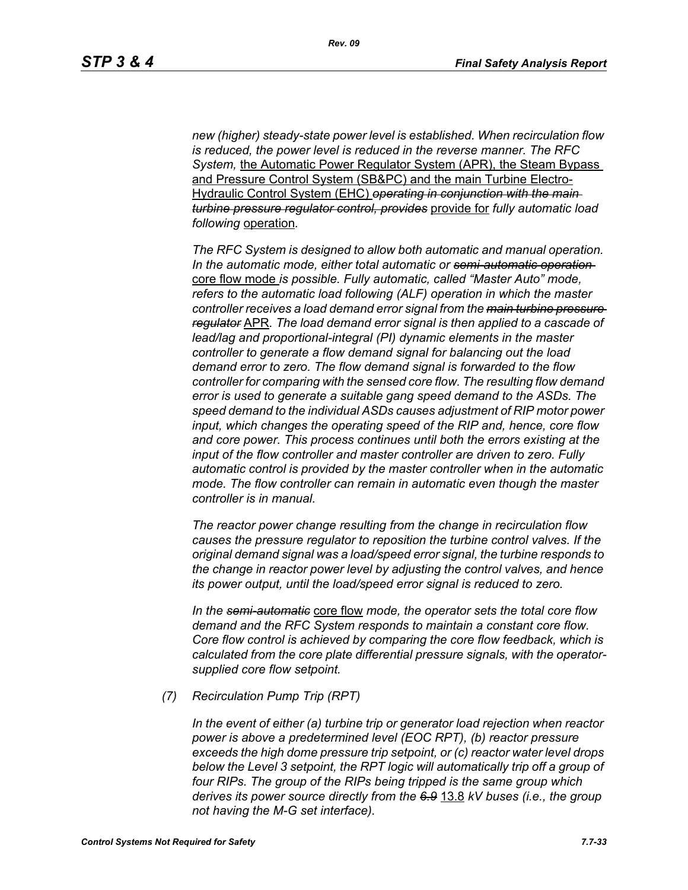*new (higher) steady-state power level is established. When recirculation flow is reduced, the power level is reduced in the reverse manner. The RFC System,* <u>the Automatic Power Regulator System (APR), the Steam Bypass and Pressure Control System (SB&PC) and the main Turbine Electro-Hydraulic Control System (EHC)</u> ~~*operating in conjunction with the main turbine pressure regulator control, provides*~~ <u>provide for</u> *fully automatic load following* <u>operation</u>.

*The RFC System is designed to allow both automatic and manual operation. In the automatic mode, either total automatic or* ~~*semi-automatic operation*~~ <u>core flow mode</u> *is possible. Fully automatic, called "Master Auto" mode, refers to the automatic load following (ALF) operation in which the master controller receives a load demand error signal from the* ~~*main turbine pressure regulator*~~ <u>APR</u>. *The load demand error signal is then applied to a cascade of lead/lag and proportional-integral (PI) dynamic elements in the master controller to generate a flow demand signal for balancing out the load demand error to zero. The flow demand signal is forwarded to the flow controller for comparing with the sensed core flow. The resulting flow demand error is used to generate a suitable gang speed demand to the ASDs. The speed demand to the individual ASDs causes adjustment of RIP motor power input, which changes the operating speed of the RIP and, hence, core flow and core power. This process continues until both the errors existing at the input of the flow controller and master controller are driven to zero. Fully automatic control is provided by the master controller when in the automatic mode. The flow controller can remain in automatic even though the master controller is in manual.*

*The reactor power change resulting from the change in recirculation flow causes the pressure regulator to reposition the turbine control valves. If the original demand signal was a load/speed error signal, the turbine responds to the change in reactor power level by adjusting the control valves, and hence its power output, until the load/speed error signal is reduced to zero.*

*In the* ~~*semi-automatic*~~ <u>core flow</u> *mode, the operator sets the total core flow demand and the RFC System responds to maintain a constant core flow. Core flow control is achieved by comparing the core flow feedback, which is calculated from the core plate differential pressure signals, with the operator-supplied core flow setpoint.*

*(7) Recirculation Pump Trip (RPT)*

*In the event of either (a) turbine trip or generator load rejection when reactor power is above a predetermined level (EOC RPT), (b) reactor pressure exceeds the high dome pressure trip setpoint, or (c) reactor water level drops below the Level 3 setpoint, the RPT logic will automatically trip off a group of four RIPs. The group of the RIPs being tripped is the same group which derives its power source directly from the* ~~*6.9*~~ <u>13.8</u> *kV buses (i.e., the group not having the M-G set interface).*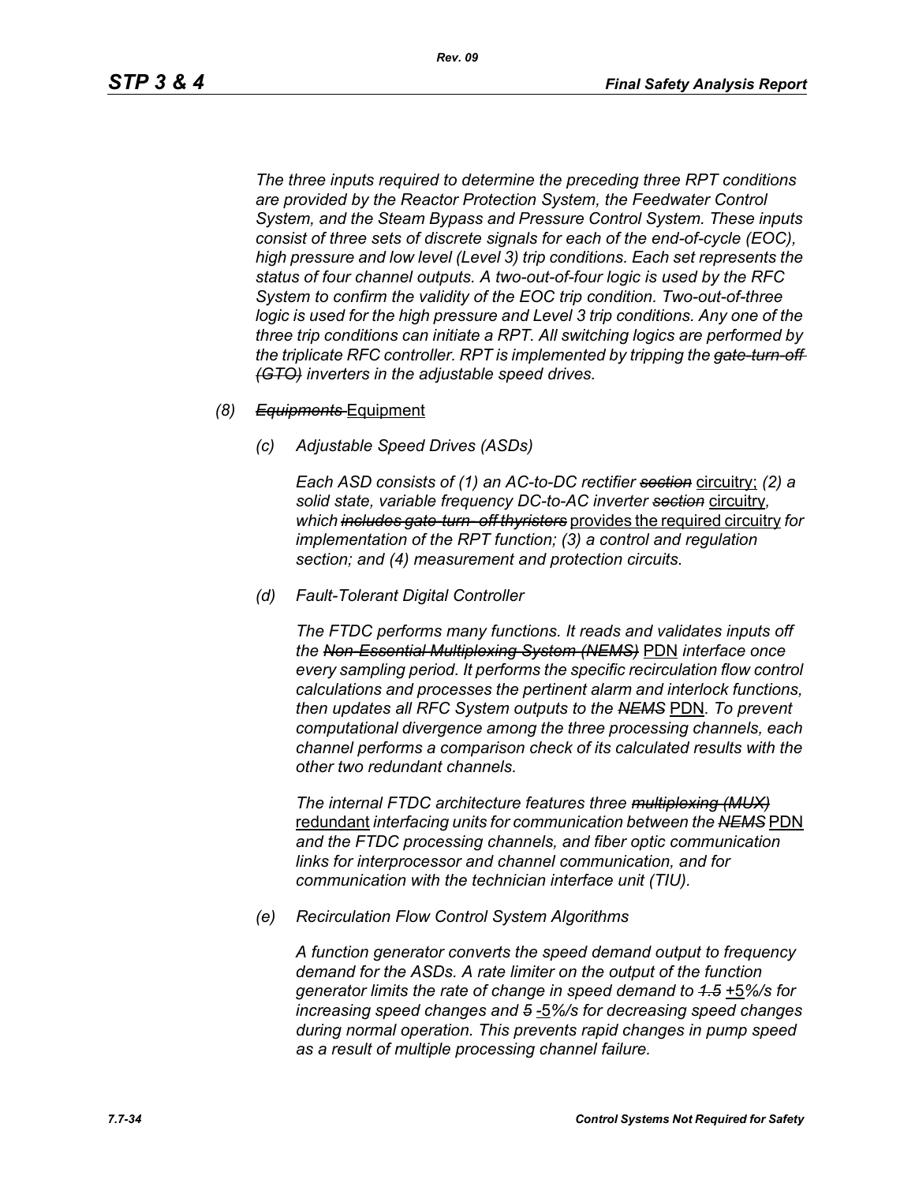*The three inputs required to determine the preceding three RPT conditions are provided by the Reactor Protection System, the Feedwater Control System, and the Steam Bypass and Pressure Control System. These inputs consist of three sets of discrete signals for each of the end-of-cycle (EOC), high pressure and low level (Level 3) trip conditions. Each set represents the status of four channel outputs. A two-out-of-four logic is used by the RFC System to confirm the validity of the EOC trip condition. Two-out-of-three logic is used for the high pressure and Level 3 trip conditions. Any one of the three trip conditions can initiate a RPT. All switching logics are performed by the triplicate RFC controller. RPT is implemented by tripping the ~~gate-turn-off (GTO)~~ inverters in the adjustable speed drives.*

*(8)* ~~*Equipments*~~ Equipment

*(c) Adjustable Speed Drives (ASDs)*

*Each ASD consists of (1) an AC-to-DC rectifier* ~~*section*~~ circuitry; *(2) a solid state, variable frequency DC-to-AC inverter* ~~*section*~~ circuitry, *which* ~~*includes gate-turn- off thyristors*~~ provides the required circuitry *for implementation of the RPT function; (3) a control and regulation section; and (4) measurement and protection circuits.*

*(d) Fault-Tolerant Digital Controller*

*The FTDC performs many functions. It reads and validates inputs off the* ~~*Non-Essential Multiplexing System (NEMS)*~~ PDN *interface once every sampling period. It performs the specific recirculation flow control calculations and processes the pertinent alarm and interlock functions, then updates all RFC System outputs to the* ~~*NEMS*~~ PDN*. To prevent computational divergence among the three processing channels, each channel performs a comparison check of its calculated results with the other two redundant channels.*

*The internal FTDC architecture features three* ~~*multiplexing (MUX)*~~ redundant *interfacing units for communication between the* ~~*NEMS*~~ PDN *and the FTDC processing channels, and fiber optic communication links for interprocessor and channel communication, and for communication with the technician interface unit (TIU).*

*(e) Recirculation Flow Control System Algorithms*

*A function generator converts the speed demand output to frequency demand for the ASDs. A rate limiter on the output of the function generator limits the rate of change in speed demand to* ~~*1.5*~~ +5*%/s for increasing speed changes and* ~~*5*~~ -5*%/s for decreasing speed changes during normal operation. This prevents rapid changes in pump speed as a result of multiple processing channel failure.*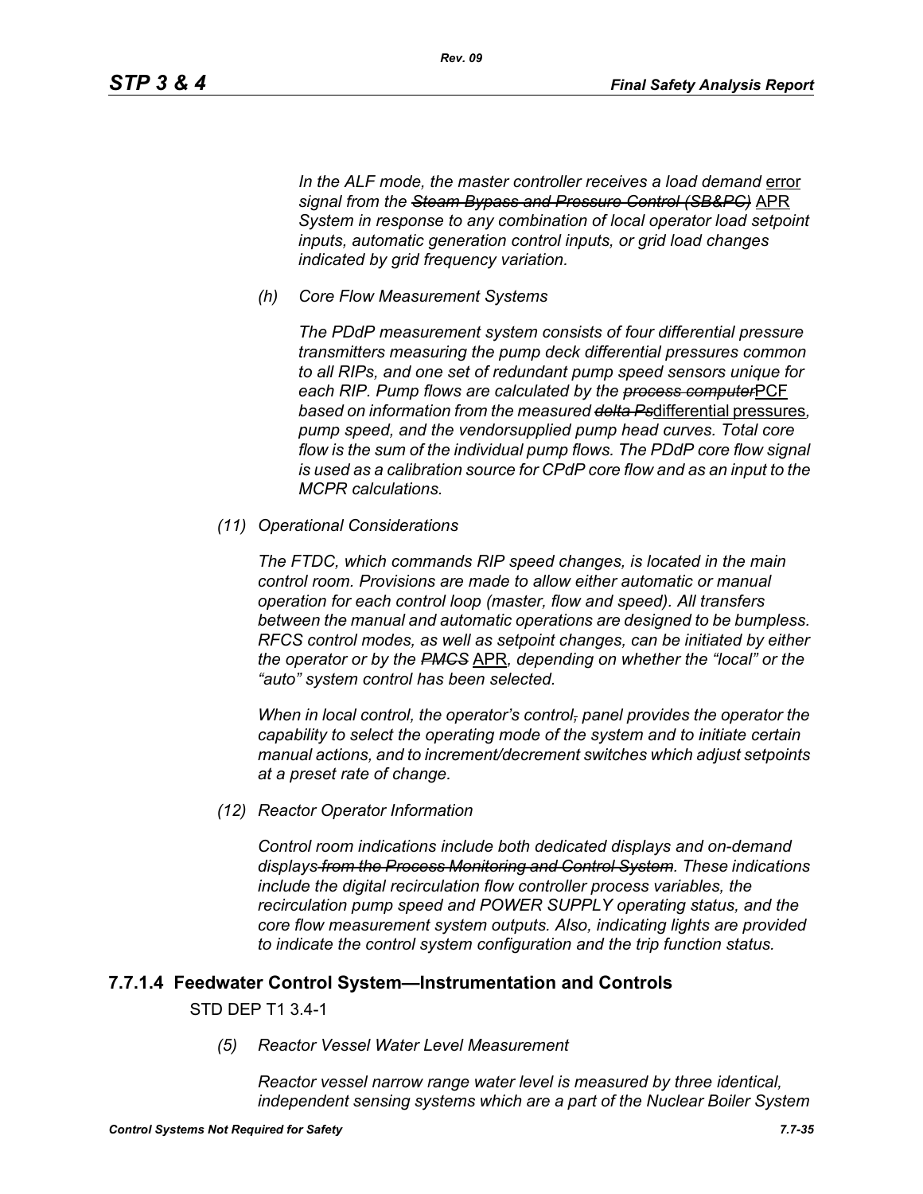*In the ALF mode, the master controller receives a load demand* error *signal from the ~~Steam Bypass and Pressure Control (SB&PC)~~* APR *System in response to any combination of local operator load setpoint inputs, automatic generation control inputs, or grid load changes indicated by grid frequency variation.*

*(h) Core Flow Measurement Systems*

*The PDdP measurement system consists of four differential pressure transmitters measuring the pump deck differential pressures common to all RIPs, and one set of redundant pump speed sensors unique for each RIP. Pump flows are calculated by the ~~process computer~~*PCF *based on information from the measured ~~delta Ps~~*differential pressures*, pump speed, and the vendorsupplied pump head curves. Total core flow is the sum of the individual pump flows. The PDdP core flow signal is used as a calibration source for CPdP core flow and as an input to the MCPR calculations.*

*(11) Operational Considerations*

*The FTDC, which commands RIP speed changes, is located in the main control room. Provisions are made to allow either automatic or manual operation for each control loop (master, flow and speed). All transfers between the manual and automatic operations are designed to be bumpless. RFCS control modes, as well as setpoint changes, can be initiated by either the operator or by the ~~PMCS~~* APR*, depending on whether the "local" or the "auto" system control has been selected.*

*When in local control, the operator's control~~,~~ panel provides the operator the capability to select the operating mode of the system and to initiate certain manual actions, and to increment/decrement switches which adjust setpoints at a preset rate of change.*

*(12) Reactor Operator Information*

*Control room indications include both dedicated displays and on-demand displays ~~from the Process Monitoring and Control System~~. These indications include the digital recirculation flow controller process variables, the recirculation pump speed and POWER SUPPLY operating status, and the core flow measurement system outputs. Also, indicating lights are provided to indicate the control system configuration and the trip function status.*

### 7.7.1.4 Feedwater Control System—Instrumentation and Controls

STD DEP T1 3.4-1

*(5) Reactor Vessel Water Level Measurement*

*Reactor vessel narrow range water level is measured by three identical, independent sensing systems which are a part of the Nuclear Boiler System*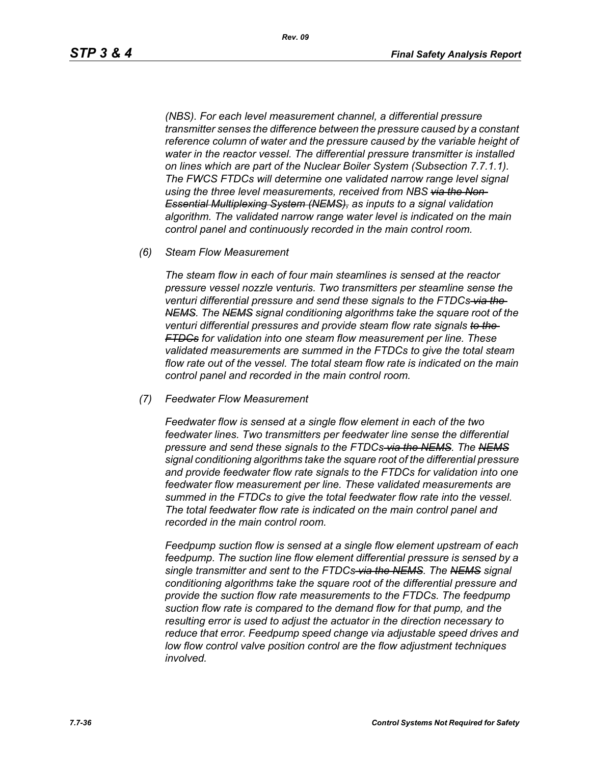*(NBS). For each level measurement channel, a differential pressure transmitter senses the difference between the pressure caused by a constant reference column of water and the pressure caused by the variable height of water in the reactor vessel. The differential pressure transmitter is installed on lines which are part of the Nuclear Boiler System (Subsection 7.7.1.1). The FWCS FTDCs will determine one validated narrow range level signal using the three level measurements, received from NBS ~~via the Non-Essential Multiplexing System (NEMS),~~ as inputs to a signal validation algorithm. The validated narrow range water level is indicated on the main control panel and continuously recorded in the main control room.*

*(6) Steam Flow Measurement*

*The steam flow in each of four main steamlines is sensed at the reactor pressure vessel nozzle venturis. Two transmitters per steamline sense the venturi differential pressure and send these signals to the FTDCs ~~via the NEMS~~. The ~~NEMS~~ signal conditioning algorithms take the square root of the venturi differential pressures and provide steam flow rate signals ~~to the FTDCs~~ for validation into one steam flow measurement per line. These validated measurements are summed in the FTDCs to give the total steam flow rate out of the vessel. The total steam flow rate is indicated on the main control panel and recorded in the main control room.*

*(7) Feedwater Flow Measurement*

*Feedwater flow is sensed at a single flow element in each of the two feedwater lines. Two transmitters per feedwater line sense the differential pressure and send these signals to the FTDCs ~~via the NEMS~~. The ~~NEMS~~ signal conditioning algorithms take the square root of the differential pressure and provide feedwater flow rate signals to the FTDCs for validation into one feedwater flow measurement per line. These validated measurements are summed in the FTDCs to give the total feedwater flow rate into the vessel. The total feedwater flow rate is indicated on the main control panel and recorded in the main control room.*

*Feedpump suction flow is sensed at a single flow element upstream of each feedpump. The suction line flow element differential pressure is sensed by a single transmitter and sent to the FTDCs ~~via the NEMS~~. The ~~NEMS~~ signal conditioning algorithms take the square root of the differential pressure and provide the suction flow rate measurements to the FTDCs. The feedpump suction flow rate is compared to the demand flow for that pump, and the resulting error is used to adjust the actuator in the direction necessary to reduce that error. Feedpump speed change via adjustable speed drives and low flow control valve position control are the flow adjustment techniques involved.*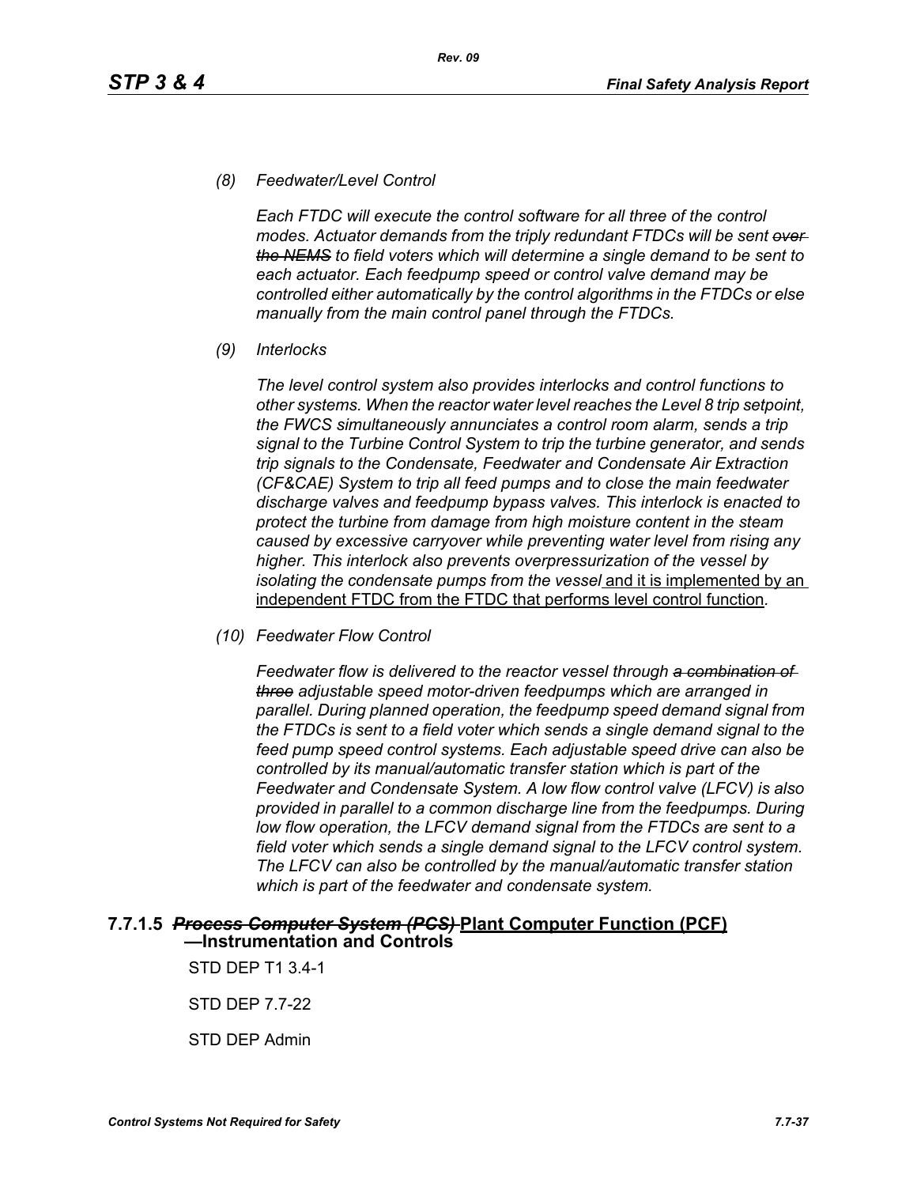*(8) Feedwater/Level Control*

*Each FTDC will execute the control software for all three of the control modes. Actuator demands from the triply redundant FTDCs will be sent ~~over the NEMS~~ to field voters which will determine a single demand to be sent to each actuator. Each feedpump speed or control valve demand may be controlled either automatically by the control algorithms in the FTDCs or else manually from the main control panel through the FTDCs.*

*(9) Interlocks*

*The level control system also provides interlocks and control functions to other systems. When the reactor water level reaches the Level 8 trip setpoint, the FWCS simultaneously annunciates a control room alarm, sends a trip signal to the Turbine Control System to trip the turbine generator, and sends trip signals to the Condensate, Feedwater and Condensate Air Extraction (CF&CAE) System to trip all feed pumps and to close the main feedwater discharge valves and feedpump bypass valves. This interlock is enacted to protect the turbine from damage from high moisture content in the steam caused by excessive carryover while preventing water level from rising any higher. This interlock also prevents overpressurization of the vessel by isolating the condensate pumps from the vessel* <u>and it is implemented by an independent FTDC from the FTDC that performs level control function</u>*.*

*(10) Feedwater Flow Control*

*Feedwater flow is delivered to the reactor vessel through ~~a combination of three~~ adjustable speed motor-driven feedpumps which are arranged in parallel. During planned operation, the feedpump speed demand signal from the FTDCs is sent to a field voter which sends a single demand signal to the feed pump speed control systems. Each adjustable speed drive can also be controlled by its manual/automatic transfer station which is part of the Feedwater and Condensate System. A low flow control valve (LFCV) is also provided in parallel to a common discharge line from the feedpumps. During low flow operation, the LFCV demand signal from the FTDCs are sent to a field voter which sends a single demand signal to the LFCV control system. The LFCV can also be controlled by the manual/automatic transfer station which is part of the feedwater and condensate system.*

### 7.7.1.5 ~~*Process Computer System (PCS)*~~ <u>Plant Computer Function (PCF)</u>—Instrumentation and Controls

STD DEP T1 3.4-1

STD DEP 7.7-22

STD DEP Admin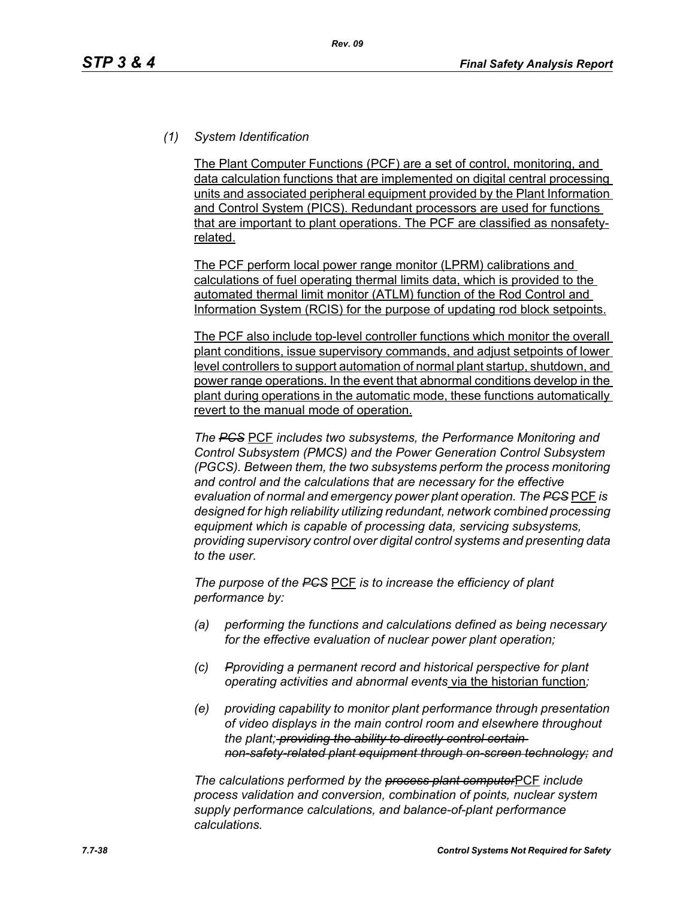*(1) System Identification*

The Plant Computer Functions (PCF) are a set of control, monitoring, and data calculation functions that are implemented on digital central processing units and associated peripheral equipment provided by the Plant Information and Control System (PICS). Redundant processors are used for functions that are important to plant operations. The PCF are classified as nonsafety-related.

The PCF perform local power range monitor (LPRM) calibrations and calculations of fuel operating thermal limits data, which is provided to the automated thermal limit monitor (ATLM) function of the Rod Control and Information System (RCIS) for the purpose of updating rod block setpoints.

The PCF also include top-level controller functions which monitor the overall plant conditions, issue supervisory commands, and adjust setpoints of lower level controllers to support automation of normal plant startup, shutdown, and power range operations. In the event that abnormal conditions develop in the plant during operations in the automatic mode, these functions automatically revert to the manual mode of operation.

*The ~~PCS~~ PCF includes two subsystems, the Performance Monitoring and Control Subsystem (PMCS) and the Power Generation Control Subsystem (PGCS). Between them, the two subsystems perform the process monitoring and control and the calculations that are necessary for the effective evaluation of normal and emergency power plant operation. The ~~PCS~~ PCF is designed for high reliability utilizing redundant, network combined processing equipment which is capable of processing data, servicing subsystems, providing supervisory control over digital control systems and presenting data to the user.*

*The purpose of the ~~PCS~~ PCF is to increase the efficiency of plant performance by:*

*(a) performing the functions and calculations defined as being necessary for the effective evaluation of nuclear power plant operation;*

*(c) ~~P~~providing a permanent record and historical perspective for plant operating activities and abnormal events via the historian function;*

*(e) providing capability to monitor plant performance through presentation of video displays in the main control room and elsewhere throughout the plant; ~~providing the ability to directly control certain non-safety-related plant equipment through on-screen technology;~~ and*

*The calculations performed by the ~~process plant computer~~PCF include process validation and conversion, combination of points, nuclear system supply performance calculations, and balance-of-plant performance calculations.*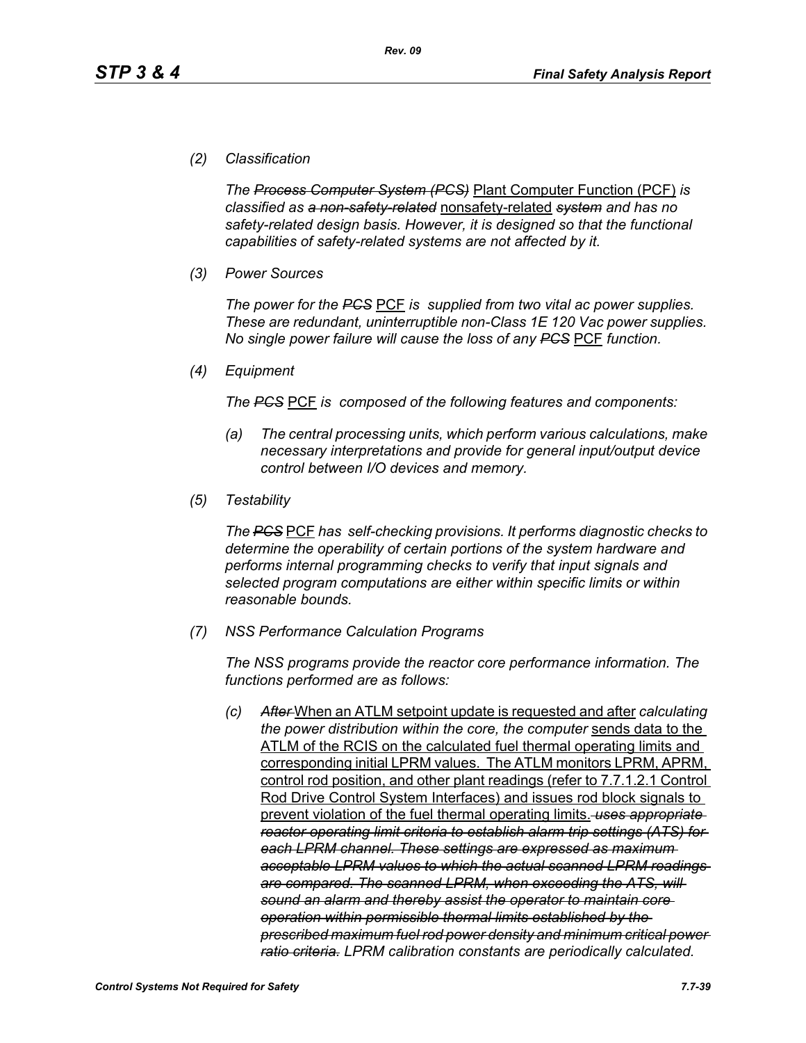*(2) Classification*

*The ~~Process Computer System (PCS)~~* Plant Computer Function (PCF) *is classified as ~~a non-safety-related~~* nonsafety-related *~~system~~ and has no safety-related design basis. However, it is designed so that the functional capabilities of safety-related systems are not affected by it.*

*(3) Power Sources*

*The ~~PCS~~* PCF *is supplied from two vital ac power supplies. These are redundant, uninterruptible non-Class 1E 120 Vac power supplies. No single power failure will cause the loss of any ~~PCS~~* PCF *function.*

*(4) Equipment*

*The ~~PCS~~* PCF *is composed of the following features and components:*

*(a) The central processing units, which perform various calculations, make necessary interpretations and provide for general input/output device control between I/O devices and memory.*

*(5) Testability*

*The ~~PCS~~* PCF *has self-checking provisions. It performs diagnostic checks to determine the operability of certain portions of the system hardware and performs internal programming checks to verify that input signals and selected program computations are either within specific limits or within reasonable bounds.*

*(7) NSS Performance Calculation Programs*

*The NSS programs provide the reactor core performance information. The functions performed are as follows:*

*(c) ~~After~~* When an ATLM setpoint update is requested and after *calculating the power distribution within the core, the computer* sends data to the ATLM of the RCIS on the calculated fuel thermal operating limits and corresponding initial LPRM values. The ATLM monitors LPRM, APRM, control rod position, and other plant readings (refer to 7.7.1.2.1 Control Rod Drive Control System Interfaces) and issues rod block signals to prevent violation of the fuel thermal operating limits. *~~uses appropriate reactor operating limit criteria to establish alarm trip settings (ATS) for each LPRM channel. These settings are expressed as maximum acceptable LPRM values to which the actual scanned LPRM readings are compared. The scanned LPRM, when exceeding the ATS, will sound an alarm and thereby assist the operator to maintain core operation within permissible thermal limits established by the prescribed maximum fuel rod power density and minimum critical power ratio criteria.~~ LPRM calibration constants are periodically calculated.*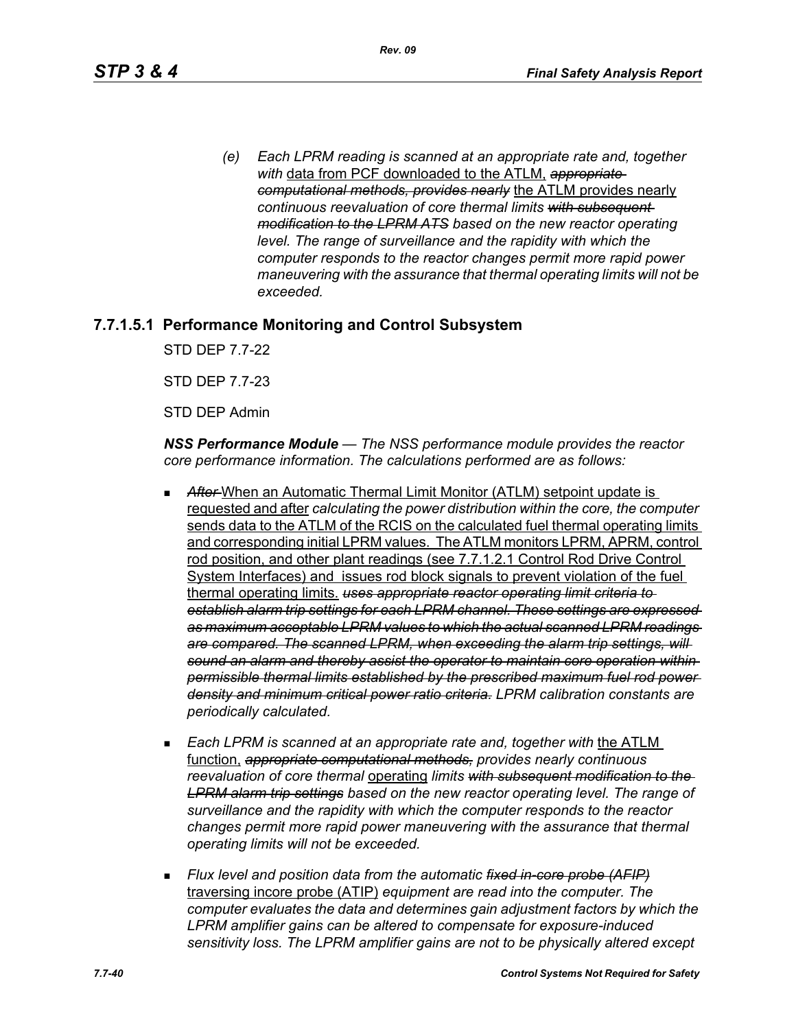*(e) Each LPRM reading is scanned at an appropriate rate and, together with* data from PCF downloaded to the ATLM, ~~*appropriate computational methods, provides nearly*~~ the ATLM provides nearly *continuous reevaluation of core thermal limits* ~~*with subsequent modification to the LPRM ATS*~~ *based on the new reactor operating level. The range of surveillance and the rapidity with which the computer responds to the reactor changes permit more rapid power maneuvering with the assurance that thermal operating limits will not be exceeded.*

### 7.7.1.5.1 Performance Monitoring and Control Subsystem

STD DEP 7.7-22

STD DEP 7.7-23

STD DEP Admin

***NSS Performance Module*** *— The NSS performance module provides the reactor core performance information. The calculations performed are as follows:*

- ~~*After*~~ When an Automatic Thermal Limit Monitor (ATLM) setpoint update is requested and after *calculating the power distribution within the core, the computer* sends data to the ATLM of the RCIS on the calculated fuel thermal operating limits and corresponding initial LPRM values. The ATLM monitors LPRM, APRM, control rod position, and other plant readings (see 7.7.1.2.1 Control Rod Drive Control System Interfaces) and issues rod block signals to prevent violation of the fuel thermal operating limits. ~~*uses appropriate reactor operating limit criteria to establish alarm trip settings for each LPRM channel. These settings are expressed as maximum acceptable LPRM values to which the actual scanned LPRM readings are compared. The scanned LPRM, when exceeding the alarm trip settings, will sound an alarm and thereby assist the operator to maintain core operation within permissible thermal limits established by the prescribed maximum fuel rod power density and minimum critical power ratio criteria.*~~ *LPRM calibration constants are periodically calculated.*

- *Each LPRM is scanned at an appropriate rate and, together with* the ATLM function, ~~*appropriate computational methods,*~~ *provides nearly continuous reevaluation of core thermal* operating *limits* ~~*with subsequent modification to the LPRM alarm trip settings*~~ *based on the new reactor operating level. The range of surveillance and the rapidity with which the computer responds to the reactor changes permit more rapid power maneuvering with the assurance that thermal operating limits will not be exceeded.*

- *Flux level and position data from the automatic* ~~*fixed in-core probe (AFIP)*~~ traversing incore probe (ATIP) *equipment are read into the computer. The computer evaluates the data and determines gain adjustment factors by which the LPRM amplifier gains can be altered to compensate for exposure-induced sensitivity loss. The LPRM amplifier gains are not to be physically altered except*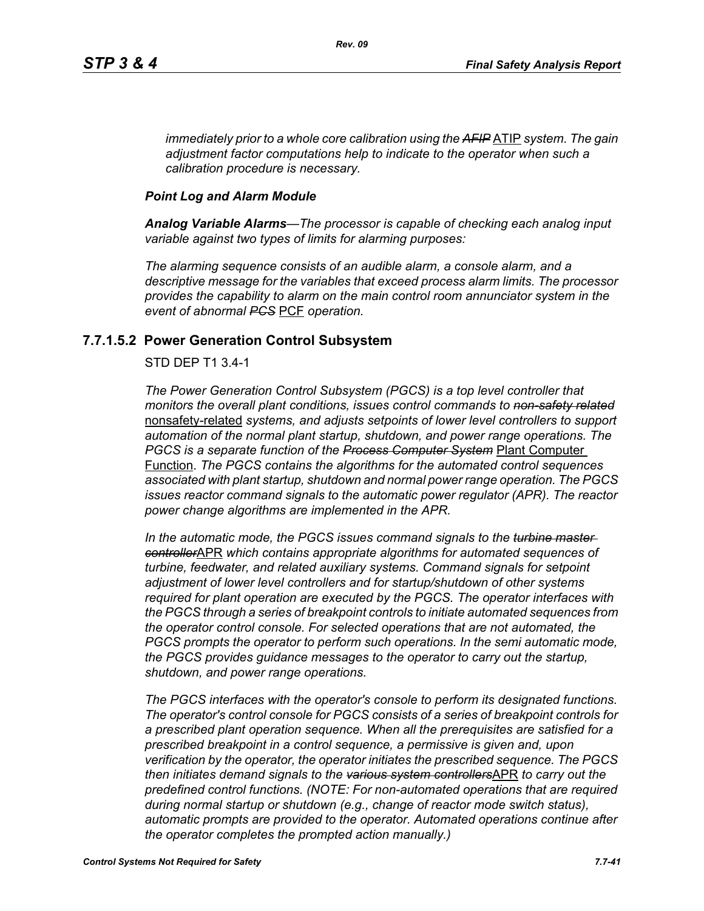*immediately prior to a whole core calibration using the ~~AFIP~~ ATIP system. The gain adjustment factor computations help to indicate to the operator when such a calibration procedure is necessary.*

***Point Log and Alarm Module***

***Analog Variable Alarms****—The processor is capable of checking each analog input variable against two types of limits for alarming purposes:*

*The alarming sequence consists of an audible alarm, a console alarm, and a descriptive message for the variables that exceed process alarm limits. The processor provides the capability to alarm on the main control room annunciator system in the event of abnormal ~~PCS~~ PCF operation.*

### 7.7.1.5.2 Power Generation Control Subsystem

STD DEP T1 3.4-1

*The Power Generation Control Subsystem (PGCS) is a top level controller that monitors the overall plant conditions, issues control commands to ~~non-safety related~~* nonsafety-related *systems, and adjusts setpoints of lower level controllers to support automation of the normal plant startup, shutdown, and power range operations. The PGCS is a separate function of the ~~Process Computer System~~* Plant Computer Function. *The PGCS contains the algorithms for the automated control sequences associated with plant startup, shutdown and normal power range operation. The PGCS issues reactor command signals to the automatic power regulator (APR). The reactor power change algorithms are implemented in the APR.*

*In the automatic mode, the PGCS issues command signals to the ~~turbine master controller~~*APR *which contains appropriate algorithms for automated sequences of turbine, feedwater, and related auxiliary systems. Command signals for setpoint adjustment of lower level controllers and for startup/shutdown of other systems required for plant operation are executed by the PGCS. The operator interfaces with the PGCS through a series of breakpoint controls to initiate automated sequences from the operator control console. For selected operations that are not automated, the PGCS prompts the operator to perform such operations. In the semi automatic mode, the PGCS provides guidance messages to the operator to carry out the startup, shutdown, and power range operations.*

*The PGCS interfaces with the operator's console to perform its designated functions. The operator's control console for PGCS consists of a series of breakpoint controls for a prescribed plant operation sequence. When all the prerequisites are satisfied for a prescribed breakpoint in a control sequence, a permissive is given and, upon verification by the operator, the operator initiates the prescribed sequence. The PGCS then initiates demand signals to the ~~various system controllers~~*APR *to carry out the predefined control functions. (NOTE: For non-automated operations that are required during normal startup or shutdown (e.g., change of reactor mode switch status), automatic prompts are provided to the operator. Automated operations continue after the operator completes the prompted action manually.)*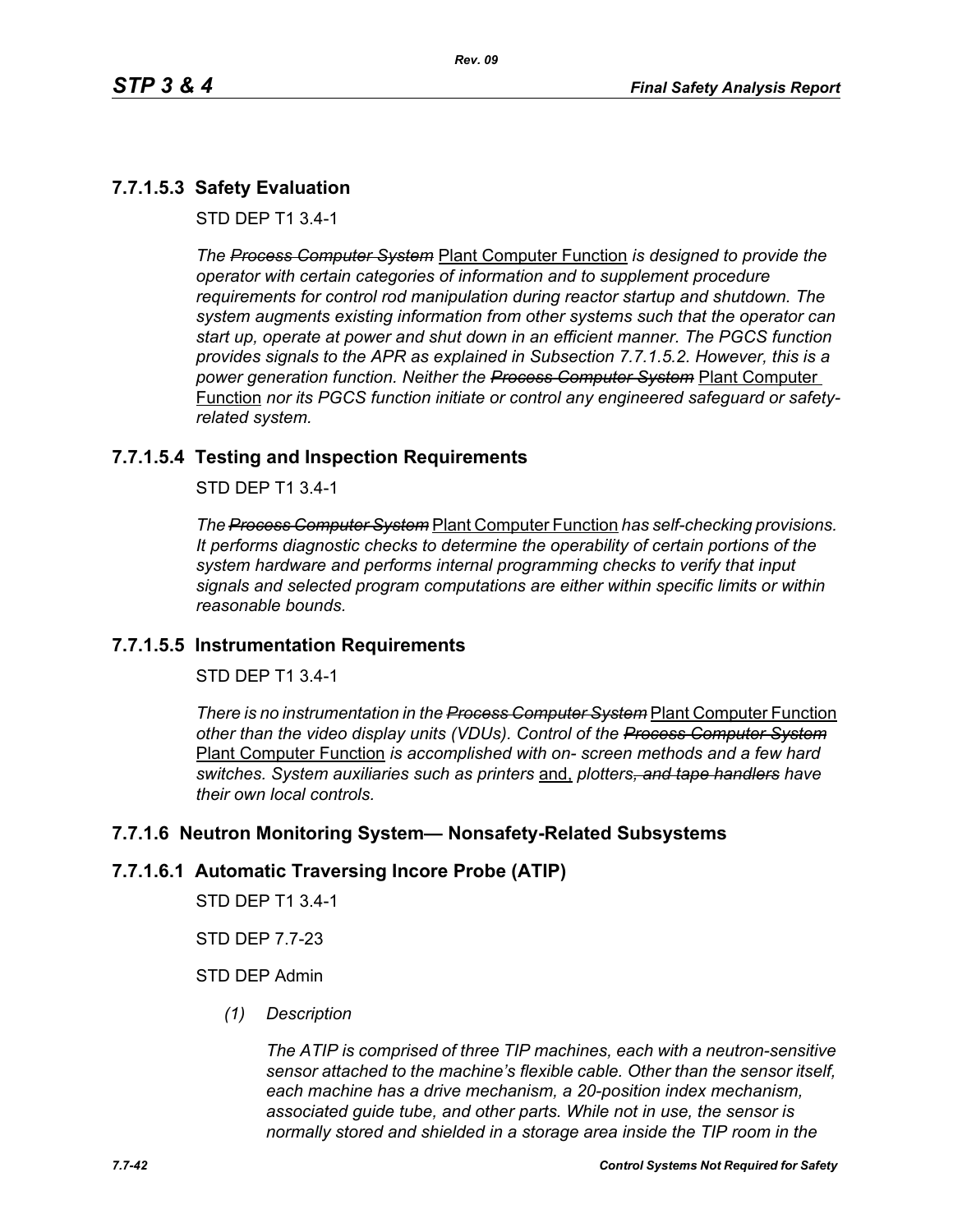### 7.7.1.5.3 Safety Evaluation

STD DEP T1 3.4-1

*The ~~Process Computer System~~* <u>Plant Computer Function</u> *is designed to provide the operator with certain categories of information and to supplement procedure requirements for control rod manipulation during reactor startup and shutdown. The system augments existing information from other systems such that the operator can start up, operate at power and shut down in an efficient manner. The PGCS function provides signals to the APR as explained in Subsection 7.7.1.5.2. However, this is a power generation function. Neither the ~~Process Computer System~~* <u>Plant Computer Function</u> *nor its PGCS function initiate or control any engineered safeguard or safety-related system.*

### 7.7.1.5.4 Testing and Inspection Requirements

STD DEP T1 3.4-1

*The ~~Process Computer System~~* <u>Plant Computer Function</u> *has self-checking provisions. It performs diagnostic checks to determine the operability of certain portions of the system hardware and performs internal programming checks to verify that input signals and selected program computations are either within specific limits or within reasonable bounds.*

### 7.7.1.5.5 Instrumentation Requirements

STD DEP T1 3.4-1

*There is no instrumentation in the ~~Process Computer System~~* <u>Plant Computer Function</u> *other than the video display units (VDUs). Control of the ~~Process Computer System~~* <u>Plant Computer Function</u> *is accomplished with on- screen methods and a few hard switches. System auxiliaries such as printers* <u>and,</u> *plotters~~, and tape handlers~~ have their own local controls.*

## 7.7.1.6 Neutron Monitoring System— Nonsafety-Related Subsystems

### 7.7.1.6.1 Automatic Traversing Incore Probe (ATIP)

STD DEP T1 3.4-1

STD DEP 7.7-23

STD DEP Admin

*(1) Description*

*The ATIP is comprised of three TIP machines, each with a neutron-sensitive sensor attached to the machine's flexible cable. Other than the sensor itself, each machine has a drive mechanism, a 20-position index mechanism, associated guide tube, and other parts. While not in use, the sensor is normally stored and shielded in a storage area inside the TIP room in the*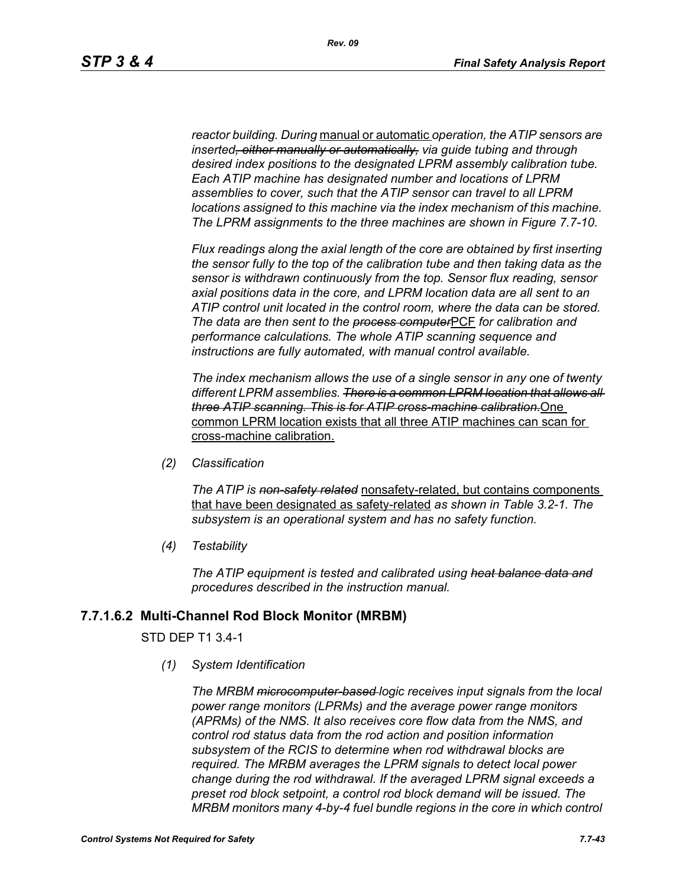*reactor building. During* manual or automatic *operation, the ATIP sensors are inserted~~, either manually or automatically,~~ via guide tubing and through desired index positions to the designated LPRM assembly calibration tube. Each ATIP machine has designated number and locations of LPRM assemblies to cover, such that the ATIP sensor can travel to all LPRM locations assigned to this machine via the index mechanism of this machine. The LPRM assignments to the three machines are shown in Figure 7.7-10.*

*Flux readings along the axial length of the core are obtained by first inserting the sensor fully to the top of the calibration tube and then taking data as the sensor is withdrawn continuously from the top. Sensor flux reading, sensor axial positions data in the core, and LPRM location data are all sent to an ATIP control unit located in the control room, where the data can be stored. The data are then sent to the ~~process computer~~*PCF *for calibration and performance calculations. The whole ATIP scanning sequence and instructions are fully automated, with manual control available.*

*The index mechanism allows the use of a single sensor in any one of twenty different LPRM assemblies. ~~There is a common LPRM location that allows all three ATIP scanning. This is for ATIP cross-machine calibration.~~*One common LPRM location exists that all three ATIP machines can scan for cross-machine calibration.

*(2) Classification*

*The ATIP is ~~non-safety related~~* nonsafety-related, but contains components that have been designated as safety-related *as shown in Table 3.2-1. The subsystem is an operational system and has no safety function.*

*(4) Testability*

*The ATIP equipment is tested and calibrated using ~~heat balance data and~~ procedures described in the instruction manual.*

### 7.7.1.6.2 Multi-Channel Rod Block Monitor (MRBM)

STD DEP T1 3.4-1

*(1) System Identification*

*The MRBM ~~microcomputer-based~~ logic receives input signals from the local power range monitors (LPRMs) and the average power range monitors (APRMs) of the NMS. It also receives core flow data from the NMS, and control rod status data from the rod action and position information subsystem of the RCIS to determine when rod withdrawal blocks are required. The MRBM averages the LPRM signals to detect local power change during the rod withdrawal. If the averaged LPRM signal exceeds a preset rod block setpoint, a control rod block demand will be issued. The MRBM monitors many 4-by-4 fuel bundle regions in the core in which control*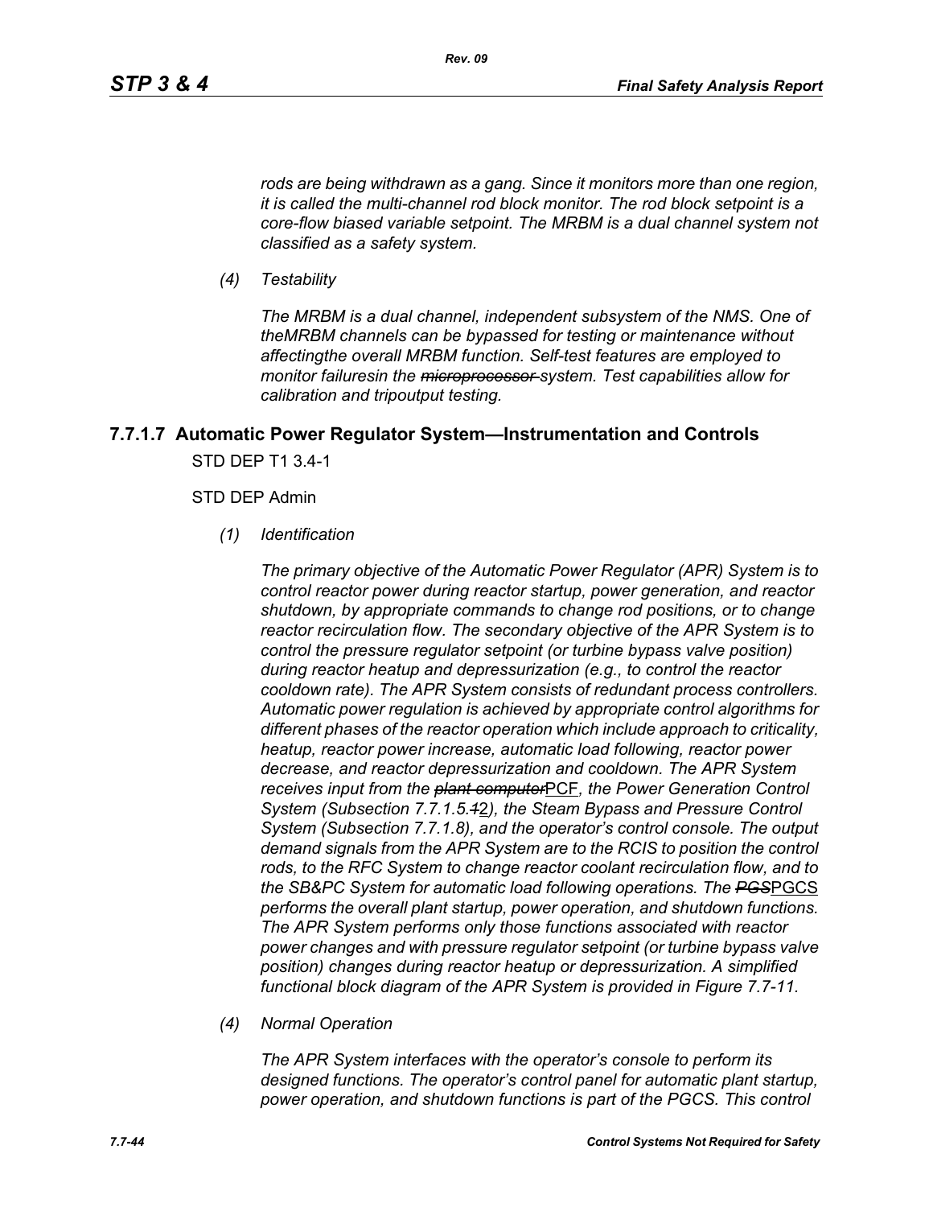*rods are being withdrawn as a gang. Since it monitors more than one region, it is called the multi-channel rod block monitor. The rod block setpoint is a core-flow biased variable setpoint. The MRBM is a dual channel system not classified as a safety system.*

*(4) Testability*

*The MRBM is a dual channel, independent subsystem of the NMS. One of theMRBM channels can be bypassed for testing or maintenance without affectingthe overall MRBM function. Self-test features are employed to monitor failuresin the ~~microprocessor~~ system. Test capabilities allow for calibration and tripoutput testing.*

### 7.7.1.7 Automatic Power Regulator System—Instrumentation and Controls

STD DEP T1 3.4-1

STD DEP Admin

*(1) Identification*

*The primary objective of the Automatic Power Regulator (APR) System is to control reactor power during reactor startup, power generation, and reactor shutdown, by appropriate commands to change rod positions, or to change reactor recirculation flow. The secondary objective of the APR System is to control the pressure regulator setpoint (or turbine bypass valve position) during reactor heatup and depressurization (e.g., to control the reactor cooldown rate). The APR System consists of redundant process controllers. Automatic power regulation is achieved by appropriate control algorithms for different phases of the reactor operation which include approach to criticality, heatup, reactor power increase, automatic load following, reactor power decrease, and reactor depressurization and cooldown. The APR System receives input from the ~~plant computer~~*PCF*, the Power Generation Control System (Subsection 7.7.1.5.~~1~~*2*), the Steam Bypass and Pressure Control System (Subsection 7.7.1.8), and the operator's control console. The output demand signals from the APR System are to the RCIS to position the control rods, to the RFC System to change reactor coolant recirculation flow, and to the SB&PC System for automatic load following operations. The ~~PGS~~*PGCS *performs the overall plant startup, power operation, and shutdown functions. The APR System performs only those functions associated with reactor power changes and with pressure regulator setpoint (or turbine bypass valve position) changes during reactor heatup or depressurization. A simplified functional block diagram of the APR System is provided in Figure 7.7-11.*

*(4) Normal Operation*

*The APR System interfaces with the operator's console to perform its designed functions. The operator's control panel for automatic plant startup, power operation, and shutdown functions is part of the PGCS. This control*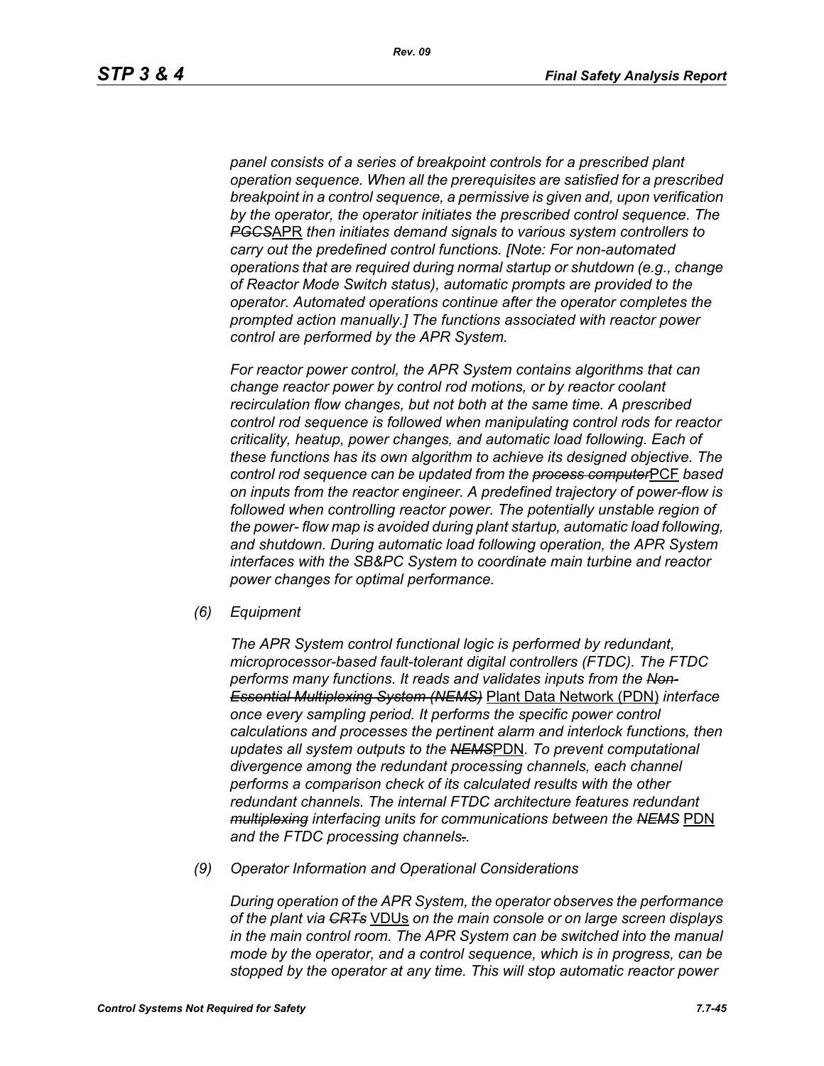*panel consists of a series of breakpoint controls for a prescribed plant operation sequence. When all the prerequisites are satisfied for a prescribed breakpoint in a control sequence, a permissive is given and, upon verification by the operator, the operator initiates the prescribed control sequence. The ~~PGCS~~APR then initiates demand signals to various system controllers to carry out the predefined control functions. [Note: For non-automated operations that are required during normal startup or shutdown (e.g., change of Reactor Mode Switch status), automatic prompts are provided to the operator. Automated operations continue after the operator completes the prompted action manually.] The functions associated with reactor power control are performed by the APR System.*

*For reactor power control, the APR System contains algorithms that can change reactor power by control rod motions, or by reactor coolant recirculation flow changes, but not both at the same time. A prescribed control rod sequence is followed when manipulating control rods for reactor criticality, heatup, power changes, and automatic load following. Each of these functions has its own algorithm to achieve its designed objective. The control rod sequence can be updated from the ~~process computer~~PCF based on inputs from the reactor engineer. A predefined trajectory of power-flow is followed when controlling reactor power. The potentially unstable region of the power- flow map is avoided during plant startup, automatic load following, and shutdown. During automatic load following operation, the APR System interfaces with the SB&PC System to coordinate main turbine and reactor power changes for optimal performance.*

*(6) Equipment*

*The APR System control functional logic is performed by redundant, microprocessor-based fault-tolerant digital controllers (FTDC). The FTDC performs many functions. It reads and validates inputs from the ~~Non-Essential Multiplexing System (NEMS)~~* Plant Data Network (PDN) *interface once every sampling period. It performs the specific power control calculations and processes the pertinent alarm and interlock functions, then updates all system outputs to the ~~NEMS~~*PDN*. To prevent computational divergence among the redundant processing channels, each channel performs a comparison check of its calculated results with the other redundant channels. The internal FTDC architecture features redundant ~~multiplexing~~ interfacing units for communications between the ~~NEMS~~* PDN *and the FTDC processing channels~~.~~.*

*(9) Operator Information and Operational Considerations*

*During operation of the APR System, the operator observes the performance of the plant via ~~CRTs~~* VDUs *on the main console or on large screen displays in the main control room. The APR System can be switched into the manual mode by the operator, and a control sequence, which is in progress, can be stopped by the operator at any time. This will stop automatic reactor power*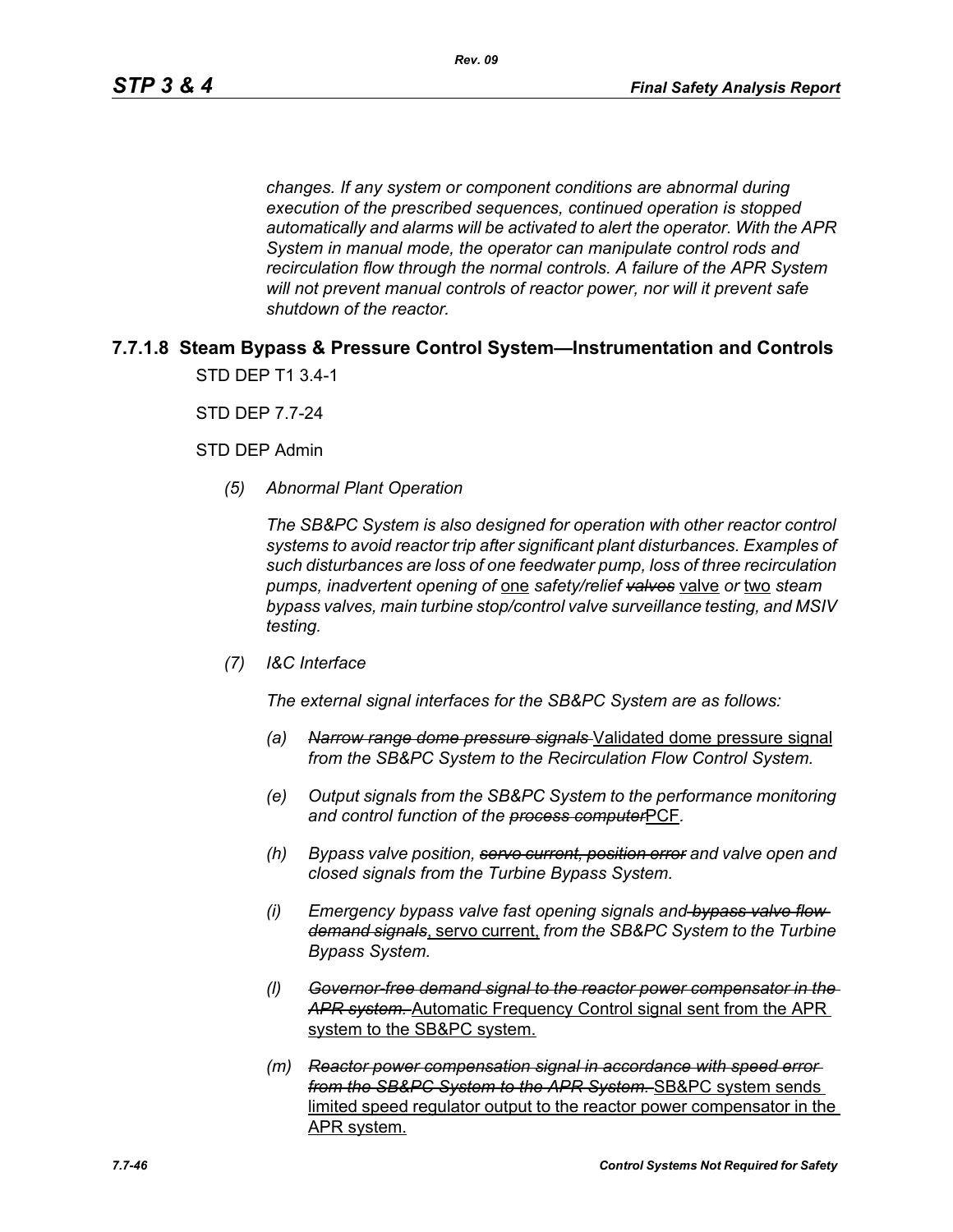*changes. If any system or component conditions are abnormal during execution of the prescribed sequences, continued operation is stopped automatically and alarms will be activated to alert the operator. With the APR System in manual mode, the operator can manipulate control rods and recirculation flow through the normal controls. A failure of the APR System will not prevent manual controls of reactor power, nor will it prevent safe shutdown of the reactor.*

### 7.7.1.8 Steam Bypass & Pressure Control System—Instrumentation and Controls

STD DEP T1 3.4-1

STD DEP 7.7-24

STD DEP Admin

*(5) Abnormal Plant Operation*

*The SB&PC System is also designed for operation with other reactor control systems to avoid reactor trip after significant plant disturbances. Examples of such disturbances are loss of one feedwater pump, loss of three recirculation pumps, inadvertent opening of* <u>one</u> *safety/relief* ~~*valves*~~ <u>valve</u> *or* <u>two</u> *steam bypass valves, main turbine stop/control valve surveillance testing, and MSIV testing.*

*(7) I&C Interface*

*The external signal interfaces for the SB&PC System are as follows:*

*(a)* ~~*Narrow range dome pressure signals*~~ <u>Validated dome pressure signal</u> *from the SB&PC System to the Recirculation Flow Control System.*

*(e) Output signals from the SB&PC System to the performance monitoring and control function of the* ~~*process computer*~~<u>PCF</u>*.*

*(h) Bypass valve position,* ~~*servo current, position error*~~ *and valve open and closed signals from the Turbine Bypass System.*

*(i) Emergency bypass valve fast opening signals and* ~~*bypass valve flow demand signals*~~<u>, servo current,</u> *from the SB&PC System to the Turbine Bypass System.*

*(l)* ~~*Governor-free demand signal to the reactor power compensator in the APR system.*~~ <u>Automatic Frequency Control signal sent from the APR system to the SB&PC system.</u>

*(m)* ~~*Reactor power compensation signal in accordance with speed error from the SB&PC System to the APR System.*~~ <u>SB&PC system sends limited speed regulator output to the reactor power compensator in the APR system.</u>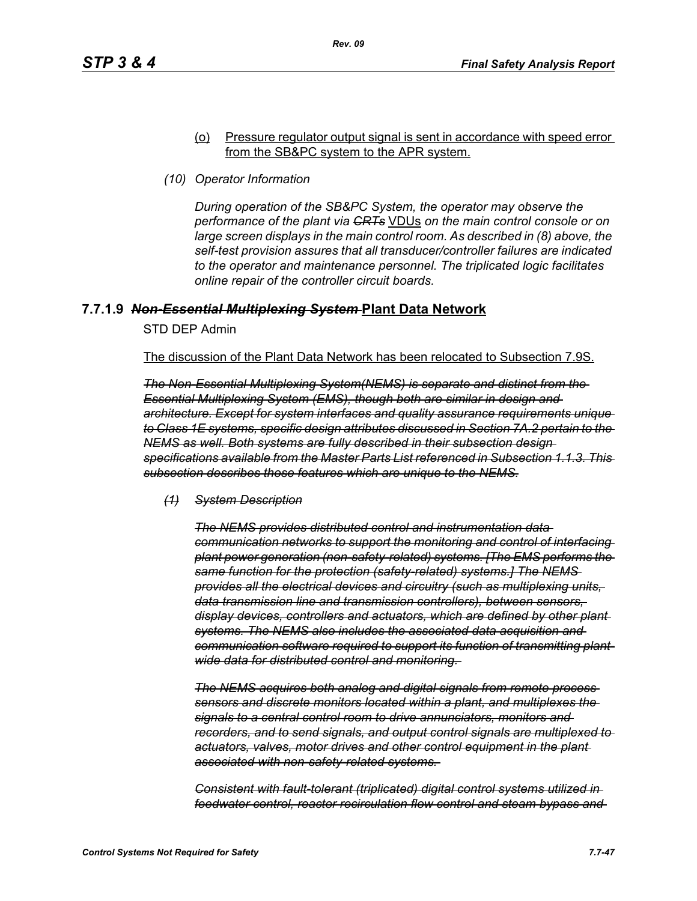(o) Pressure regulator output signal is sent in accordance with speed error from the SB&PC system to the APR system.

*(10) Operator Information*

*During operation of the SB&PC System, the operator may observe the performance of the plant via ~~CRTs~~* VDUs *on the main control console or on large screen displays in the main control room. As described in (8) above, the self-test provision assures that all transducer/controller failures are indicated to the operator and maintenance personnel. The triplicated logic facilitates online repair of the controller circuit boards.*

### 7.7.1.9 ~~*Non-Essential Multiplexing System*~~ Plant Data Network

STD DEP Admin

The discussion of the Plant Data Network has been relocated to Subsection 7.9S.

~~*The Non-Essential Multiplexing System(NEMS) is separate and distinct from the Essential Multiplexing System (EMS), though both are similar in design and architecture. Except for system interfaces and quality assurance requirements unique to Class 1E systems, specific design attributes discussed in Section 7A.2 pertain to the NEMS as well. Both systems are fully described in their subsection design specifications available from the Master Parts List referenced in Subsection 1.1.3. This subsection describes those features which are unique to the NEMS.*~~

~~*(1) System Description*~~

~~*The NEMS provides distributed control and instrumentation data communication networks to support the monitoring and control of interfacing plant power generation (non-safety-related) systems. [The EMS performs the same function for the protection (safety-related) systems.] The NEMS provides all the electrical devices and circuitry (such as multiplexing units, data transmission line and transmission controllers), between sensors, display devices, controllers and actuators, which are defined by other plant systems. The NEMS also includes the associated data acquisition and communication software required to support its function of transmitting plant wide data for distributed control and monitoring.*~~

~~*The NEMS acquires both analog and digital signals from remote process sensors and discrete monitors located within a plant, and multiplexes the signals to a central control room to drive annunciators, monitors and recorders, and to send signals, and output control signals are multiplexed to actuators, valves, motor drives and other control equipment in the plant associated with non-safety-related systems.*~~

~~*Consistent with fault-tolerant (triplicated) digital control systems utilized in feedwater control, reactor recirculation flow control and steam bypass and*~~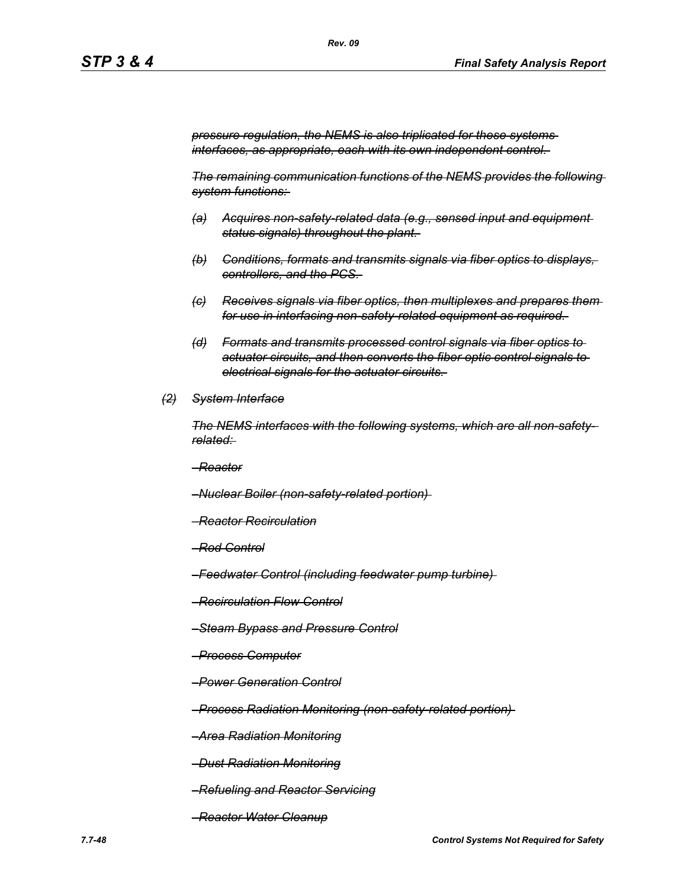~~*pressure regulation, the NEMS is also triplicated for these systems interfaces, as appropriate, each with its own independent control.*~~

~~*The remaining communication functions of the NEMS provides the following system functions:*~~

~~*(a) Acquires non-safety-related data (e.g., sensed input and equipment status signals) throughout the plant.*~~

~~*(b) Conditions, formats and transmits signals via fiber optics to displays, controllers, and the PCS.*~~

~~*(c) Receives signals via fiber optics, then multiplexes and prepares them for use in interfacing non-safety-related equipment as required.*~~

~~*(d) Formats and transmits processed control signals via fiber optics to actuator circuits, and then converts the fiber optic control signals to electrical signals for the actuator circuits.*~~

~~*(2) System Interface*~~

~~*The NEMS interfaces with the following systems, which are all non-safety-related:*~~

~~*–Reactor*~~

~~*–Nuclear Boiler (non-safety-related portion)*~~

~~*–Reactor Recirculation*~~

~~*–Rod Control*~~

~~*–Feedwater Control (including feedwater pump turbine)*~~

~~*–Recirculation Flow Control*~~

~~*–Steam Bypass and Pressure Control*~~

~~*–Process Computer*~~

~~*–Power Generation Control*~~

~~*–Process Radiation Monitoring (non-safety-related portion)*~~

~~*–Area Radiation Monitoring*~~

~~*–Dust Radiation Monitoring*~~

~~*–Refueling and Reactor Servicing*~~

~~*–Reactor Water Cleanup*~~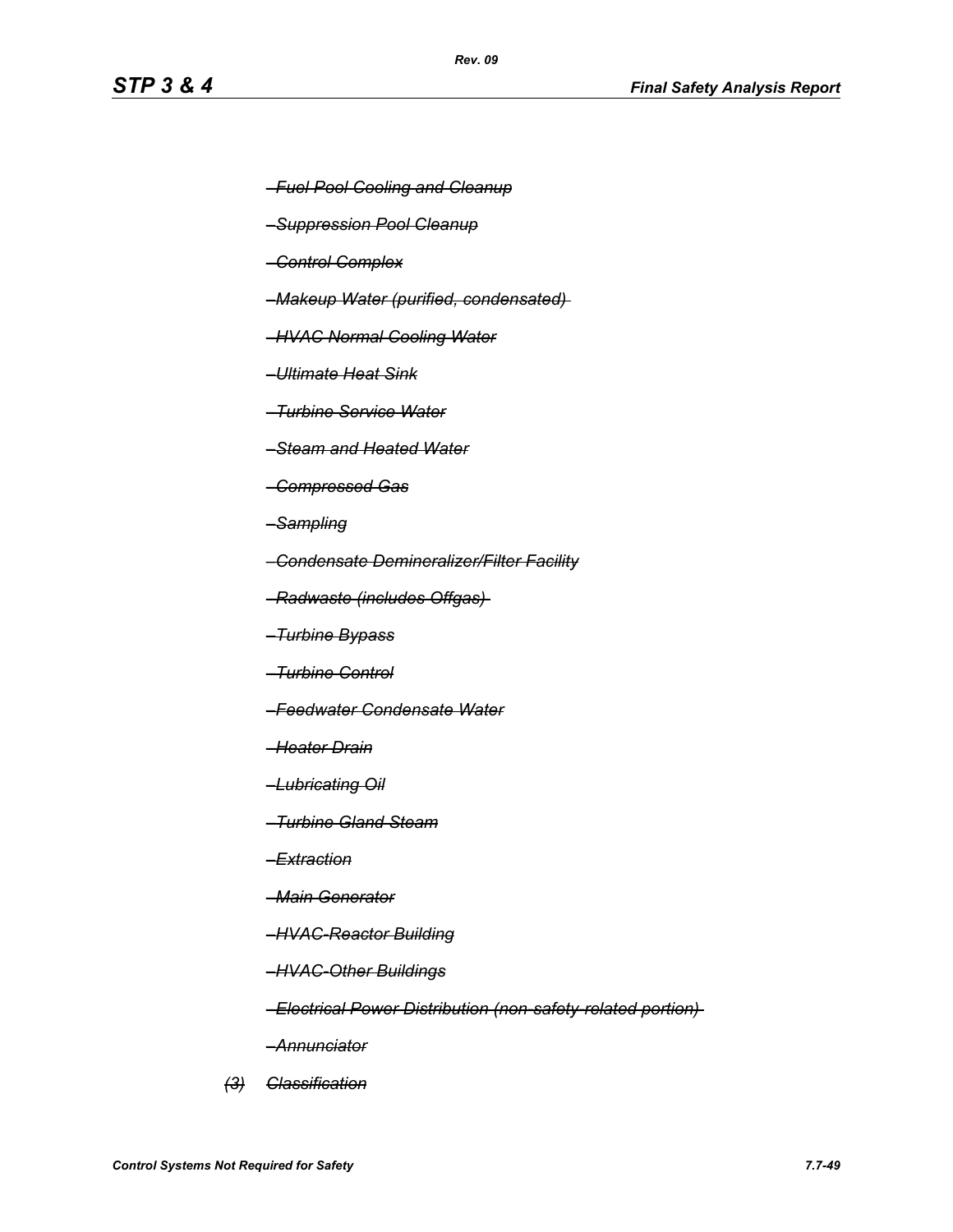~~*–Fuel Pool Cooling and Cleanup*~~

~~*–Suppression Pool Cleanup*~~

~~*–Control Complex*~~

~~*–Makeup Water (purified, condensated)*~~

~~*–HVAC Normal Cooling Water*~~

~~*–Ultimate Heat Sink*~~

~~*–Turbine Service Water*~~

~~*–Steam and Heated Water*~~

~~*–Compressed Gas*~~

~~*–Sampling*~~

~~*–Condensate Demineralizer/Filter Facility*~~

~~*–Radwaste (includes Offgas)*~~

~~*–Turbine Bypass*~~

~~*–Turbine Control*~~

~~*–Feedwater Condensate Water*~~

~~*–Heater Drain*~~

~~*–Lubricating Oil*~~

~~*–Turbine Gland Steam*~~

~~*–Extraction*~~

~~*–Main Generator*~~

~~*–HVAC-Reactor Building*~~

~~*–HVAC-Other Buildings*~~

~~*–Electrical Power Distribution (non-safety-related portion)*~~

~~*–Annunciator*~~

~~*(3) Classification*~~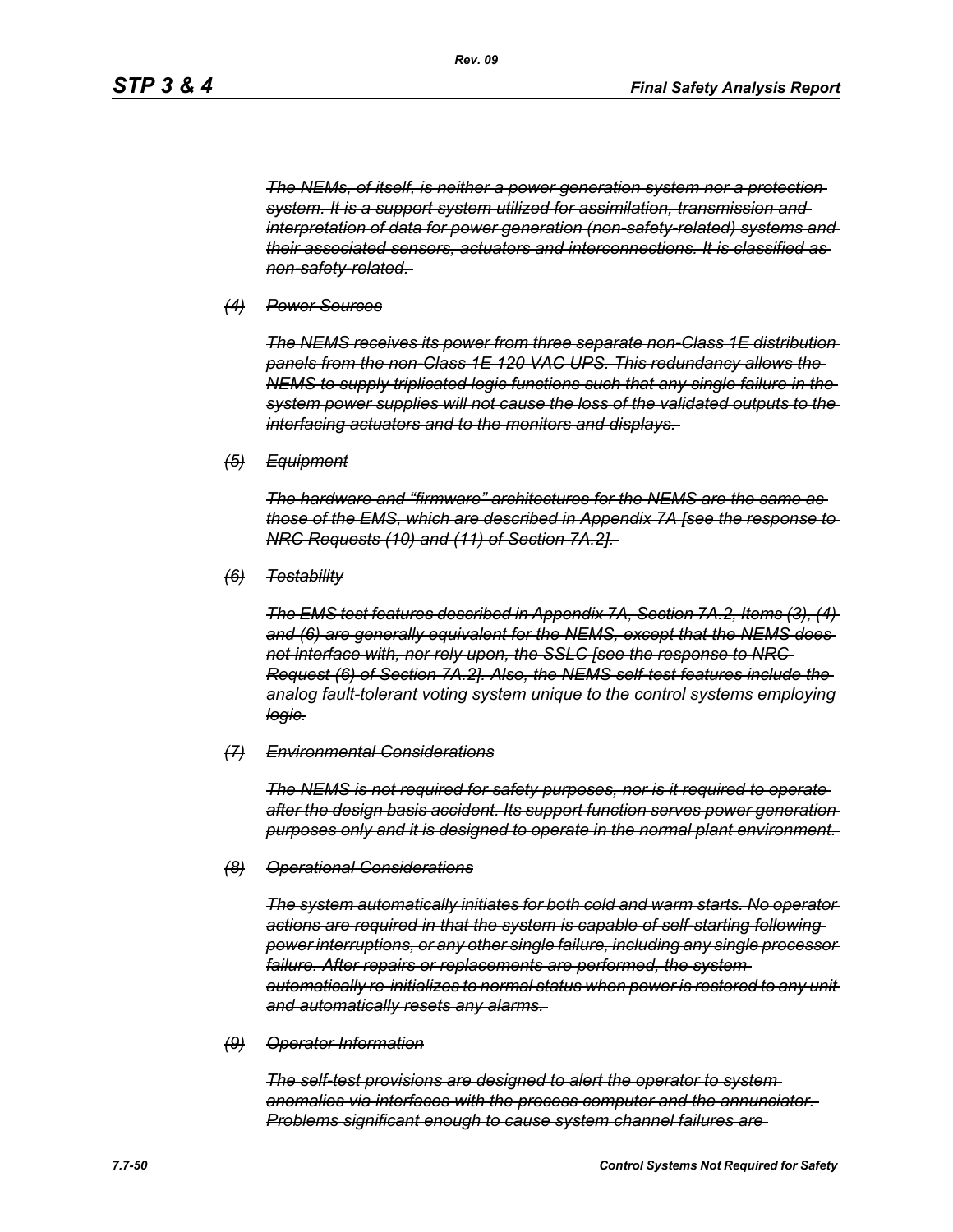*The NEMs, of itself, is neither a power generation system nor a protection system. It is a support system utilized for assimilation, transmission and interpretation of data for power generation (non-safety-related) systems and their associated sensors, actuators and interconnections. It is classified as non-safety-related.*

*(4) Power Sources*

*The NEMS receives its power from three separate non-Class 1E distribution panels from the non-Class 1E 120 VAC UPS. This redundancy allows the NEMS to supply triplicated logic functions such that any single failure in the system power supplies will not cause the loss of the validated outputs to the interfacing actuators and to the monitors and displays.*

*(5) Equipment*

*The hardware and "firmware" architectures for the NEMS are the same as those of the EMS, which are described in Appendix 7A [see the response to NRC Requests (10) and (11) of Section 7A.2].*

*(6) Testability*

*The EMS test features described in Appendix 7A, Section 7A.2, Items (3), (4) and (6) are generally equivalent for the NEMS, except that the NEMS does not interface with, nor rely upon, the SSLC [see the response to NRC Request (6) of Section 7A.2]. Also, the NEMS self-test features include the analog fault-tolerant voting system unique to the control systems employing logic.*

*(7) Environmental Considerations*

*The NEMS is not required for safety purposes, nor is it required to operate after the design basis accident. Its support function serves power generation purposes only and it is designed to operate in the normal plant environment.*

*(8) Operational Considerations*

*The system automatically initiates for both cold and warm starts. No operator actions are required in that the system is capable of self-starting following power interruptions, or any other single failure, including any single processor failure. After repairs or replacements are performed, the system automatically re-initializes to normal status when power is restored to any unit and automatically resets any alarms.*

*(9) Operator Information*

*The self-test provisions are designed to alert the operator to system anomalies via interfaces with the process computer and the annunciator. Problems significant enough to cause system channel failures are*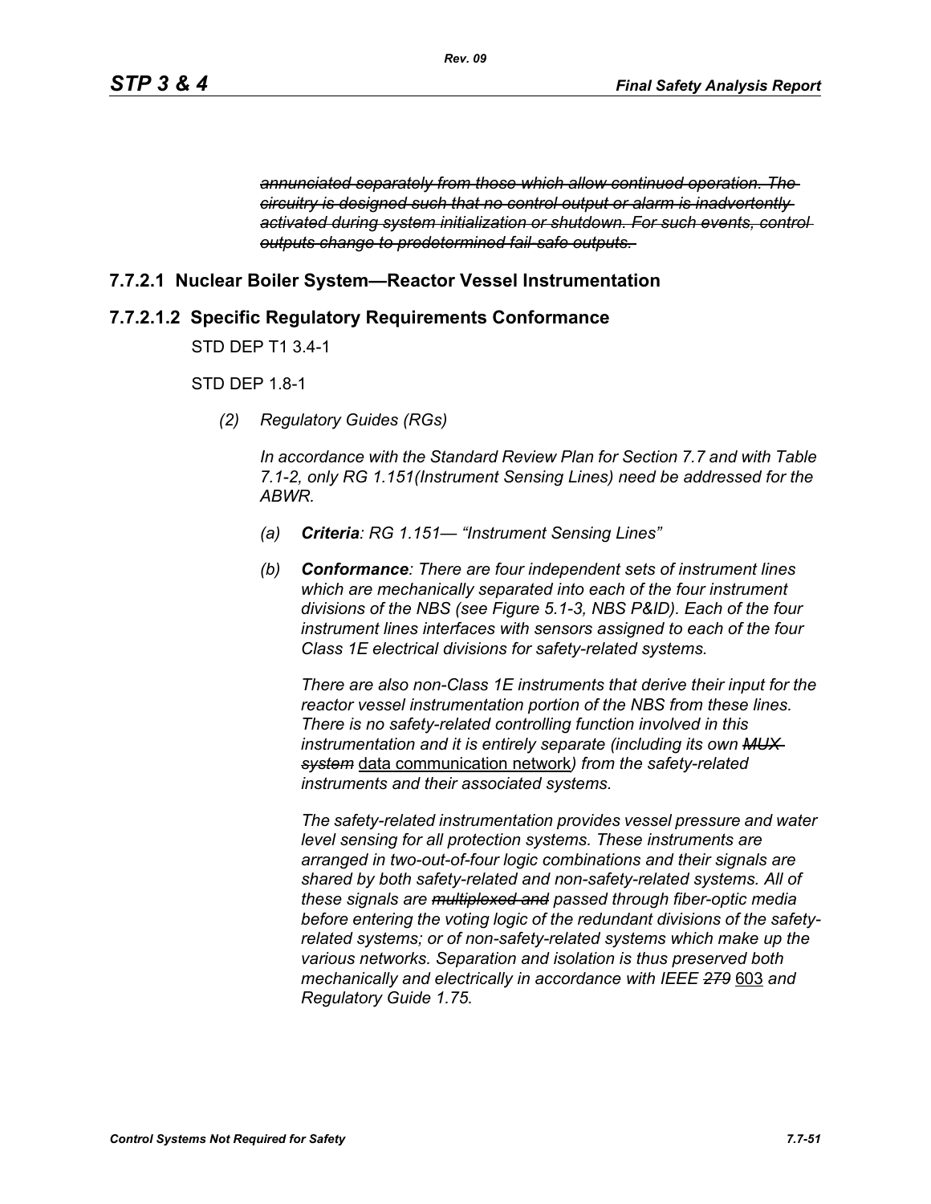~~*annunciated separately from those which allow continued operation. The circuitry is designed such that no control output or alarm is inadvertently activated during system initialization or shutdown. For such events, control outputs change to predetermined fail-safe outputs.*~~

### 7.7.2.1 Nuclear Boiler System—Reactor Vessel Instrumentation

### 7.7.2.1.2 Specific Regulatory Requirements Conformance

STD DEP T1 3.4-1

STD DEP 1.8-1

*(2) Regulatory Guides (RGs)*

*In accordance with the Standard Review Plan for Section 7.7 and with Table 7.1-2, only RG 1.151(Instrument Sensing Lines) need be addressed for the ABWR.*

*(a) **Criteria**: RG 1.151— "Instrument Sensing Lines"*

*(b) **Conformance**: There are four independent sets of instrument lines which are mechanically separated into each of the four instrument divisions of the NBS (see Figure 5.1-3, NBS P&ID). Each of the four instrument lines interfaces with sensors assigned to each of the four Class 1E electrical divisions for safety-related systems.*

*There are also non-Class 1E instruments that derive their input for the reactor vessel instrumentation portion of the NBS from these lines. There is no safety-related controlling function involved in this instrumentation and it is entirely separate (including its own ~~MUX system~~* data communication network*) from the safety-related instruments and their associated systems.*

*The safety-related instrumentation provides vessel pressure and water level sensing for all protection systems. These instruments are arranged in two-out-of-four logic combinations and their signals are shared by both safety-related and non-safety-related systems. All of these signals are ~~multiplexed and~~ passed through fiber-optic media before entering the voting logic of the redundant divisions of the safety-related systems; or of non-safety-related systems which make up the various networks. Separation and isolation is thus preserved both mechanically and electrically in accordance with IEEE ~~279~~* 603 *and Regulatory Guide 1.75.*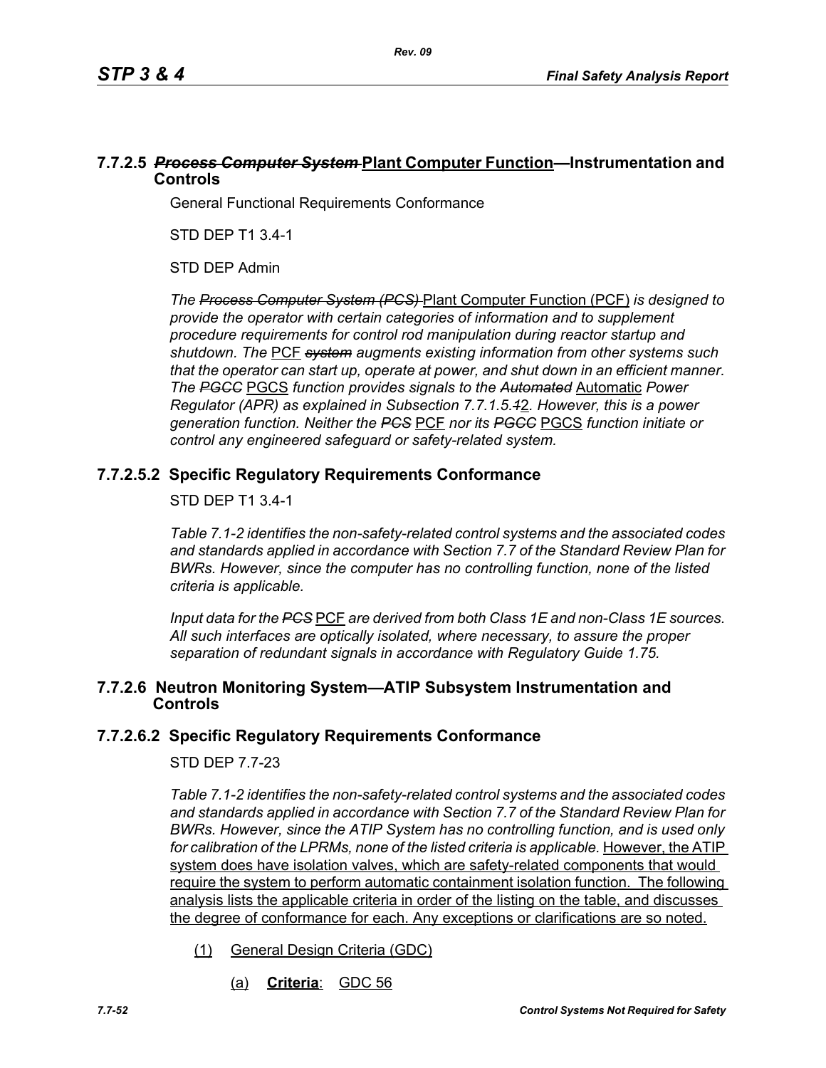## 7.7.2.5 ~~*Process Computer System*~~ Plant Computer Function—Instrumentation and Controls

General Functional Requirements Conformance

STD DEP T1 3.4-1

STD DEP Admin

*The ~~Process Computer System (PCS)~~* Plant Computer Function (PCF) *is designed to provide the operator with certain categories of information and to supplement procedure requirements for control rod manipulation during reactor startup and shutdown. The* PCF *~~system~~ augments existing information from other systems such that the operator can start up, operate at power, and shut down in an efficient manner. The ~~PGCC~~* PGCS *function provides signals to the ~~Automated~~* Automatic *Power Regulator (APR) as explained in Subsection 7.7.1.5.~~1~~*2*. However, this is a power generation function. Neither the ~~PCS~~* PCF *nor its ~~PGCC~~* PGCS *function initiate or control any engineered safeguard or safety-related system.*

### 7.7.2.5.2 Specific Regulatory Requirements Conformance

STD DEP T1 3.4-1

*Table 7.1-2 identifies the non-safety-related control systems and the associated codes and standards applied in accordance with Section 7.7 of the Standard Review Plan for BWRs. However, since the computer has no controlling function, none of the listed criteria is applicable.*

*Input data for the ~~PCS~~* PCF *are derived from both Class 1E and non-Class 1E sources. All such interfaces are optically isolated, where necessary, to assure the proper separation of redundant signals in accordance with Regulatory Guide 1.75.*

## 7.7.2.6 Neutron Monitoring System—ATIP Subsystem Instrumentation and Controls

### 7.7.2.6.2 Specific Regulatory Requirements Conformance

STD DEP 7.7-23

*Table 7.1-2 identifies the non-safety-related control systems and the associated codes and standards applied in accordance with Section 7.7 of the Standard Review Plan for BWRs. However, since the ATIP System has no controlling function, and is used only for calibration of the LPRMs, none of the listed criteria is applicable.* However, the ATIP system does have isolation valves, which are safety-related components that would require the system to perform automatic containment isolation function. The following analysis lists the applicable criteria in order of the listing on the table, and discusses the degree of conformance for each. Any exceptions or clarifications are so noted.

(1) General Design Criteria (GDC)

(a) **Criteria**: GDC 56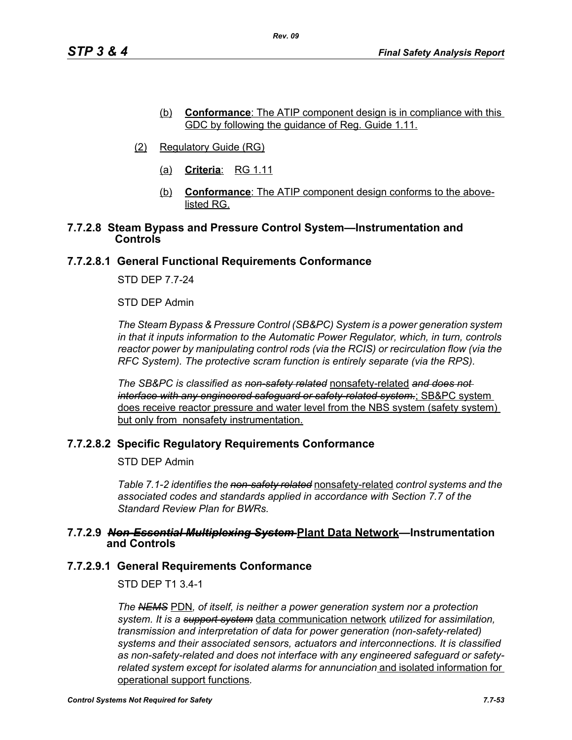(b) **Conformance**: The ATIP component design is in compliance with this GDC by following the guidance of Reg. Guide 1.11.

(2) Regulatory Guide (RG)

(a) **Criteria**: RG 1.11

(b) **Conformance**: The ATIP component design conforms to the above-listed RG.

### 7.7.2.8 Steam Bypass and Pressure Control System—Instrumentation and Controls

### 7.7.2.8.1 General Functional Requirements Conformance

STD DEP 7.7-24

STD DEP Admin

*The Steam Bypass & Pressure Control (SB&PC) System is a power generation system in that it inputs information to the Automatic Power Regulator, which, in turn, controls reactor power by manipulating control rods (via the RCIS) or recirculation flow (via the RFC System). The protective scram function is entirely separate (via the RPS).*

*The SB&PC is classified as ~~non-safety related~~* nonsafety-related *~~and does not interface with any engineered safeguard or safety-related system.~~*; SB&PC system does receive reactor pressure and water level from the NBS system (safety system) but only from nonsafety instrumentation.

### 7.7.2.8.2 Specific Regulatory Requirements Conformance

STD DEP Admin

*Table 7.1-2 identifies the ~~non-safety related~~* nonsafety-related *control systems and the associated codes and standards applied in accordance with Section 7.7 of the Standard Review Plan for BWRs.*

### 7.7.2.9 ~~*Non-Essential Multiplexing System*~~ Plant Data Network—Instrumentation and Controls

### 7.7.2.9.1 General Requirements Conformance

STD DEP T1 3.4-1

*The ~~NEMS~~* PDN*, of itself, is neither a power generation system nor a protection system. It is a ~~support system~~* data communication network *utilized for assimilation, transmission and interpretation of data for power generation (non-safety-related) systems and their associated sensors, actuators and interconnections. It is classified as non-safety-related and does not interface with any engineered safeguard or safety-related system except for isolated alarms for annunciation* and isolated information for operational support functions*.*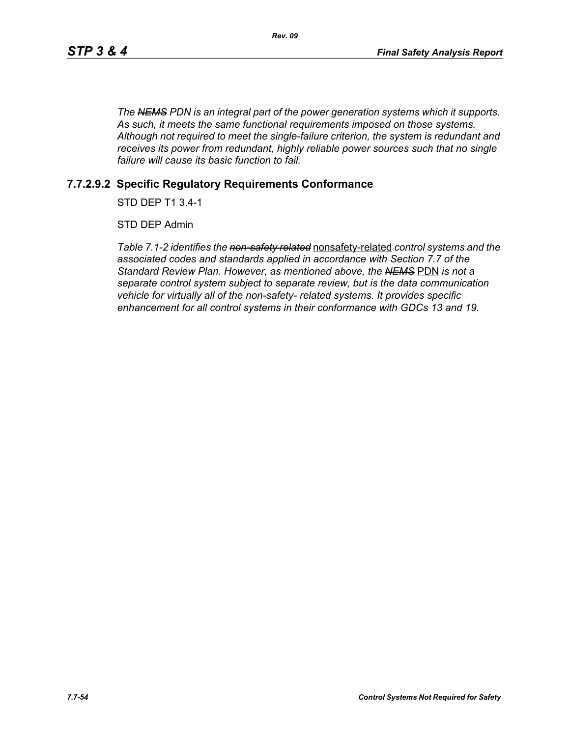*The ~~NEMS~~ PDN is an integral part of the power generation systems which it supports. As such, it meets the same functional requirements imposed on those systems. Although not required to meet the single-failure criterion, the system is redundant and receives its power from redundant, highly reliable power sources such that no single failure will cause its basic function to fail.*

### 7.7.2.9.2 Specific Regulatory Requirements Conformance

STD DEP T1 3.4-1

STD DEP Admin

*Table 7.1-2 identifies the ~~non-safety related~~* <u>nonsafety-related</u> *control systems and the associated codes and standards applied in accordance with Section 7.7 of the Standard Review Plan. However, as mentioned above, the ~~NEMS~~* <u>PDN</u> *is not a separate control system subject to separate review, but is the data communication vehicle for virtually all of the non-safety- related systems. It provides specific enhancement for all control systems in their conformance with GDCs 13 and 19.*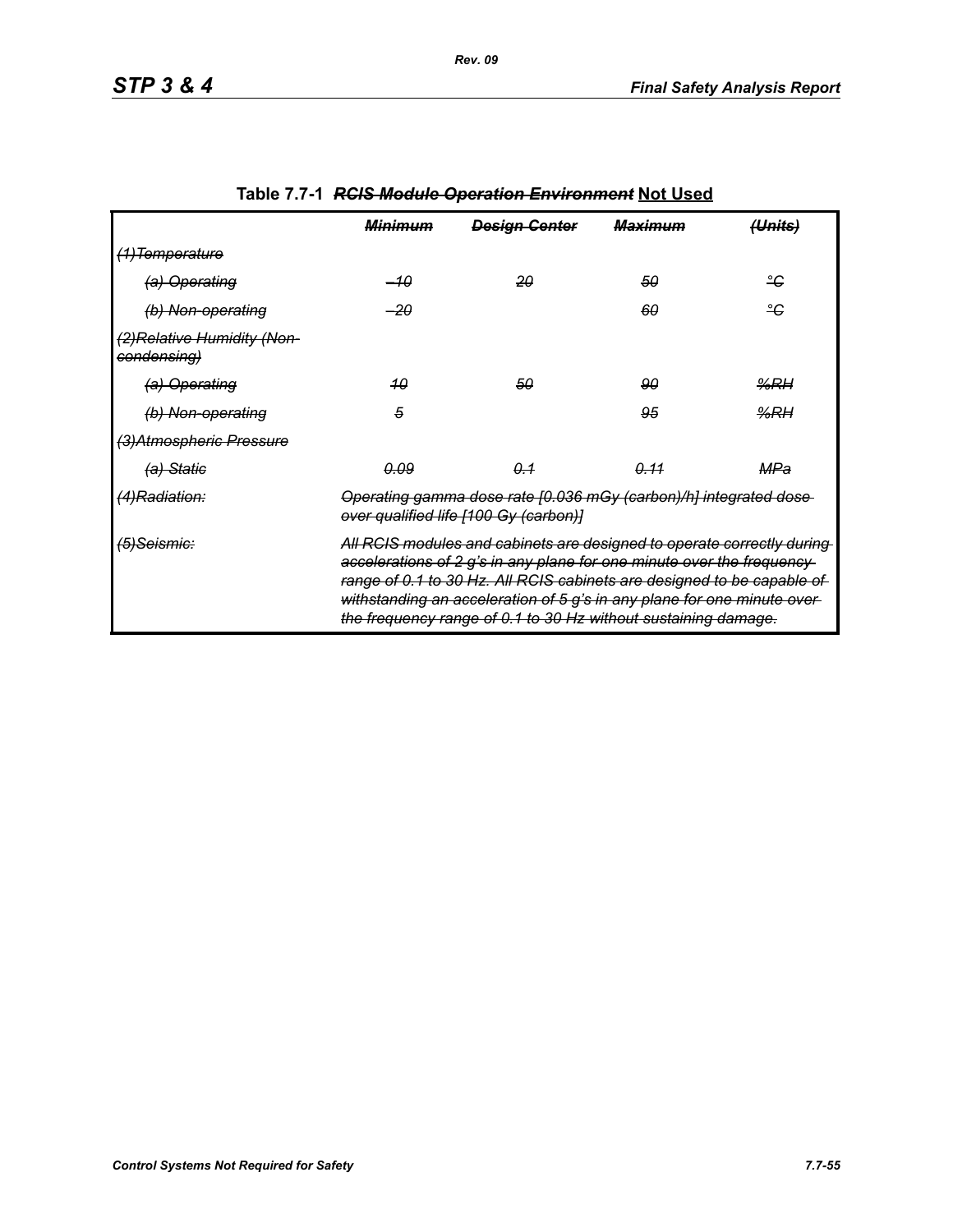**Table 7.7-1 ~~*RCIS Module Operation Environment*~~ Not Used**

| | ~~*Minimum*~~ | ~~*Design Center*~~ | ~~*Maximum*~~ | ~~*(Units)*~~ |
|---|---|---|---|---|
| ~~*(1)Temperature*~~ | | | | |
| ~~*(a) Operating*~~ | ~~*–10*~~ | ~~*20*~~ | ~~*50*~~ | ~~*°C*~~ |
| ~~*(b) Non-operating*~~ | ~~*–20*~~ | | ~~*60*~~ | ~~*°C*~~ |
| ~~*(2)Relative Humidity (Non-condensing)*~~ | | | | |
| ~~*(a) Operating*~~ | ~~*10*~~ | ~~*50*~~ | ~~*90*~~ | ~~*%RH*~~ |
| ~~*(b) Non-operating*~~ | ~~*5*~~ | | ~~*95*~~ | ~~*%RH*~~ |
| ~~*(3)Atmospheric Pressure*~~ | | | | |
| ~~*(a) Static*~~ | ~~*0.09*~~ | ~~*0.1*~~ | ~~*0.11*~~ | ~~*MPa*~~ |
| ~~*(4)Radiation:*~~ | ~~*Operating gamma dose rate [0.036 mGy (carbon)/h] integrated dose over qualified life [100 Gy (carbon)]*~~ | | | |
| ~~*(5)Seismic:*~~ | ~~*All RCIS modules and cabinets are designed to operate correctly during accelerations of 2 g's in any plane for one minute over the frequency range of 0.1 to 30 Hz. All RCIS cabinets are designed to be capable of withstanding an acceleration of 5 g's in any plane for one minute over the frequency range of 0.1 to 30 Hz without sustaining damage.*~~ | | | |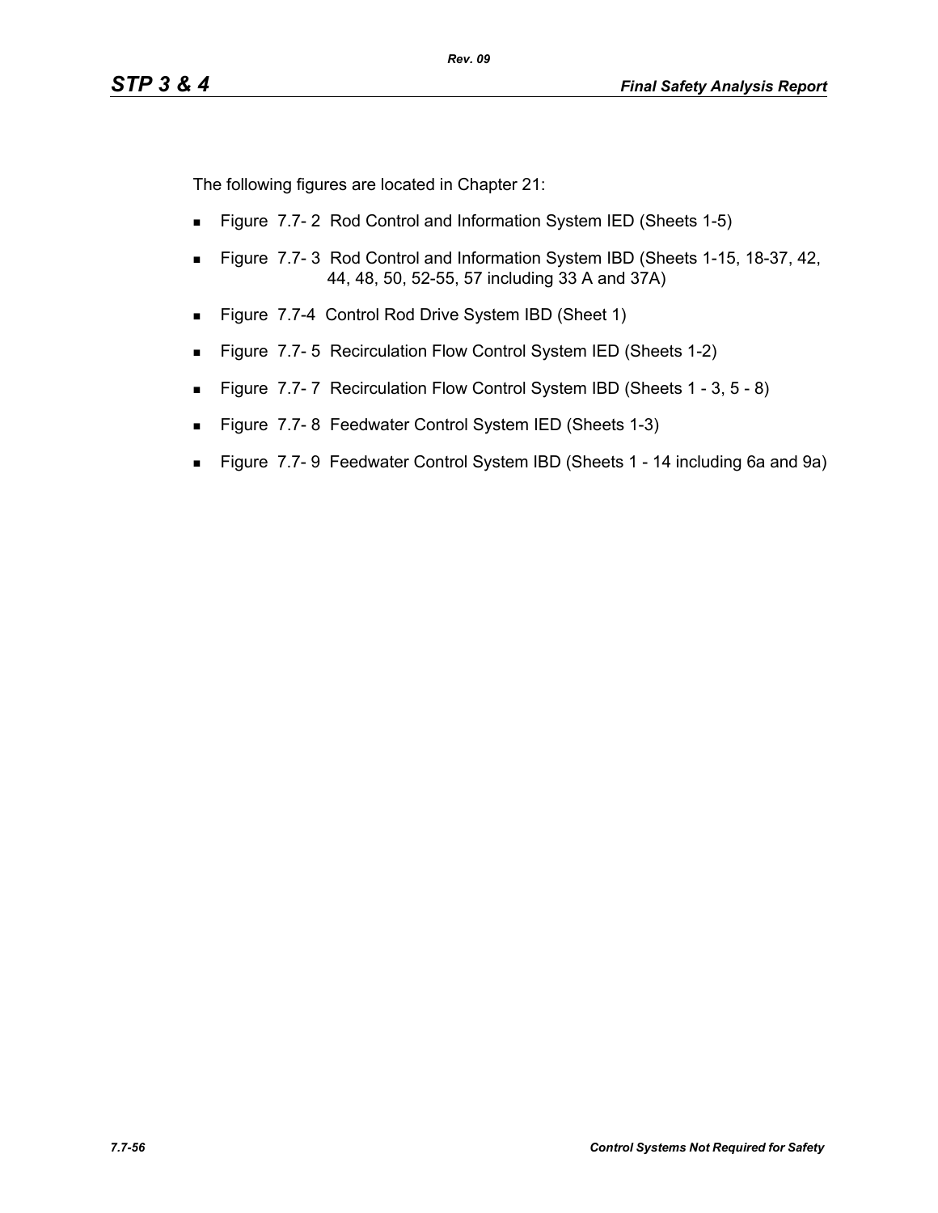The following figures are located in Chapter 21:

- Figure 7.7- 2 Rod Control and Information System IED (Sheets 1-5)
- Figure 7.7- 3 Rod Control and Information System IBD (Sheets 1-15, 18-37, 42, 44, 48, 50, 52-55, 57 including 33 A and 37A)
- Figure 7.7-4 Control Rod Drive System IBD (Sheet 1)
- Figure 7.7- 5 Recirculation Flow Control System IED (Sheets 1-2)
- Figure 7.7- 7 Recirculation Flow Control System IBD (Sheets 1 - 3, 5 - 8)
- Figure 7.7- 8 Feedwater Control System IED (Sheets 1-3)
- Figure 7.7- 9 Feedwater Control System IBD (Sheets 1 - 14 including 6a and 9a)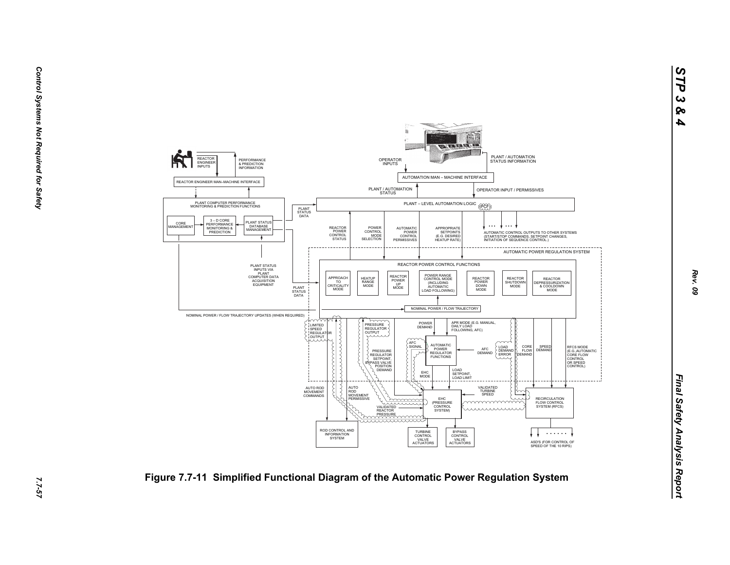REACTOR ENGINEER INPUTS

PERFORMANCE & PREDICTION INFORMATION

REACTOR ENGINEER MAN–MACHINE INTERFACE

PLANT COMPUTER PERFORMANCE MONITORING & PREDICTION FUNCTIONS

CORE MANAGEMENT

3 – D CORE PERFORMANCE MONITORING & PREDICTION

PLANT STATUS DATABASE MANAGEMENT

PLANT STATUS INPUTS VIA PLANT COMPUTER DATA ACQUISITION EQUIPMENT

NOMINAL POWER / FLOW TRAJECTORY UPDATES (WHEN REQUIRED)

OPERATOR INPUTS

PLANT / AUTOMATION STATUS INFORMATION

AUTOMATION MAN – MACHINE INTERFACE

PLANT / AUTOMATION STATUS

OPERATOR INPUT / PERMISSIVES

PLANT STATUS DATA

PLANT – LEVEL AUTOMATION LOGIC (PCF)

REACTOR POWER CONTROL STATUS

POWER CONTROL MODE SELECTION

AUTOMATIC POWER CONTROL PERMISSIVES

APPROPRIATE SETPOINTS (E.G. DESIRED HEATUP RATE)

AUTOMATIC CONTROL OUTPUTS TO OTHER SYSTEMS (START/STOP COMMANDS, SETPOINT CHANGES, INITIATION OF SEQUENCE CONTROL.)

AUTOMATIC POWER REGULATION SYSTEM

REACTOR POWER CONTROL FUNCTIONS

PLANT STATUS DATA

APPROACH TO CRITICALITY MODE

HEATUP RANGE MODE

REACTOR POWER UP MODE

POWER RANGE CONTROL MODE (INCLUDING AUTOMATIC LOAD FOLLOWING)

REACTOR POWER DOWN MODE

REACTOR SHUTDOWN MODE

REACTOR DEPRESSURIZATION & COOLDOWN MODE

NOMINAL POWER / FLOW TRAJECTORY

LIMITED SPEED REGULATOR OUTPUT

PRESSURE REGULATOR OUTPUT

POWER DEMAND

APR MODE (E.G. MANUAL, DAILY LOAD FOLLOWING, AFC)

AFC SIGNAL

AUTOMATIC POWER REGULATOR FUNCTIONS

AFC DEMAND

LOAD DEMAND ERROR

CORE FLOW DEMAND

SPEED DEMAND

RFCS MODE (E.G.,AUTOMATIC CORE FLOW CONTROL OR SPEED CONTROL)

PRESSURE REGULATOR SETPOINT, BYPASS VALVE POSITION DEMAND

EHC MODE

LOAD SETPOINT, LOAD LIMIT

AUTO ROD MOVEMENT COMMANDS

AUTO ROD MOVEMENT PERMISSIVE

VALIDATED TURBINE SPEED

EHC (PRESSURE CONTROL SYSTEM)

VALIDATED REACTOR PRESSURE

RECIRCULATION FLOW CONTROL SYSTEM (RFCS)

ROD CONTROL AND INFORMATION SYSTEM

TURBINE CONTROL VALVE ACTUATORS

BYPASS CONTROL VALVE ACTUATORS

ASD'S (FOR CONTROL OF SPEED OF THE 10 RIPS)

**Figure 7.7-11 Simplified Functional Diagram of the Automatic Power Regulation System**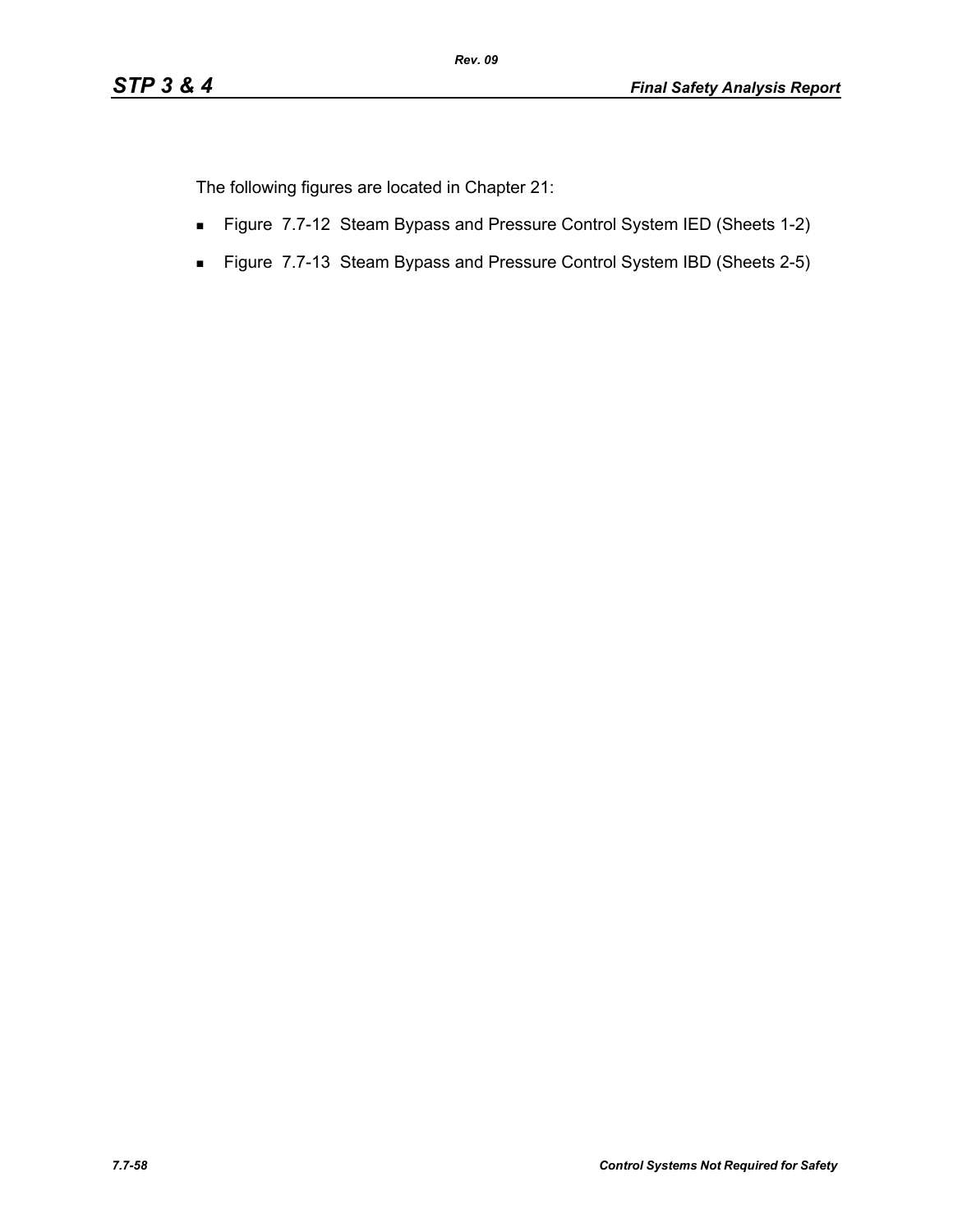The following figures are located in Chapter 21:

- Figure 7.7-12 Steam Bypass and Pressure Control System IED (Sheets 1-2)
- Figure 7.7-13 Steam Bypass and Pressure Control System IBD (Sheets 2-5)